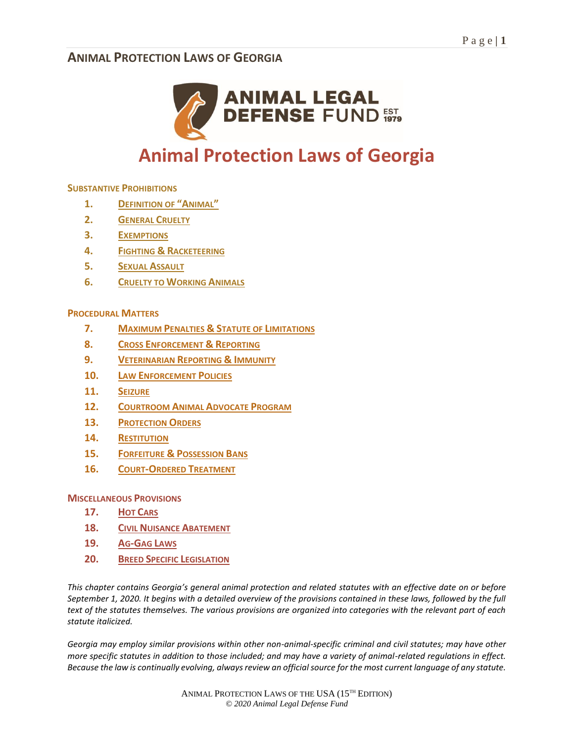# Animal Protection Laws of Georgia

**Substantive Prohibitions**

1. Definition of "Animal"
2. General Cruelty
3. Exemptions
4. Fighting & Racketeering
5. Sexual Assault
6. Cruelty to Working Animals

**Procedural Matters**

7. Maximum Penalties & Statute of Limitations
8. Cross Enforcement & Reporting
9. Veterinarian Reporting & Immunity
10. Law Enforcement Policies
11. Seizure
12. Courtroom Animal Advocate Program
13. Protection Orders
14. Restitution
15. Forfeiture & Possession Bans
16. Court-Ordered Treatment

**Miscellaneous Provisions**

17. Hot Cars
18. Civil Nuisance Abatement
19. Ag-Gag Laws
20. Breed Specific Legislation

*This chapter contains Georgia's general animal protection and related statutes with an effective date on or before September 1, 2020. It begins with a detailed overview of the provisions contained in these laws, followed by the full text of the statutes themselves. The various provisions are organized into categories with the relevant part of each statute italicized.*

*Georgia may employ similar provisions within other non-animal-specific criminal and civil statutes; may have other more specific statutes in addition to those included; and may have a variety of animal-related regulations in effect. Because the law is continually evolving, always review an official source for the most current language of any statute.*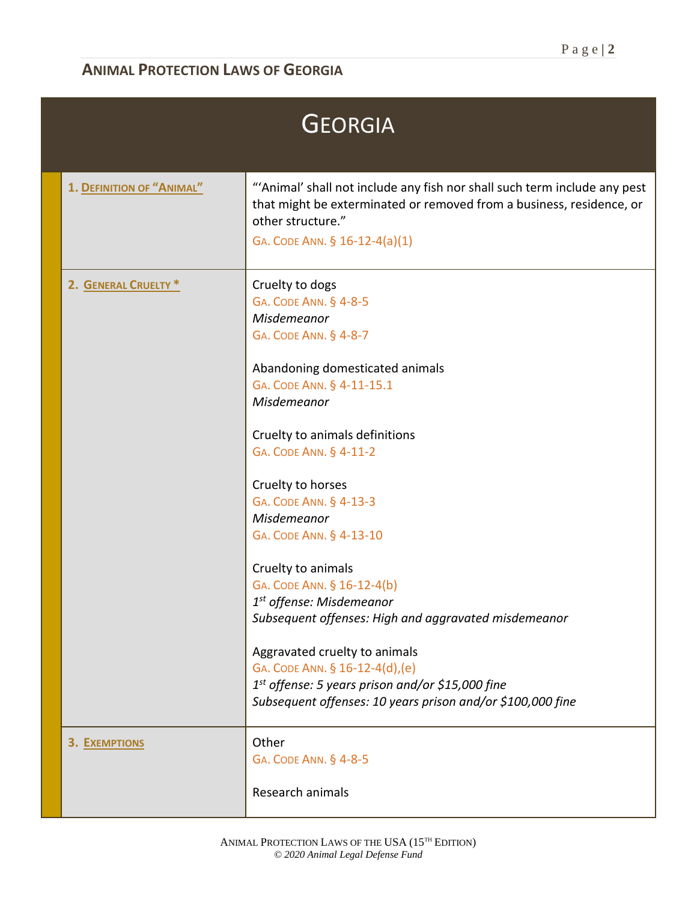# GEORGIA

| | |
|---|---|
| **1. DEFINITION OF "ANIMAL"** | "'Animal' shall not include any fish nor shall such term include any pest that might be exterminated or removed from a business, residence, or other structure." <br> GA. CODE ANN. § 16-12-4(a)(1) |
| **2. GENERAL CRUELTY *** | Cruelty to dogs <br> GA. CODE ANN. § 4-8-5 <br> *Misdemeanor* <br> GA. CODE ANN. § 4-8-7 <br><br> Abandoning domesticated animals <br> GA. CODE ANN. § 4-11-15.1 <br> *Misdemeanor* <br><br> Cruelty to animals definitions <br> GA. CODE ANN. § 4-11-2 <br><br> Cruelty to horses <br> GA. CODE ANN. § 4-13-3 <br> *Misdemeanor* <br> GA. CODE ANN. § 4-13-10 <br><br> Cruelty to animals <br> GA. CODE ANN. § 16-12-4(b) <br> *1st offense: Misdemeanor* <br> *Subsequent offenses: High and aggravated misdemeanor* <br><br> Aggravated cruelty to animals <br> GA. CODE ANN. § 16-12-4(d),(e) <br> *1st offense: 5 years prison and/or $15,000 fine* <br> *Subsequent offenses: 10 years prison and/or $100,000 fine* |
| **3. EXEMPTIONS** | Other <br> GA. CODE ANN. § 4-8-5 <br><br> Research animals |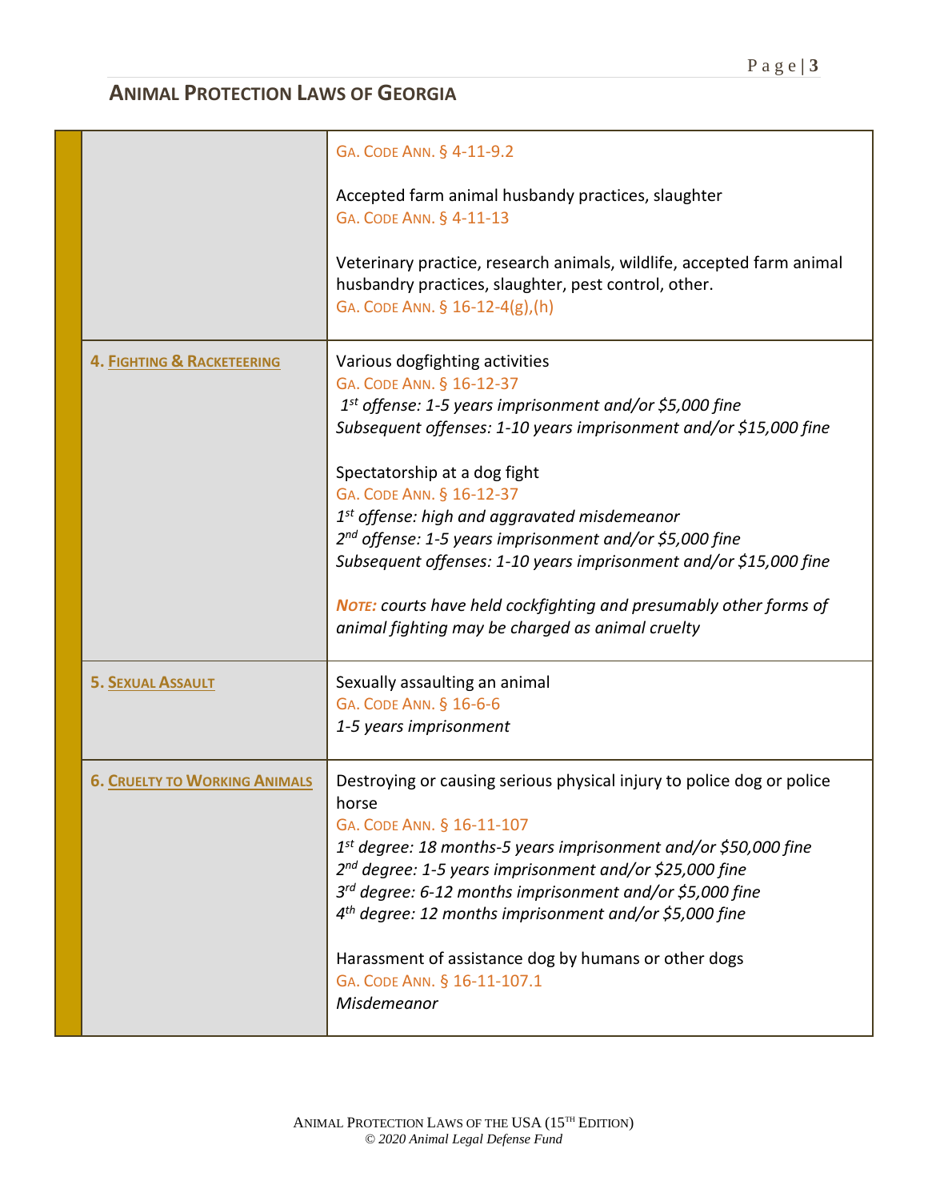## ANIMAL PROTECTION LAWS OF GEORGIA

| | |
|---|---|
| | GA. CODE ANN. § 4-11-9.2<br><br>Accepted farm animal husbandy practices, slaughter<br>GA. CODE ANN. § 4-11-13<br><br>Veterinary practice, research animals, wildlife, accepted farm animal husbandry practices, slaughter, pest control, other.<br>GA. CODE ANN. § 16-12-4(g),(h) |
| **4. FIGHTING & RACKETEERING** | Various dogfighting activities<br>GA. CODE ANN. § 16-12-37<br>*1st offense: 1-5 years imprisonment and/or $5,000 fine*<br>*Subsequent offenses: 1-10 years imprisonment and/or $15,000 fine*<br><br>Spectatorship at a dog fight<br>GA. CODE ANN. § 16-12-37<br>*1st offense: high and aggravated misdemeanor*<br>*2nd offense: 1-5 years imprisonment and/or $5,000 fine*<br>*Subsequent offenses: 1-10 years imprisonment and/or $15,000 fine*<br><br>***NOTE:*** *courts have held cockfighting and presumably other forms of animal fighting may be charged as animal cruelty* |
| **5. SEXUAL ASSAULT** | Sexually assaulting an animal<br>GA. CODE ANN. § 16-6-6<br>*1-5 years imprisonment* |
| **6. CRUELTY TO WORKING ANIMALS** | Destroying or causing serious physical injury to police dog or police horse<br>GA. CODE ANN. § 16-11-107<br>*1st degree: 18 months-5 years imprisonment and/or $50,000 fine*<br>*2nd degree: 1-5 years imprisonment and/or $25,000 fine*<br>*3rd degree: 6-12 months imprisonment and/or $5,000 fine*<br>*4th degree: 12 months imprisonment and/or $5,000 fine*<br><br>Harassment of assistance dog by humans or other dogs<br>GA. CODE ANN. § 16-11-107.1<br>*Misdemeanor* |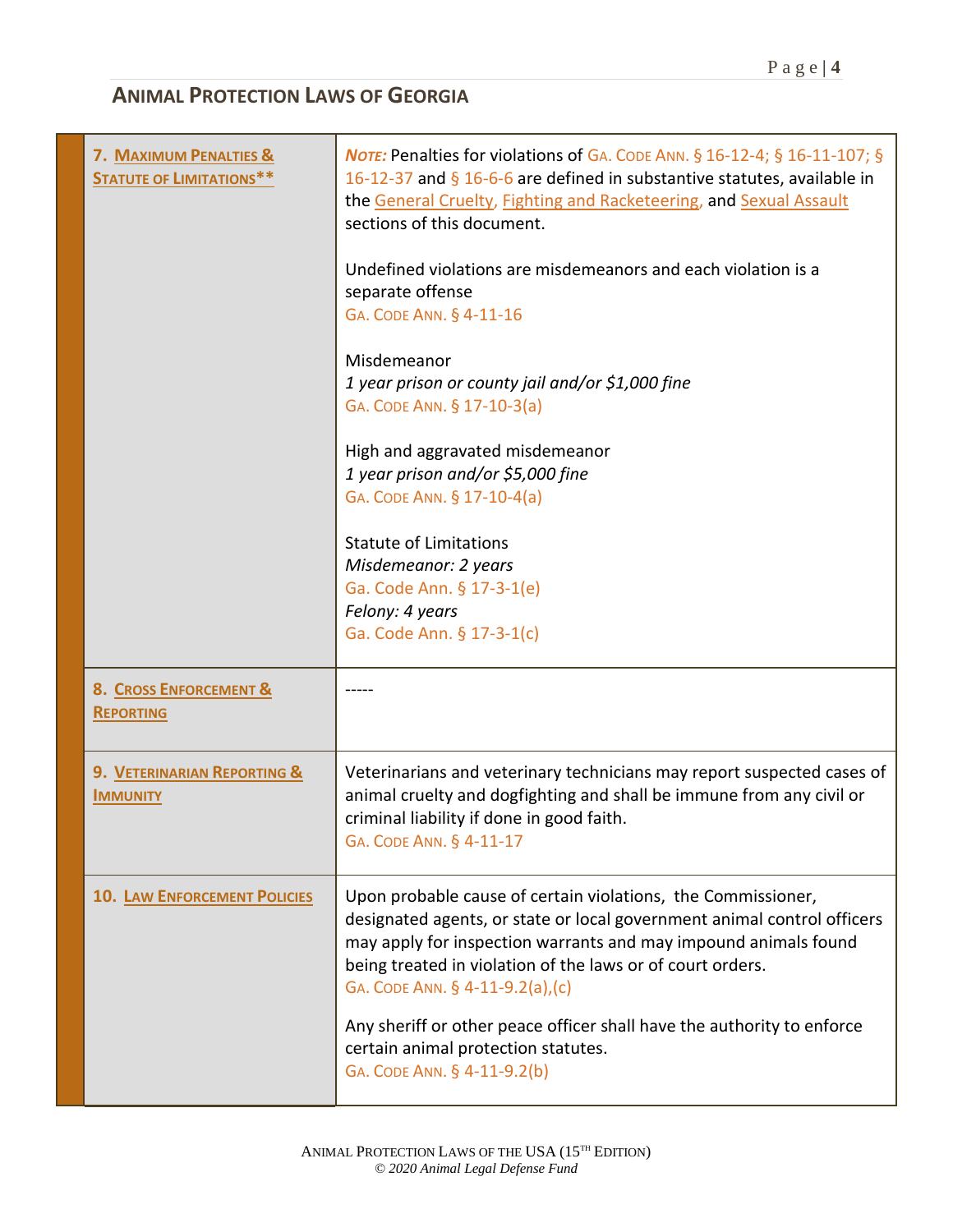## ANIMAL PROTECTION LAWS OF GEORGIA

| | |
|---|---|
| **7. MAXIMUM PENALTIES & STATUTE OF LIMITATIONS**** | ***NOTE:*** Penalties for violations of GA. CODE ANN. § 16-12-4; § 16-11-107; § 16-12-37 and § 16-6-6 are defined in substantive statutes, available in the General Cruelty, Fighting and Racketeering, and Sexual Assault sections of this document.<br><br>Undefined violations are misdemeanors and each violation is a separate offense<br>GA. CODE ANN. § 4-11-16<br><br>Misdemeanor<br>*1 year prison or county jail and/or $1,000 fine*<br>GA. CODE ANN. § 17-10-3(a)<br><br>High and aggravated misdemeanor<br>*1 year prison and/or $5,000 fine*<br>GA. CODE ANN. § 17-10-4(a)<br><br>Statute of Limitations<br>*Misdemeanor: 2 years*<br>Ga. Code Ann. § 17-3-1(e)<br>*Felony: 4 years*<br>Ga. Code Ann. § 17-3-1(c) |
| **8. CROSS ENFORCEMENT & REPORTING** | ----- |
| **9. VETERINARIAN REPORTING & IMMUNITY** | Veterinarians and veterinary technicians may report suspected cases of animal cruelty and dogfighting and shall be immune from any civil or criminal liability if done in good faith.<br>GA. CODE ANN. § 4-11-17 |
| **10. LAW ENFORCEMENT POLICIES** | Upon probable cause of certain violations, the Commissioner, designated agents, or state or local government animal control officers may apply for inspection warrants and may impound animals found being treated in violation of the laws or of court orders.<br>GA. CODE ANN. § 4-11-9.2(a),(c)<br><br>Any sheriff or other peace officer shall have the authority to enforce certain animal protection statutes.<br>GA. CODE ANN. § 4-11-9.2(b) |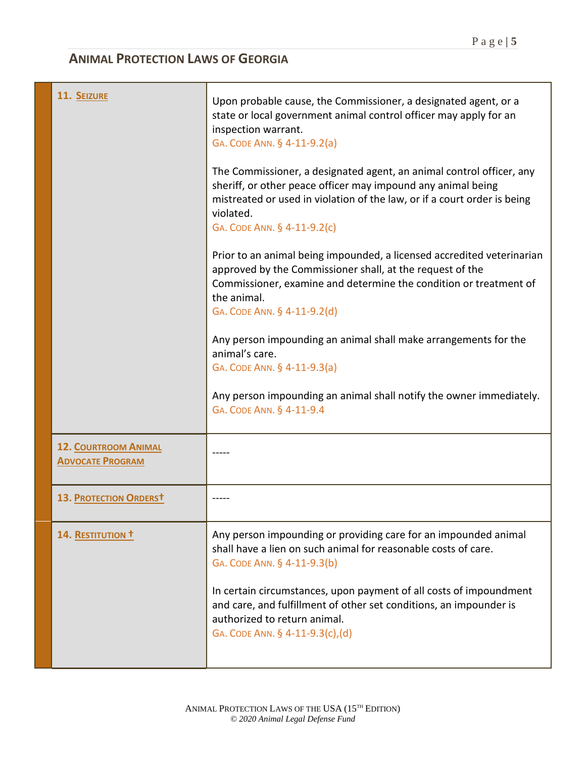## ANIMAL PROTECTION LAWS OF GEORGIA

| | |
|---|---|
| **11. SEIZURE** | Upon probable cause, the Commissioner, a designated agent, or a state or local government animal control officer may apply for an inspection warrant. GA. CODE ANN. § 4-11-9.2(a)<br><br>The Commissioner, a designated agent, an animal control officer, any sheriff, or other peace officer may impound any animal being mistreated or used in violation of the law, or if a court order is being violated. GA. CODE ANN. § 4-11-9.2(c)<br><br>Prior to an animal being impounded, a licensed accredited veterinarian approved by the Commissioner shall, at the request of the Commissioner, examine and determine the condition or treatment of the animal. GA. CODE ANN. § 4-11-9.2(d)<br><br>Any person impounding an animal shall make arrangements for the animal's care. GA. CODE ANN. § 4-11-9.3(a)<br><br>Any person impounding an animal shall notify the owner immediately. GA. CODE ANN. § 4-11-9.4 |
| **12. COURTROOM ANIMAL ADVOCATE PROGRAM** | ----- |
| **13. PROTECTION ORDERS†** | ----- |
| **14. RESTITUTION †** | Any person impounding or providing care for an impounded animal shall have a lien on such animal for reasonable costs of care. GA. CODE ANN. § 4-11-9.3(b)<br><br>In certain circumstances, upon payment of all costs of impoundment and care, and fulfillment of other set conditions, an impounder is authorized to return animal. GA. CODE ANN. § 4-11-9.3(c),(d) |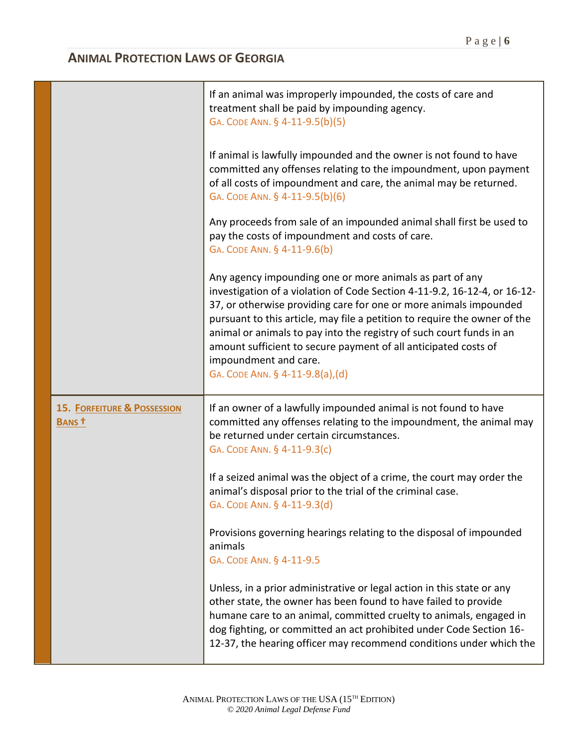| | |
|---|---|
| | If an animal was improperly impounded, the costs of care and treatment shall be paid by impounding agency.<br>GA. CODE ANN. § 4-11-9.5(b)(5)<br><br>If animal is lawfully impounded and the owner is not found to have committed any offenses relating to the impoundment, upon payment of all costs of impoundment and care, the animal may be returned.<br>GA. CODE ANN. § 4-11-9.5(b)(6)<br><br>Any proceeds from sale of an impounded animal shall first be used to pay the costs of impoundment and costs of care.<br>GA. CODE ANN. § 4-11-9.6(b)<br><br>Any agency impounding one or more animals as part of any investigation of a violation of Code Section 4-11-9.2, 16-12-4, or 16-12-37, or otherwise providing care for one or more animals impounded pursuant to this article, may file a petition to require the owner of the animal or animals to pay into the registry of such court funds in an amount sufficient to secure payment of all anticipated costs of impoundment and care.<br>GA. CODE ANN. § 4-11-9.8(a),(d) |
| **15. FORFEITURE & POSSESSION BANS †** | If an owner of a lawfully impounded animal is not found to have committed any offenses relating to the impoundment, the animal may be returned under certain circumstances.<br>GA. CODE ANN. § 4-11-9.3(c)<br><br>If a seized animal was the object of a crime, the court may order the animal's disposal prior to the trial of the criminal case.<br>GA. CODE ANN. § 4-11-9.3(d)<br><br>Provisions governing hearings relating to the disposal of impounded animals<br>GA. CODE ANN. § 4-11-9.5<br><br>Unless, in a prior administrative or legal action in this state or any other state, the owner has been found to have failed to provide humane care to an animal, committed cruelty to animals, engaged in dog fighting, or committed an act prohibited under Code Section 16-12-37, the hearing officer may recommend conditions under which the |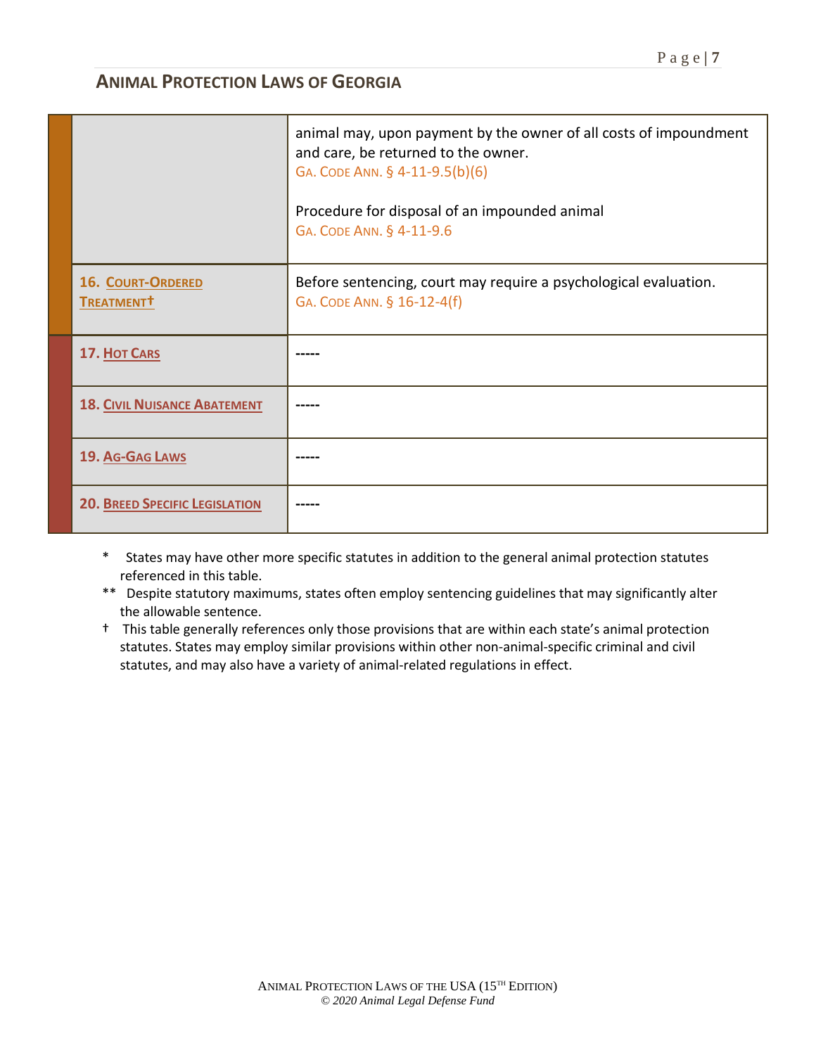## ANIMAL PROTECTION LAWS OF GEORGIA

| | |
|---|---|
| | animal may, upon payment by the owner of all costs of impoundment and care, be returned to the owner. GA. CODE ANN. § 4-11-9.5(b)(6)<br><br>Procedure for disposal of an impounded animal GA. CODE ANN. § 4-11-9.6 |
| **16. COURT-ORDERED TREATMENT†** | Before sentencing, court may require a psychological evaluation. GA. CODE ANN. § 16-12-4(f) |
| **17. HOT CARS** | ----- |
| **18. CIVIL NUISANCE ABATEMENT** | ----- |
| **19. AG-GAG LAWS** | ----- |
| **20. BREED SPECIFIC LEGISLATION** | ----- |

\* States may have other more specific statutes in addition to the general animal protection statutes referenced in this table.

\*\* Despite statutory maximums, states often employ sentencing guidelines that may significantly alter the allowable sentence.

† This table generally references only those provisions that are within each state's animal protection statutes. States may employ similar provisions within other non-animal-specific criminal and civil statutes, and may also have a variety of animal-related regulations in effect.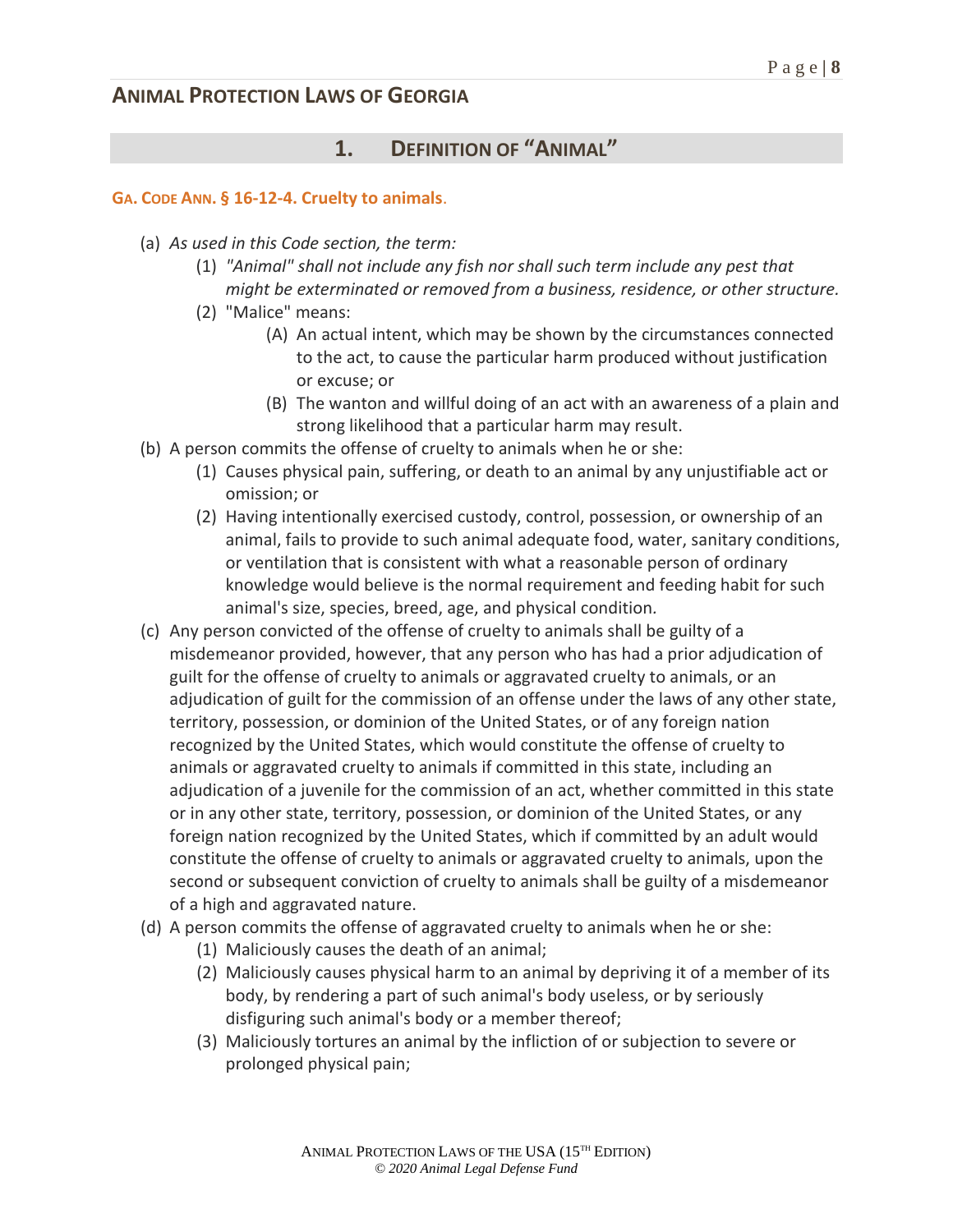## 1. Definition of "Animal"

**Ga. Code Ann. § 16-12-4. Cruelty to animals.**

(a) *As used in this Code section, the term:*

(1) *"Animal" shall not include any fish nor shall such term include any pest that might be exterminated or removed from a business, residence, or other structure.*

(2) "Malice" means:

(A) An actual intent, which may be shown by the circumstances connected to the act, to cause the particular harm produced without justification or excuse; or

(B) The wanton and willful doing of an act with an awareness of a plain and strong likelihood that a particular harm may result.

(b) A person commits the offense of cruelty to animals when he or she:

(1) Causes physical pain, suffering, or death to an animal by any unjustifiable act or omission; or

(2) Having intentionally exercised custody, control, possession, or ownership of an animal, fails to provide to such animal adequate food, water, sanitary conditions, or ventilation that is consistent with what a reasonable person of ordinary knowledge would believe is the normal requirement and feeding habit for such animal's size, species, breed, age, and physical condition.

(c) Any person convicted of the offense of cruelty to animals shall be guilty of a misdemeanor provided, however, that any person who has had a prior adjudication of guilt for the offense of cruelty to animals or aggravated cruelty to animals, or an adjudication of guilt for the commission of an offense under the laws of any other state, territory, possession, or dominion of the United States, or of any foreign nation recognized by the United States, which would constitute the offense of cruelty to animals or aggravated cruelty to animals if committed in this state, including an adjudication of a juvenile for the commission of an act, whether committed in this state or in any other state, territory, possession, or dominion of the United States, or any foreign nation recognized by the United States, which if committed by an adult would constitute the offense of cruelty to animals or aggravated cruelty to animals, upon the second or subsequent conviction of cruelty to animals shall be guilty of a misdemeanor of a high and aggravated nature.

(d) A person commits the offense of aggravated cruelty to animals when he or she:

(1) Maliciously causes the death of an animal;

(2) Maliciously causes physical harm to an animal by depriving it of a member of its body, by rendering a part of such animal's body useless, or by seriously disfiguring such animal's body or a member thereof;

(3) Maliciously tortures an animal by the infliction of or subjection to severe or prolonged physical pain;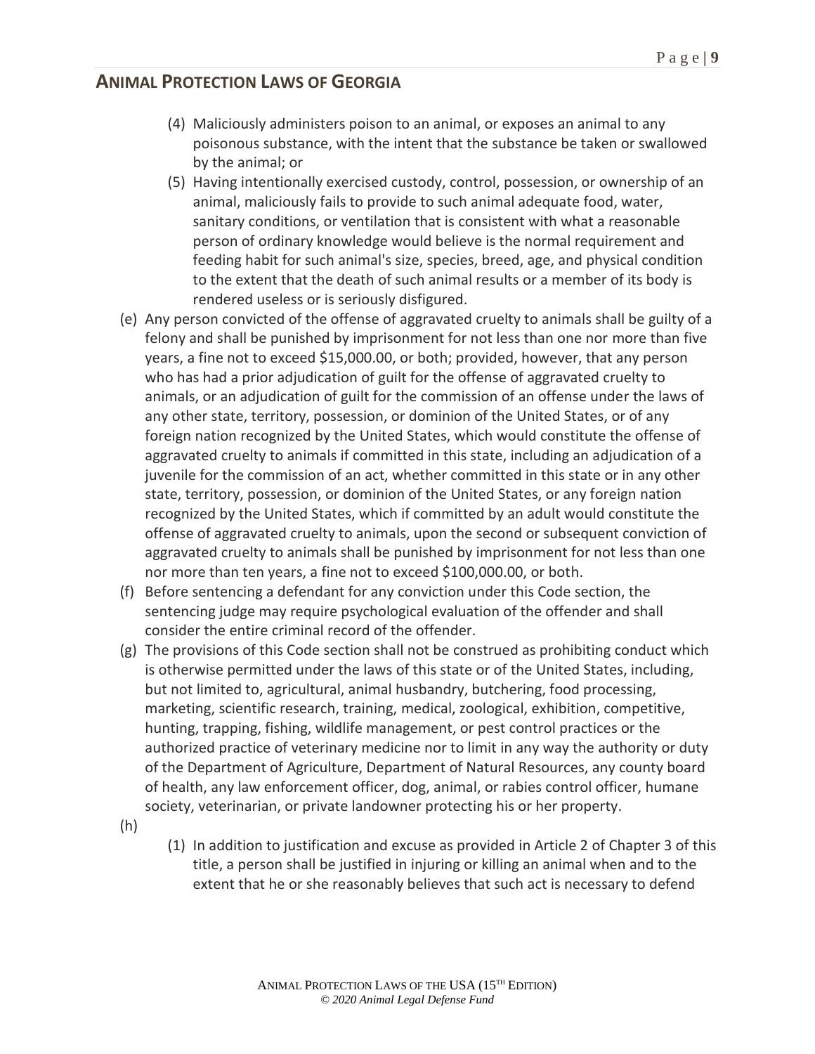(4) Maliciously administers poison to an animal, or exposes an animal to any poisonous substance, with the intent that the substance be taken or swallowed by the animal; or

(5) Having intentionally exercised custody, control, possession, or ownership of an animal, maliciously fails to provide to such animal adequate food, water, sanitary conditions, or ventilation that is consistent with what a reasonable person of ordinary knowledge would believe is the normal requirement and feeding habit for such animal's size, species, breed, age, and physical condition to the extent that the death of such animal results or a member of its body is rendered useless or is seriously disfigured.

(e) Any person convicted of the offense of aggravated cruelty to animals shall be guilty of a felony and shall be punished by imprisonment for not less than one nor more than five years, a fine not to exceed $15,000.00, or both; provided, however, that any person who has had a prior adjudication of guilt for the offense of aggravated cruelty to animals, or an adjudication of guilt for the commission of an offense under the laws of any other state, territory, possession, or dominion of the United States, or of any foreign nation recognized by the United States, which would constitute the offense of aggravated cruelty to animals if committed in this state, including an adjudication of a juvenile for the commission of an act, whether committed in this state or in any other state, territory, possession, or dominion of the United States, or any foreign nation recognized by the United States, which if committed by an adult would constitute the offense of aggravated cruelty to animals, upon the second or subsequent conviction of aggravated cruelty to animals shall be punished by imprisonment for not less than one nor more than ten years, a fine not to exceed $100,000.00, or both.

(f) Before sentencing a defendant for any conviction under this Code section, the sentencing judge may require psychological evaluation of the offender and shall consider the entire criminal record of the offender.

(g) The provisions of this Code section shall not be construed as prohibiting conduct which is otherwise permitted under the laws of this state or of the United States, including, but not limited to, agricultural, animal husbandry, butchering, food processing, marketing, scientific research, training, medical, zoological, exhibition, competitive, hunting, trapping, fishing, wildlife management, or pest control practices or the authorized practice of veterinary medicine nor to limit in any way the authority or duty of the Department of Agriculture, Department of Natural Resources, any county board of health, any law enforcement officer, dog, animal, or rabies control officer, humane society, veterinarian, or private landowner protecting his or her property.

(h)

(1) In addition to justification and excuse as provided in Article 2 of Chapter 3 of this title, a person shall be justified in injuring or killing an animal when and to the extent that he or she reasonably believes that such act is necessary to defend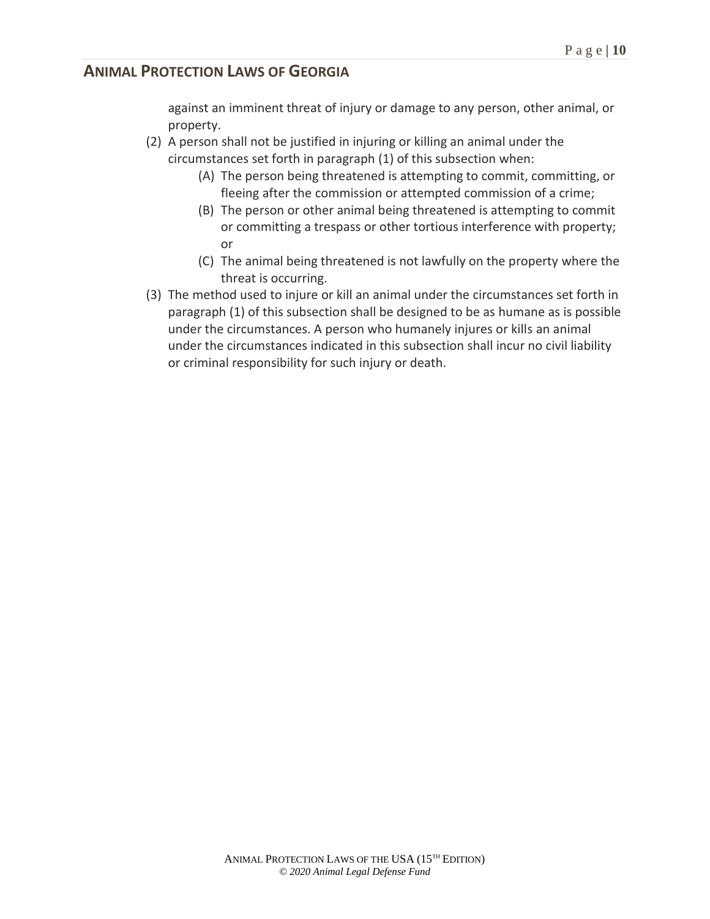against an imminent threat of injury or damage to any person, other animal, or property.

(2) A person shall not be justified in injuring or killing an animal under the circumstances set forth in paragraph (1) of this subsection when:

   (A) The person being threatened is attempting to commit, committing, or fleeing after the commission or attempted commission of a crime;

   (B) The person or other animal being threatened is attempting to commit or committing a trespass or other tortious interference with property; or

   (C) The animal being threatened is not lawfully on the property where the threat is occurring.

(3) The method used to injure or kill an animal under the circumstances set forth in paragraph (1) of this subsection shall be designed to be as humane as is possible under the circumstances. A person who humanely injures or kills an animal under the circumstances indicated in this subsection shall incur no civil liability or criminal responsibility for such injury or death.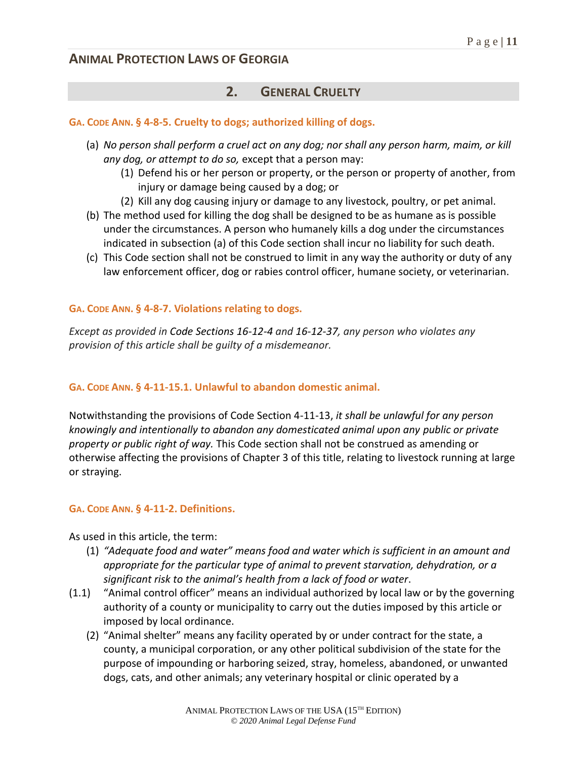## 2. GENERAL CRUELTY

### GA. CODE ANN. § 4-8-5. Cruelty to dogs; authorized killing of dogs.

(a) *No person shall perform a cruel act on any dog; nor shall any person harm, maim, or kill any dog, or attempt to do so,* except that a person may:

  (1) Defend his or her person or property, or the person or property of another, from injury or damage being caused by a dog; or

  (2) Kill any dog causing injury or damage to any livestock, poultry, or pet animal.

(b) The method used for killing the dog shall be designed to be as humane as is possible under the circumstances. A person who humanely kills a dog under the circumstances indicated in subsection (a) of this Code section shall incur no liability for such death.

(c) This Code section shall not be construed to limit in any way the authority or duty of any law enforcement officer, dog or rabies control officer, humane society, or veterinarian.

### GA. CODE ANN. § 4-8-7. Violations relating to dogs.

*Except as provided in* Code Sections 16-12-4 *and* 16-12-37, *any person who violates any provision of this article shall be guilty of a misdemeanor.*

### GA. CODE ANN. § 4-11-15.1. Unlawful to abandon domestic animal.

Notwithstanding the provisions of Code Section 4-11-13, *it shall be unlawful for any person knowingly and intentionally to abandon any domesticated animal upon any public or private property or public right of way.* This Code section shall not be construed as amending or otherwise affecting the provisions of Chapter 3 of this title, relating to livestock running at large or straying.

### GA. CODE ANN. § 4-11-2. Definitions.

As used in this article, the term:

(1) *"Adequate food and water" means food and water which is sufficient in an amount and appropriate for the particular type of animal to prevent starvation, dehydration, or a significant risk to the animal's health from a lack of food or water*.

(1.1) "Animal control officer" means an individual authorized by local law or by the governing authority of a county or municipality to carry out the duties imposed by this article or imposed by local ordinance.

(2) "Animal shelter" means any facility operated by or under contract for the state, a county, a municipal corporation, or any other political subdivision of the state for the purpose of impounding or harboring seized, stray, homeless, abandoned, or unwanted dogs, cats, and other animals; any veterinary hospital or clinic operated by a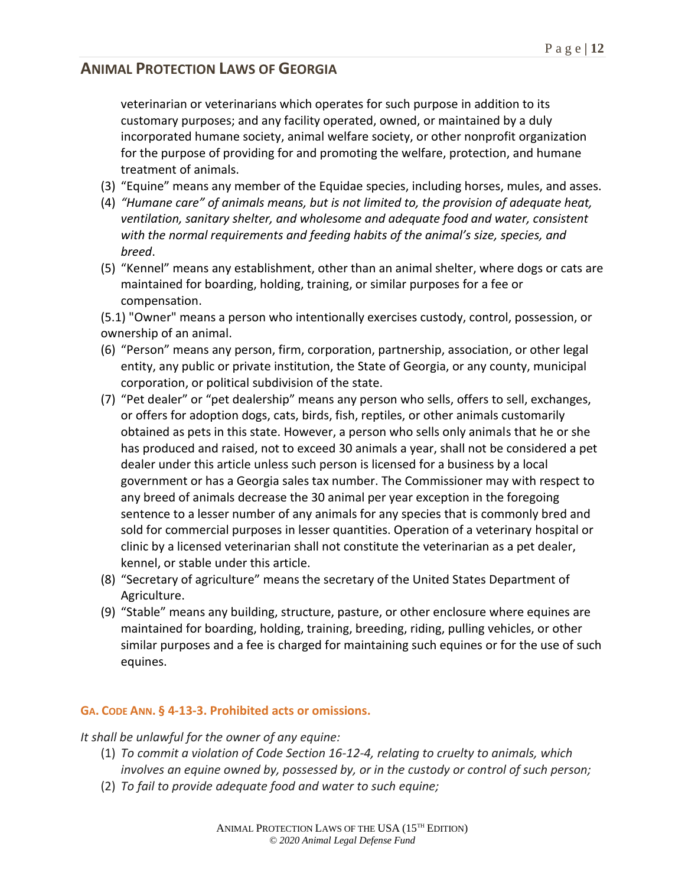veterinarian or veterinarians which operates for such purpose in addition to its customary purposes; and any facility operated, owned, or maintained by a duly incorporated humane society, animal welfare society, or other nonprofit organization for the purpose of providing for and promoting the welfare, protection, and humane treatment of animals.

(3) "Equine" means any member of the Equidae species, including horses, mules, and asses.

(4) *"Humane care" of animals means, but is not limited to, the provision of adequate heat, ventilation, sanitary shelter, and wholesome and adequate food and water, consistent with the normal requirements and feeding habits of the animal's size, species, and breed*.

(5) "Kennel" means any establishment, other than an animal shelter, where dogs or cats are maintained for boarding, holding, training, or similar purposes for a fee or compensation.

(5.1) "Owner" means a person who intentionally exercises custody, control, possession, or ownership of an animal.

(6) "Person" means any person, firm, corporation, partnership, association, or other legal entity, any public or private institution, the State of Georgia, or any county, municipal corporation, or political subdivision of the state.

(7) "Pet dealer" or "pet dealership" means any person who sells, offers to sell, exchanges, or offers for adoption dogs, cats, birds, fish, reptiles, or other animals customarily obtained as pets in this state. However, a person who sells only animals that he or she has produced and raised, not to exceed 30 animals a year, shall not be considered a pet dealer under this article unless such person is licensed for a business by a local government or has a Georgia sales tax number. The Commissioner may with respect to any breed of animals decrease the 30 animal per year exception in the foregoing sentence to a lesser number of any animals for any species that is commonly bred and sold for commercial purposes in lesser quantities. Operation of a veterinary hospital or clinic by a licensed veterinarian shall not constitute the veterinarian as a pet dealer, kennel, or stable under this article.

(8) "Secretary of agriculture" means the secretary of the United States Department of Agriculture.

(9) "Stable" means any building, structure, pasture, or other enclosure where equines are maintained for boarding, holding, training, breeding, riding, pulling vehicles, or other similar purposes and a fee is charged for maintaining such equines or for the use of such equines.

### GA. CODE ANN. § 4-13-3. Prohibited acts or omissions.

*It shall be unlawful for the owner of any equine:*

(1) *To commit a violation of Code Section 16-12-4, relating to cruelty to animals, which involves an equine owned by, possessed by, or in the custody or control of such person;*

(2) *To fail to provide adequate food and water to such equine;*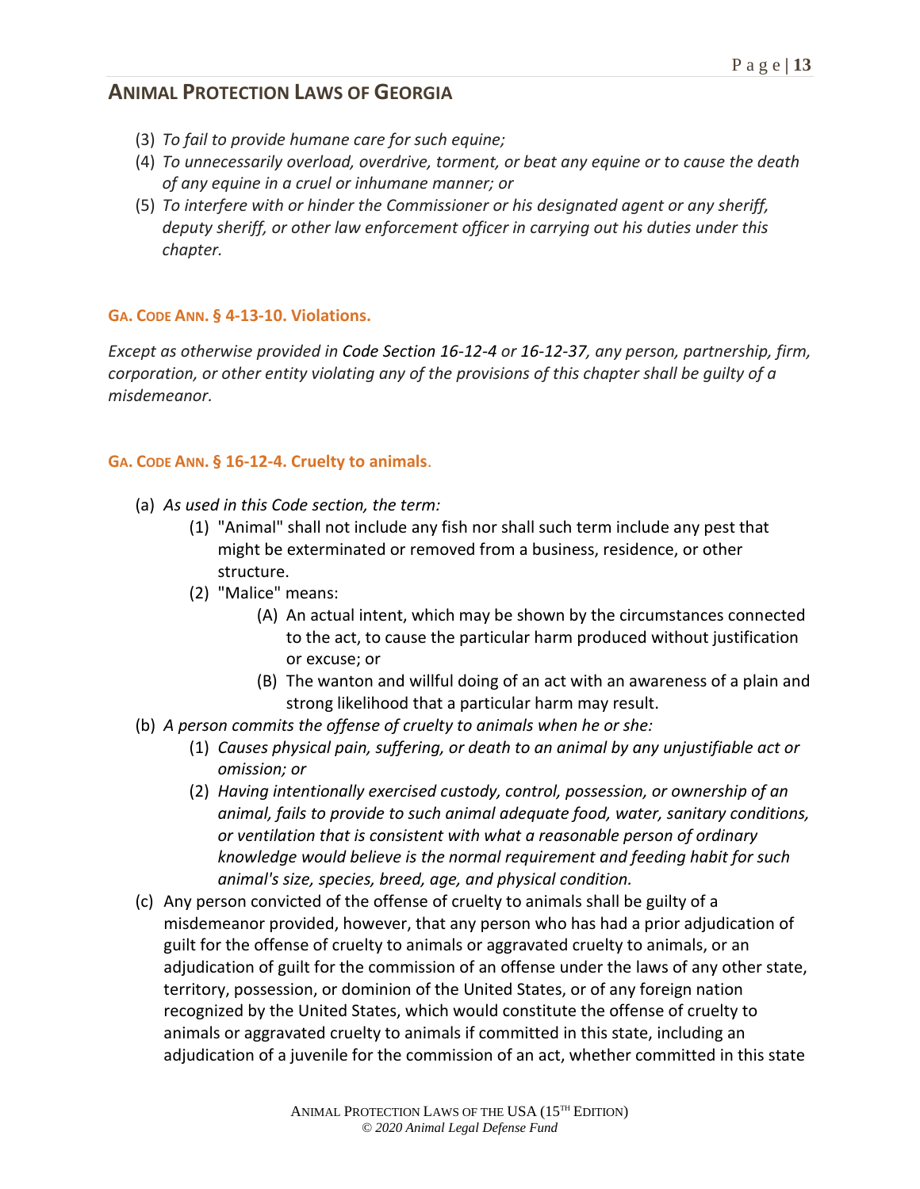(3) *To fail to provide humane care for such equine;*
(4) *To unnecessarily overload, overdrive, torment, or beat any equine or to cause the death of any equine in a cruel or inhumane manner; or*
(5) *To interfere with or hinder the Commissioner or his designated agent or any sheriff, deputy sheriff, or other law enforcement officer in carrying out his duties under this chapter.*

### GA. CODE ANN. § 4-13-10. Violations.

*Except as otherwise provided in* Code Section 16-12-4 *or* 16-12-37*, any person, partnership, firm, corporation, or other entity violating any of the provisions of this chapter shall be guilty of a misdemeanor.*

### GA. CODE ANN. § 16-12-4. Cruelty to animals.

(a) *As used in this Code section, the term:*
   (1) "Animal" shall not include any fish nor shall such term include any pest that might be exterminated or removed from a business, residence, or other structure.
   (2) "Malice" means:
      (A) An actual intent, which may be shown by the circumstances connected to the act, to cause the particular harm produced without justification or excuse; or
      (B) The wanton and willful doing of an act with an awareness of a plain and strong likelihood that a particular harm may result.
(b) *A person commits the offense of cruelty to animals when he or she:*
   (1) *Causes physical pain, suffering, or death to an animal by any unjustifiable act or omission; or*
   (2) *Having intentionally exercised custody, control, possession, or ownership of an animal, fails to provide to such animal adequate food, water, sanitary conditions, or ventilation that is consistent with what a reasonable person of ordinary knowledge would believe is the normal requirement and feeding habit for such animal's size, species, breed, age, and physical condition.*
(c) Any person convicted of the offense of cruelty to animals shall be guilty of a misdemeanor provided, however, that any person who has had a prior adjudication of guilt for the offense of cruelty to animals or aggravated cruelty to animals, or an adjudication of guilt for the commission of an offense under the laws of any other state, territory, possession, or dominion of the United States, or of any foreign nation recognized by the United States, which would constitute the offense of cruelty to animals or aggravated cruelty to animals if committed in this state, including an adjudication of a juvenile for the commission of an act, whether committed in this state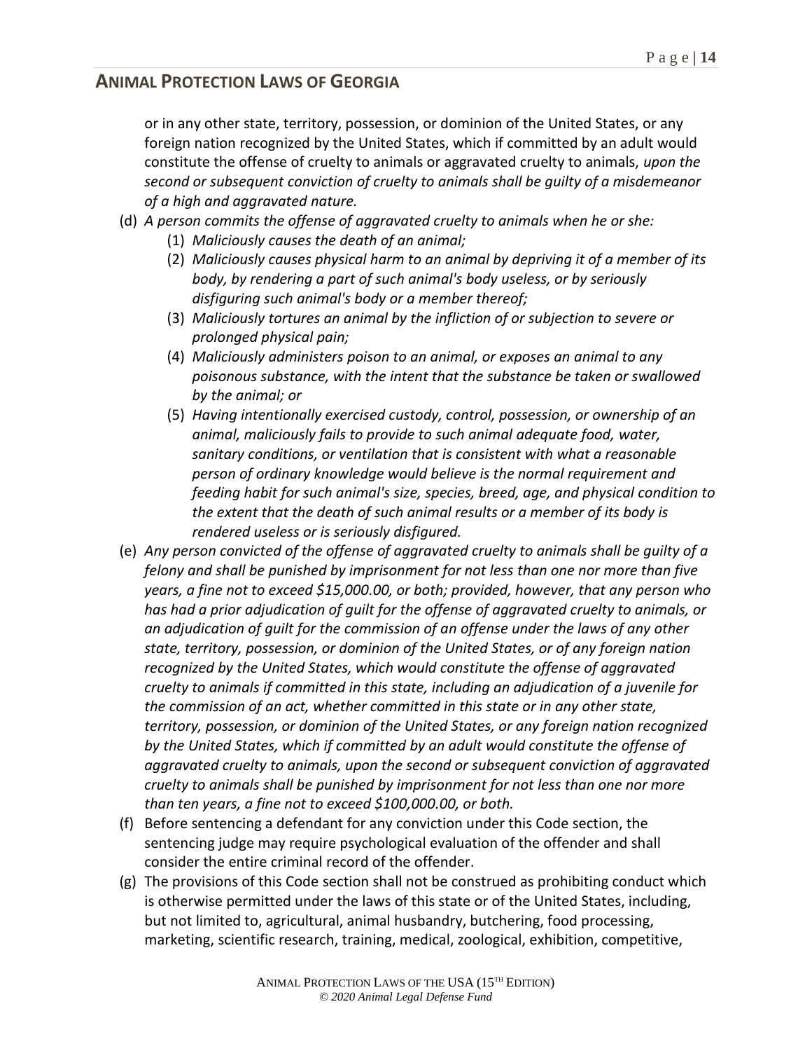or in any other state, territory, possession, or dominion of the United States, or any foreign nation recognized by the United States, which if committed by an adult would constitute the offense of cruelty to animals or aggravated cruelty to animals, *upon the second or subsequent conviction of cruelty to animals shall be guilty of a misdemeanor of a high and aggravated nature.*

(d) *A person commits the offense of aggravated cruelty to animals when he or she:*
   (1) *Maliciously causes the death of an animal;*
   (2) *Maliciously causes physical harm to an animal by depriving it of a member of its body, by rendering a part of such animal's body useless, or by seriously disfiguring such animal's body or a member thereof;*
   (3) *Maliciously tortures an animal by the infliction of or subjection to severe or prolonged physical pain;*
   (4) *Maliciously administers poison to an animal, or exposes an animal to any poisonous substance, with the intent that the substance be taken or swallowed by the animal; or*
   (5) *Having intentionally exercised custody, control, possession, or ownership of an animal, maliciously fails to provide to such animal adequate food, water, sanitary conditions, or ventilation that is consistent with what a reasonable person of ordinary knowledge would believe is the normal requirement and feeding habit for such animal's size, species, breed, age, and physical condition to the extent that the death of such animal results or a member of its body is rendered useless or is seriously disfigured.*

(e) *Any person convicted of the offense of aggravated cruelty to animals shall be guilty of a felony and shall be punished by imprisonment for not less than one nor more than five years, a fine not to exceed $15,000.00, or both; provided, however, that any person who has had a prior adjudication of guilt for the offense of aggravated cruelty to animals, or an adjudication of guilt for the commission of an offense under the laws of any other state, territory, possession, or dominion of the United States, or of any foreign nation recognized by the United States, which would constitute the offense of aggravated cruelty to animals if committed in this state, including an adjudication of a juvenile for the commission of an act, whether committed in this state or in any other state, territory, possession, or dominion of the United States, or any foreign nation recognized by the United States, which if committed by an adult would constitute the offense of aggravated cruelty to animals, upon the second or subsequent conviction of aggravated cruelty to animals shall be punished by imprisonment for not less than one nor more than ten years, a fine not to exceed $100,000.00, or both.*

(f) Before sentencing a defendant for any conviction under this Code section, the sentencing judge may require psychological evaluation of the offender and shall consider the entire criminal record of the offender.

(g) The provisions of this Code section shall not be construed as prohibiting conduct which is otherwise permitted under the laws of this state or of the United States, including, but not limited to, agricultural, animal husbandry, butchering, food processing, marketing, scientific research, training, medical, zoological, exhibition, competitive,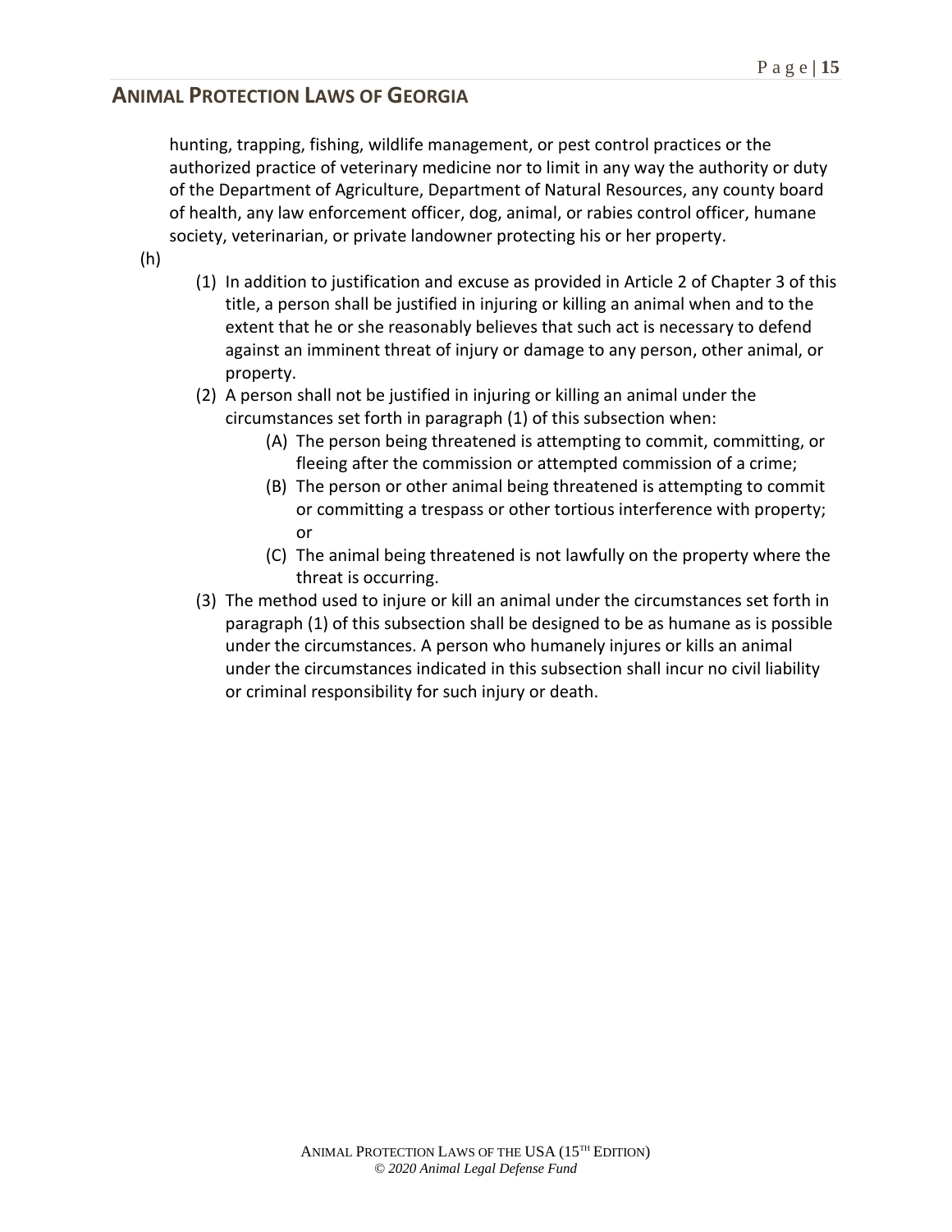hunting, trapping, fishing, wildlife management, or pest control practices or the authorized practice of veterinary medicine nor to limit in any way the authority or duty of the Department of Agriculture, Department of Natural Resources, any county board of health, any law enforcement officer, dog, animal, or rabies control officer, humane society, veterinarian, or private landowner protecting his or her property.

(h)

(1) In addition to justification and excuse as provided in Article 2 of Chapter 3 of this title, a person shall be justified in injuring or killing an animal when and to the extent that he or she reasonably believes that such act is necessary to defend against an imminent threat of injury or damage to any person, other animal, or property.

(2) A person shall not be justified in injuring or killing an animal under the circumstances set forth in paragraph (1) of this subsection when:

(A) The person being threatened is attempting to commit, committing, or fleeing after the commission or attempted commission of a crime;

(B) The person or other animal being threatened is attempting to commit or committing a trespass or other tortious interference with property; or

(C) The animal being threatened is not lawfully on the property where the threat is occurring.

(3) The method used to injure or kill an animal under the circumstances set forth in paragraph (1) of this subsection shall be designed to be as humane as is possible under the circumstances. A person who humanely injures or kills an animal under the circumstances indicated in this subsection shall incur no civil liability or criminal responsibility for such injury or death.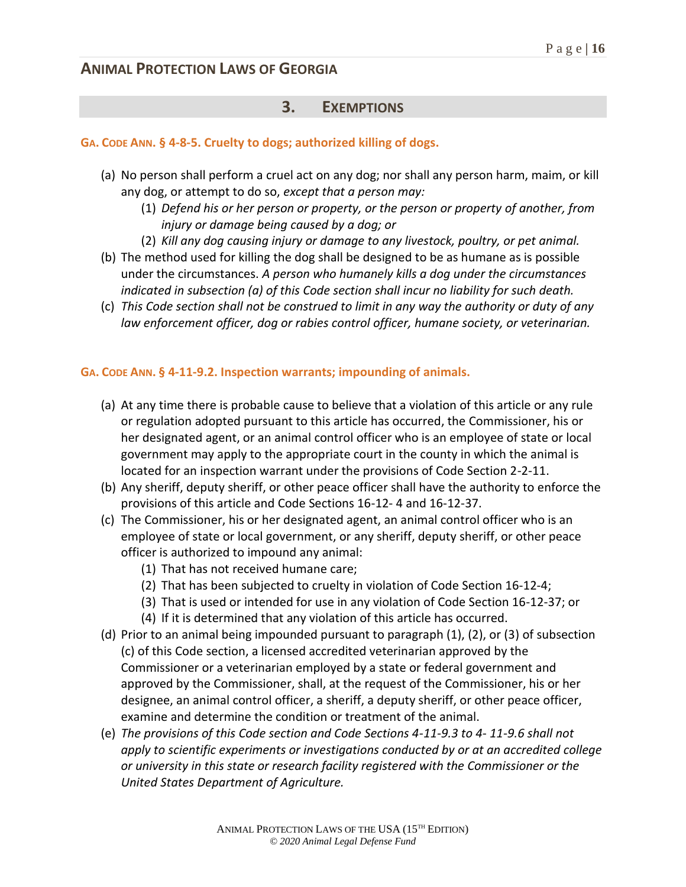## 3. EXEMPTIONS

### GA. CODE ANN. § 4-8-5. Cruelty to dogs; authorized killing of dogs.

(a) No person shall perform a cruel act on any dog; nor shall any person harm, maim, or kill any dog, or attempt to do so, *except that a person may:*
   (1) *Defend his or her person or property, or the person or property of another, from injury or damage being caused by a dog; or*
   (2) *Kill any dog causing injury or damage to any livestock, poultry, or pet animal.*

(b) The method used for killing the dog shall be designed to be as humane as is possible under the circumstances. *A person who humanely kills a dog under the circumstances indicated in subsection (a) of this Code section shall incur no liability for such death.*

(c) *This Code section shall not be construed to limit in any way the authority or duty of any law enforcement officer, dog or rabies control officer, humane society, or veterinarian.*

### GA. CODE ANN. § 4-11-9.2. Inspection warrants; impounding of animals.

(a) At any time there is probable cause to believe that a violation of this article or any rule or regulation adopted pursuant to this article has occurred, the Commissioner, his or her designated agent, or an animal control officer who is an employee of state or local government may apply to the appropriate court in the county in which the animal is located for an inspection warrant under the provisions of Code Section 2-2-11.

(b) Any sheriff, deputy sheriff, or other peace officer shall have the authority to enforce the provisions of this article and Code Sections 16-12- 4 and 16-12-37.

(c) The Commissioner, his or her designated agent, an animal control officer who is an employee of state or local government, or any sheriff, deputy sheriff, or other peace officer is authorized to impound any animal:
   (1) That has not received humane care;
   (2) That has been subjected to cruelty in violation of Code Section 16-12-4;
   (3) That is used or intended for use in any violation of Code Section 16-12-37; or
   (4) If it is determined that any violation of this article has occurred.

(d) Prior to an animal being impounded pursuant to paragraph (1), (2), or (3) of subsection (c) of this Code section, a licensed accredited veterinarian approved by the Commissioner or a veterinarian employed by a state or federal government and approved by the Commissioner, shall, at the request of the Commissioner, his or her designee, an animal control officer, a sheriff, a deputy sheriff, or other peace officer, examine and determine the condition or treatment of the animal.

(e) *The provisions of this Code section and Code Sections 4-11-9.3 to 4- 11-9.6 shall not apply to scientific experiments or investigations conducted by or at an accredited college or university in this state or research facility registered with the Commissioner or the United States Department of Agriculture.*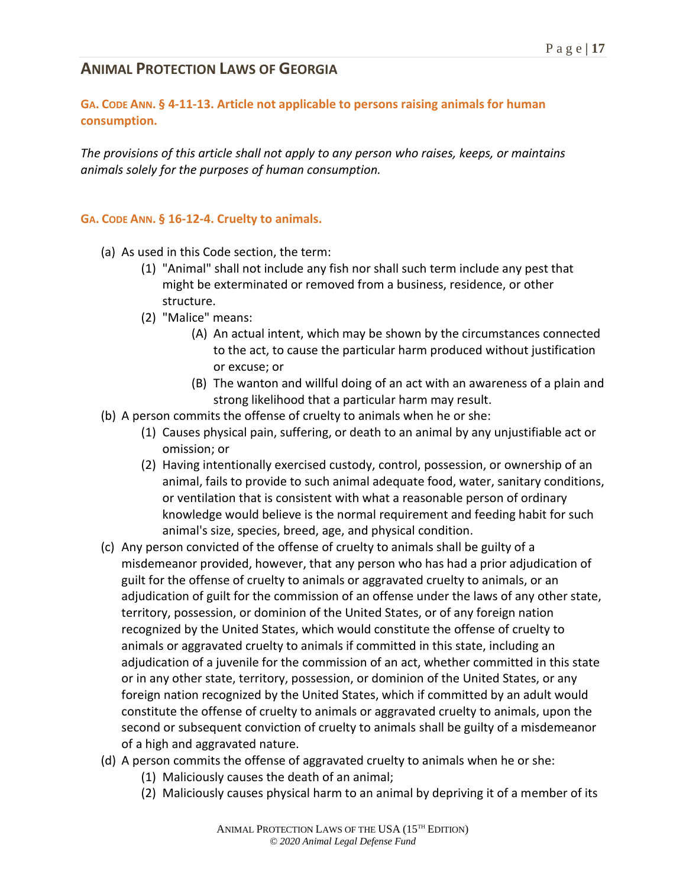## ANIMAL PROTECTION LAWS OF GEORGIA

### GA. CODE ANN. § 4-11-13. Article not applicable to persons raising animals for human consumption.

*The provisions of this article shall not apply to any person who raises, keeps, or maintains animals solely for the purposes of human consumption.*

### GA. CODE ANN. § 16-12-4. Cruelty to animals.

(a) As used in this Code section, the term:

- (1) "Animal" shall not include any fish nor shall such term include any pest that might be exterminated or removed from a business, residence, or other structure.
- (2) "Malice" means:
  - (A) An actual intent, which may be shown by the circumstances connected to the act, to cause the particular harm produced without justification or excuse; or
  - (B) The wanton and willful doing of an act with an awareness of a plain and strong likelihood that a particular harm may result.

(b) A person commits the offense of cruelty to animals when he or she:

- (1) Causes physical pain, suffering, or death to an animal by any unjustifiable act or omission; or
- (2) Having intentionally exercised custody, control, possession, or ownership of an animal, fails to provide to such animal adequate food, water, sanitary conditions, or ventilation that is consistent with what a reasonable person of ordinary knowledge would believe is the normal requirement and feeding habit for such animal's size, species, breed, age, and physical condition.

(c) Any person convicted of the offense of cruelty to animals shall be guilty of a misdemeanor provided, however, that any person who has had a prior adjudication of guilt for the offense of cruelty to animals or aggravated cruelty to animals, or an adjudication of guilt for the commission of an offense under the laws of any other state, territory, possession, or dominion of the United States, or of any foreign nation recognized by the United States, which would constitute the offense of cruelty to animals or aggravated cruelty to animals if committed in this state, including an adjudication of a juvenile for the commission of an act, whether committed in this state or in any other state, territory, possession, or dominion of the United States, or any foreign nation recognized by the United States, which if committed by an adult would constitute the offense of cruelty to animals or aggravated cruelty to animals, upon the second or subsequent conviction of cruelty to animals shall be guilty of a misdemeanor of a high and aggravated nature.

(d) A person commits the offense of aggravated cruelty to animals when he or she:

- (1) Maliciously causes the death of an animal;
- (2) Maliciously causes physical harm to an animal by depriving it of a member of its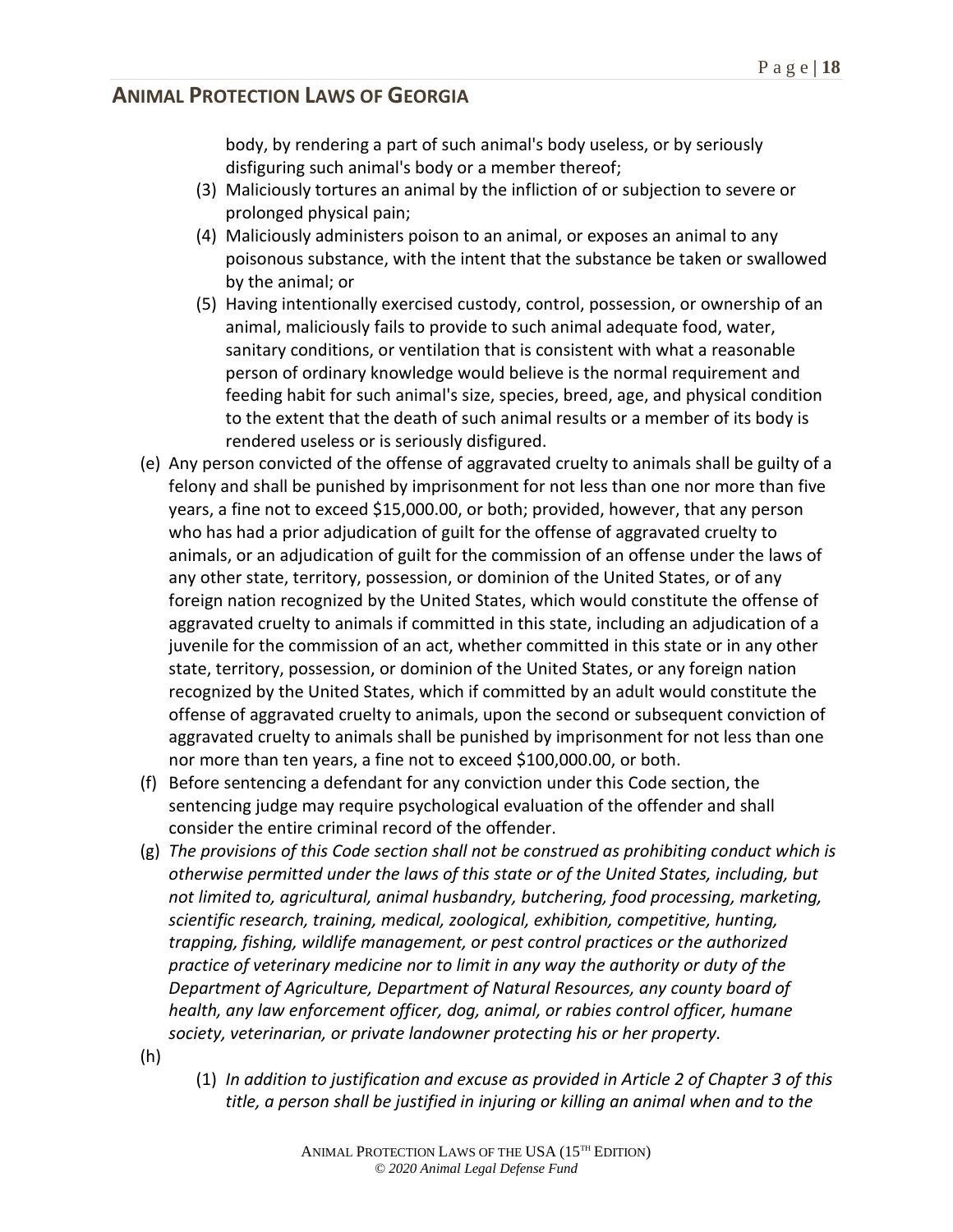body, by rendering a part of such animal's body useless, or by seriously disfiguring such animal's body or a member thereof;

(3) Maliciously tortures an animal by the infliction of or subjection to severe or prolonged physical pain;

(4) Maliciously administers poison to an animal, or exposes an animal to any poisonous substance, with the intent that the substance be taken or swallowed by the animal; or

(5) Having intentionally exercised custody, control, possession, or ownership of an animal, maliciously fails to provide to such animal adequate food, water, sanitary conditions, or ventilation that is consistent with what a reasonable person of ordinary knowledge would believe is the normal requirement and feeding habit for such animal's size, species, breed, age, and physical condition to the extent that the death of such animal results or a member of its body is rendered useless or is seriously disfigured.

(e) Any person convicted of the offense of aggravated cruelty to animals shall be guilty of a felony and shall be punished by imprisonment for not less than one nor more than five years, a fine not to exceed $15,000.00, or both; provided, however, that any person who has had a prior adjudication of guilt for the offense of aggravated cruelty to animals, or an adjudication of guilt for the commission of an offense under the laws of any other state, territory, possession, or dominion of the United States, or of any foreign nation recognized by the United States, which would constitute the offense of aggravated cruelty to animals if committed in this state, including an adjudication of a juvenile for the commission of an act, whether committed in this state or in any other state, territory, possession, or dominion of the United States, or any foreign nation recognized by the United States, which if committed by an adult would constitute the offense of aggravated cruelty to animals, upon the second or subsequent conviction of aggravated cruelty to animals shall be punished by imprisonment for not less than one nor more than ten years, a fine not to exceed $100,000.00, or both.

(f) Before sentencing a defendant for any conviction under this Code section, the sentencing judge may require psychological evaluation of the offender and shall consider the entire criminal record of the offender.

(g) *The provisions of this Code section shall not be construed as prohibiting conduct which is otherwise permitted under the laws of this state or of the United States, including, but not limited to, agricultural, animal husbandry, butchering, food processing, marketing, scientific research, training, medical, zoological, exhibition, competitive, hunting, trapping, fishing, wildlife management, or pest control practices or the authorized practice of veterinary medicine nor to limit in any way the authority or duty of the Department of Agriculture, Department of Natural Resources, any county board of health, any law enforcement officer, dog, animal, or rabies control officer, humane society, veterinarian, or private landowner protecting his or her property.*

(h)

(1) *In addition to justification and excuse as provided in Article 2 of Chapter 3 of this title, a person shall be justified in injuring or killing an animal when and to the*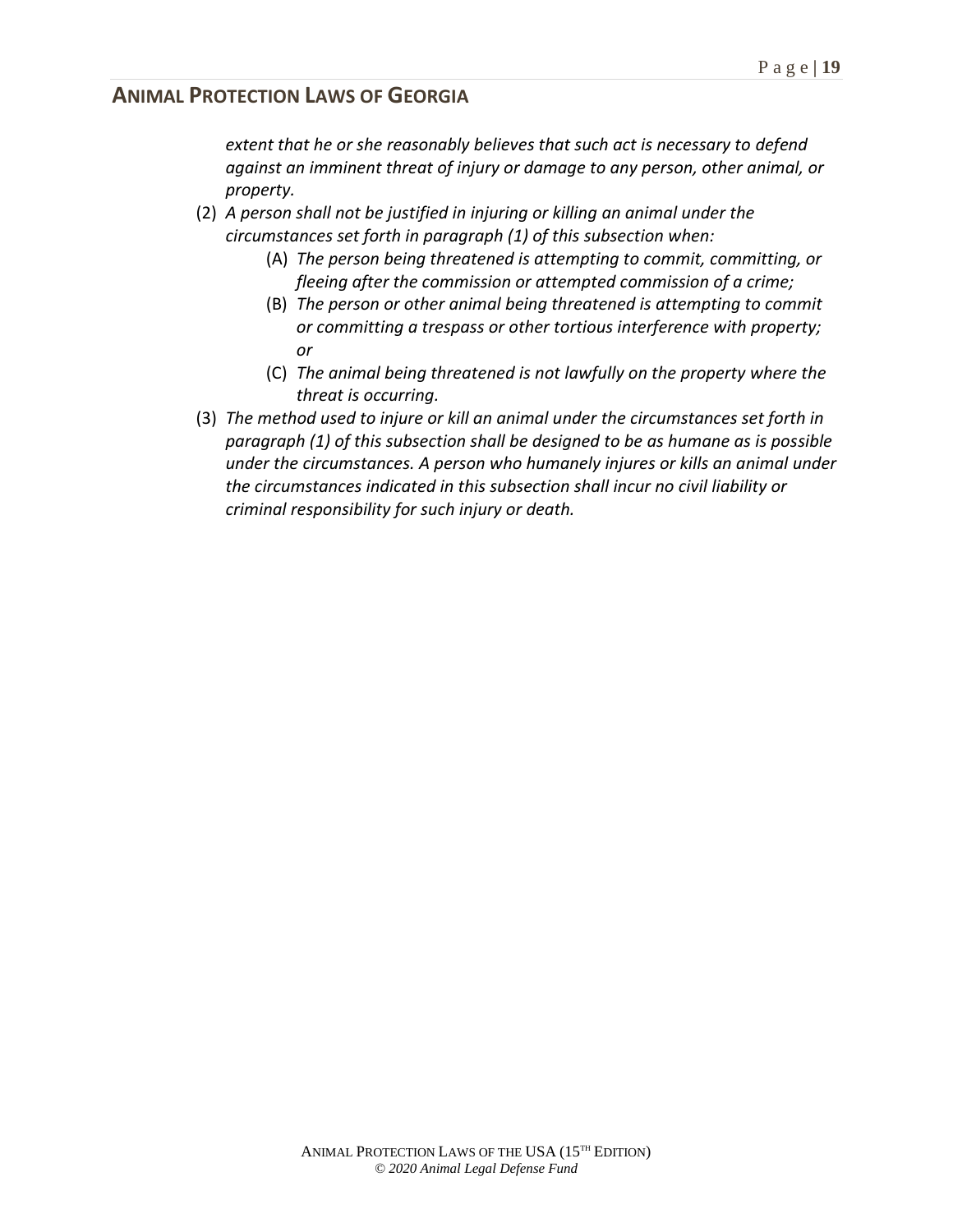*extent that he or she reasonably believes that such act is necessary to defend against an imminent threat of injury or damage to any person, other animal, or property.*

(2) *A person shall not be justified in injuring or killing an animal under the circumstances set forth in paragraph (1) of this subsection when:*

   (A) *The person being threatened is attempting to commit, committing, or fleeing after the commission or attempted commission of a crime;*

   (B) *The person or other animal being threatened is attempting to commit or committing a trespass or other tortious interference with property; or*

   (C) *The animal being threatened is not lawfully on the property where the threat is occurring.*

(3) *The method used to injure or kill an animal under the circumstances set forth in paragraph (1) of this subsection shall be designed to be as humane as is possible under the circumstances. A person who humanely injures or kills an animal under the circumstances indicated in this subsection shall incur no civil liability or criminal responsibility for such injury or death.*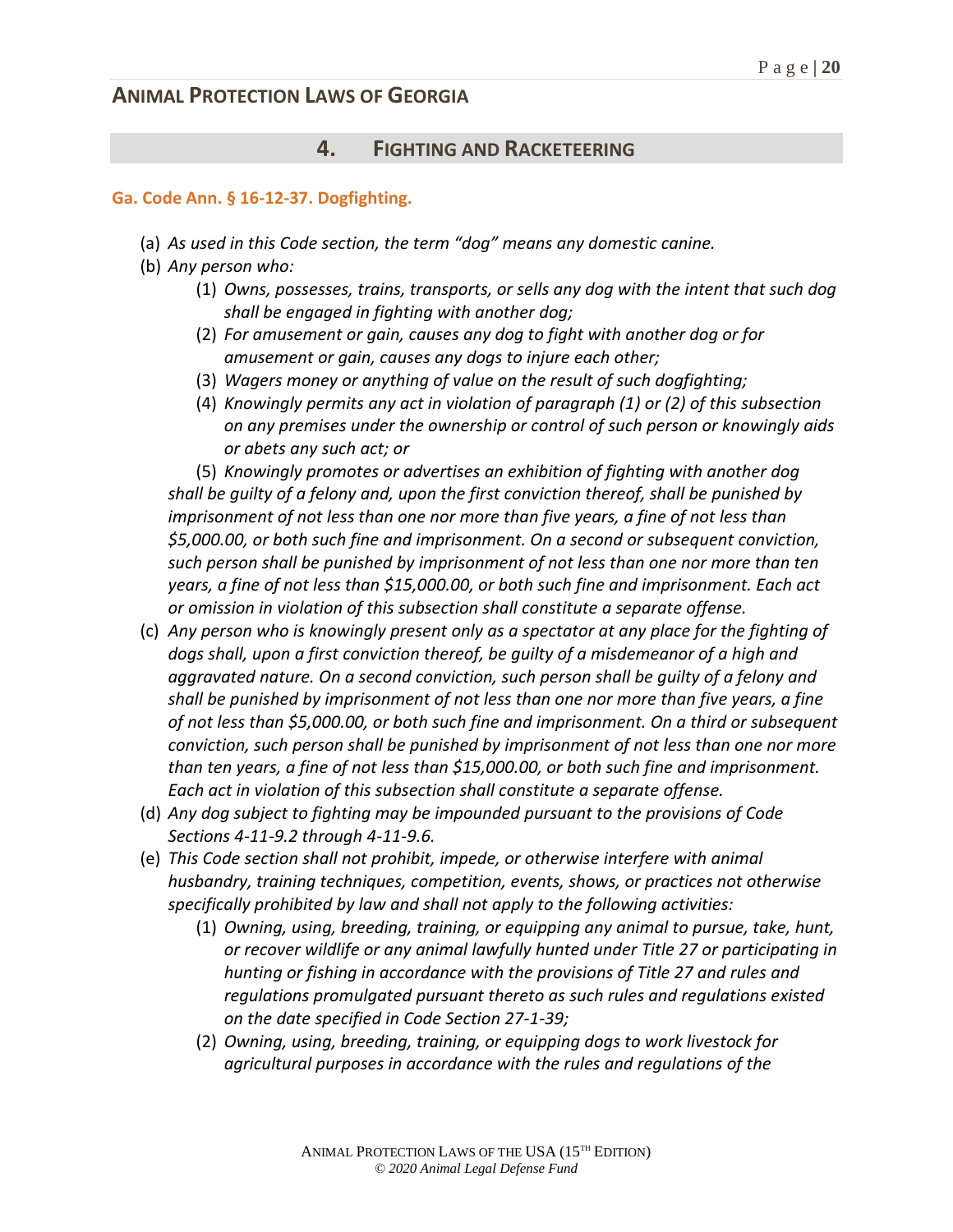## 4. FIGHTING AND RACKETEERING

**Ga. Code Ann. § 16-12-37. Dogfighting.**

(a) *As used in this Code section, the term "dog" means any domestic canine.*

(b) *Any person who:*

   (1) *Owns, possesses, trains, transports, or sells any dog with the intent that such dog shall be engaged in fighting with another dog;*

   (2) *For amusement or gain, causes any dog to fight with another dog or for amusement or gain, causes any dogs to injure each other;*

   (3) *Wagers money or anything of value on the result of such dogfighting;*

   (4) *Knowingly permits any act in violation of paragraph (1) or (2) of this subsection on any premises under the ownership or control of such person or knowingly aids or abets any such act; or*

   (5) *Knowingly promotes or advertises an exhibition of fighting with another dog*

*shall be guilty of a felony and, upon the first conviction thereof, shall be punished by imprisonment of not less than one nor more than five years, a fine of not less than $5,000.00, or both such fine and imprisonment. On a second or subsequent conviction, such person shall be punished by imprisonment of not less than one nor more than ten years, a fine of not less than $15,000.00, or both such fine and imprisonment. Each act or omission in violation of this subsection shall constitute a separate offense.*

(c) *Any person who is knowingly present only as a spectator at any place for the fighting of dogs shall, upon a first conviction thereof, be guilty of a misdemeanor of a high and aggravated nature. On a second conviction, such person shall be guilty of a felony and shall be punished by imprisonment of not less than one nor more than five years, a fine of not less than $5,000.00, or both such fine and imprisonment. On a third or subsequent conviction, such person shall be punished by imprisonment of not less than one nor more than ten years, a fine of not less than $15,000.00, or both such fine and imprisonment. Each act in violation of this subsection shall constitute a separate offense.*

(d) *Any dog subject to fighting may be impounded pursuant to the provisions of Code Sections 4-11-9.2 through 4-11-9.6.*

(e) *This Code section shall not prohibit, impede, or otherwise interfere with animal husbandry, training techniques, competition, events, shows, or practices not otherwise specifically prohibited by law and shall not apply to the following activities:*

   (1) *Owning, using, breeding, training, or equipping any animal to pursue, take, hunt, or recover wildlife or any animal lawfully hunted under Title 27 or participating in hunting or fishing in accordance with the provisions of Title 27 and rules and regulations promulgated pursuant thereto as such rules and regulations existed on the date specified in Code Section 27-1-39;*

   (2) *Owning, using, breeding, training, or equipping dogs to work livestock for agricultural purposes in accordance with the rules and regulations of the*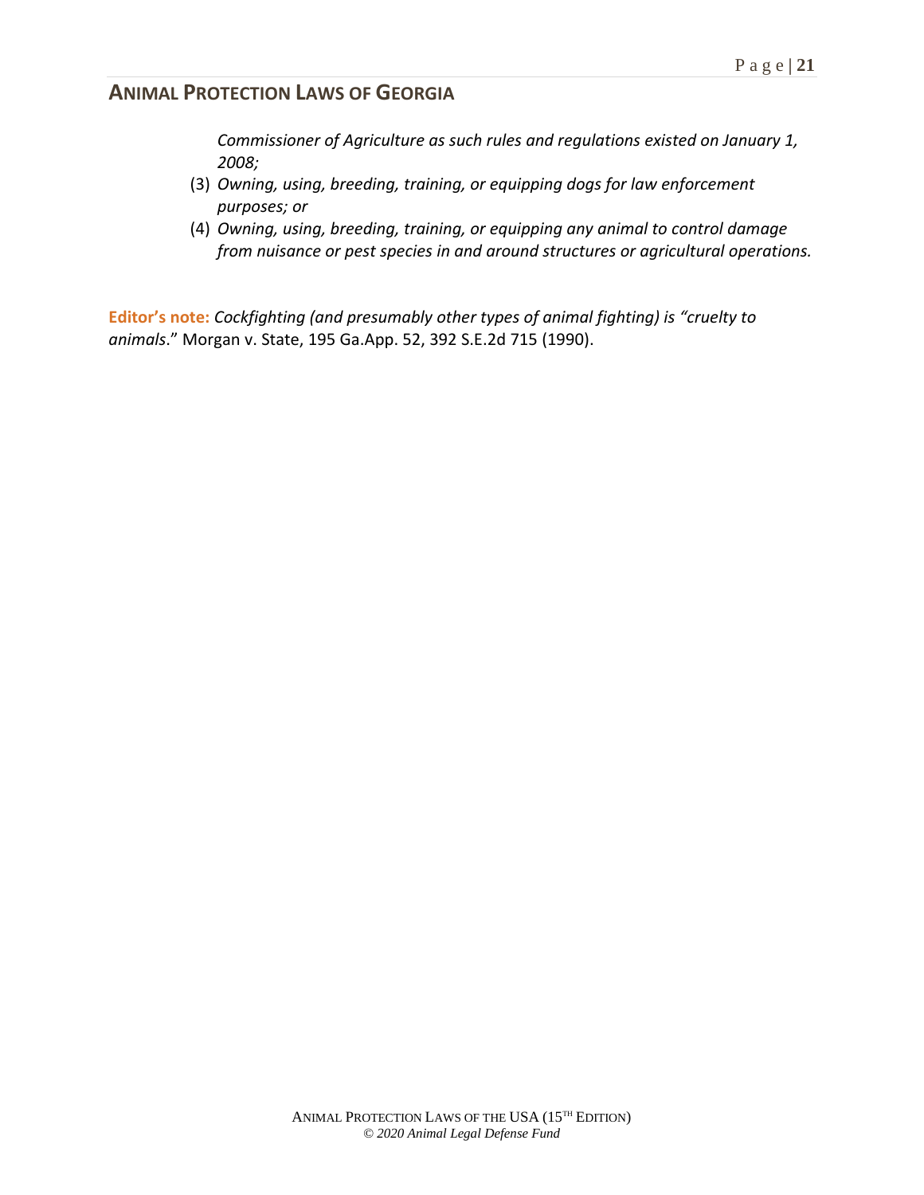*Commissioner of Agriculture as such rules and regulations existed on January 1, 2008;*

(3) *Owning, using, breeding, training, or equipping dogs for law enforcement purposes; or*

(4) *Owning, using, breeding, training, or equipping any animal to control damage from nuisance or pest species in and around structures or agricultural operations.*

**Editor's note:** *Cockfighting (and presumably other types of animal fighting) is "cruelty to animals*." Morgan v. State, 195 Ga.App. 52, 392 S.E.2d 715 (1990).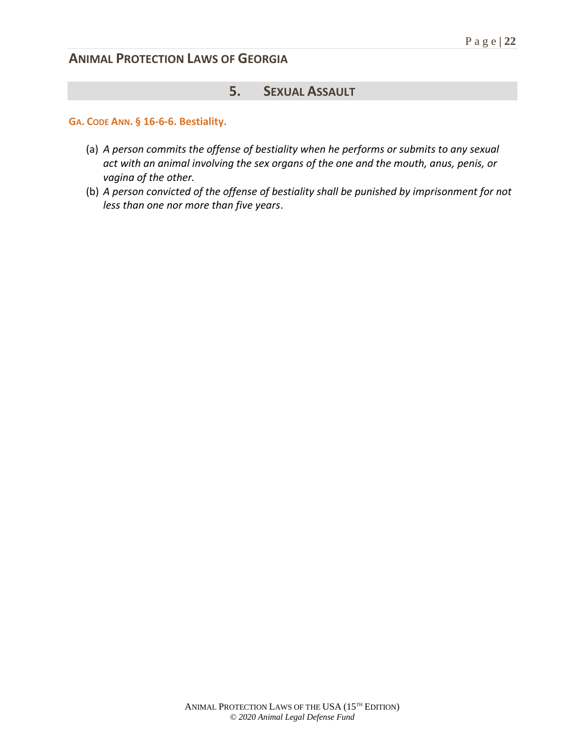## 5. SEXUAL ASSAULT

### GA. CODE ANN. § 16-6-6. Bestiality.

(a) *A person commits the offense of bestiality when he performs or submits to any sexual act with an animal involving the sex organs of the one and the mouth, anus, penis, or vagina of the other.*

(b) *A person convicted of the offense of bestiality shall be punished by imprisonment for not less than one nor more than five years*.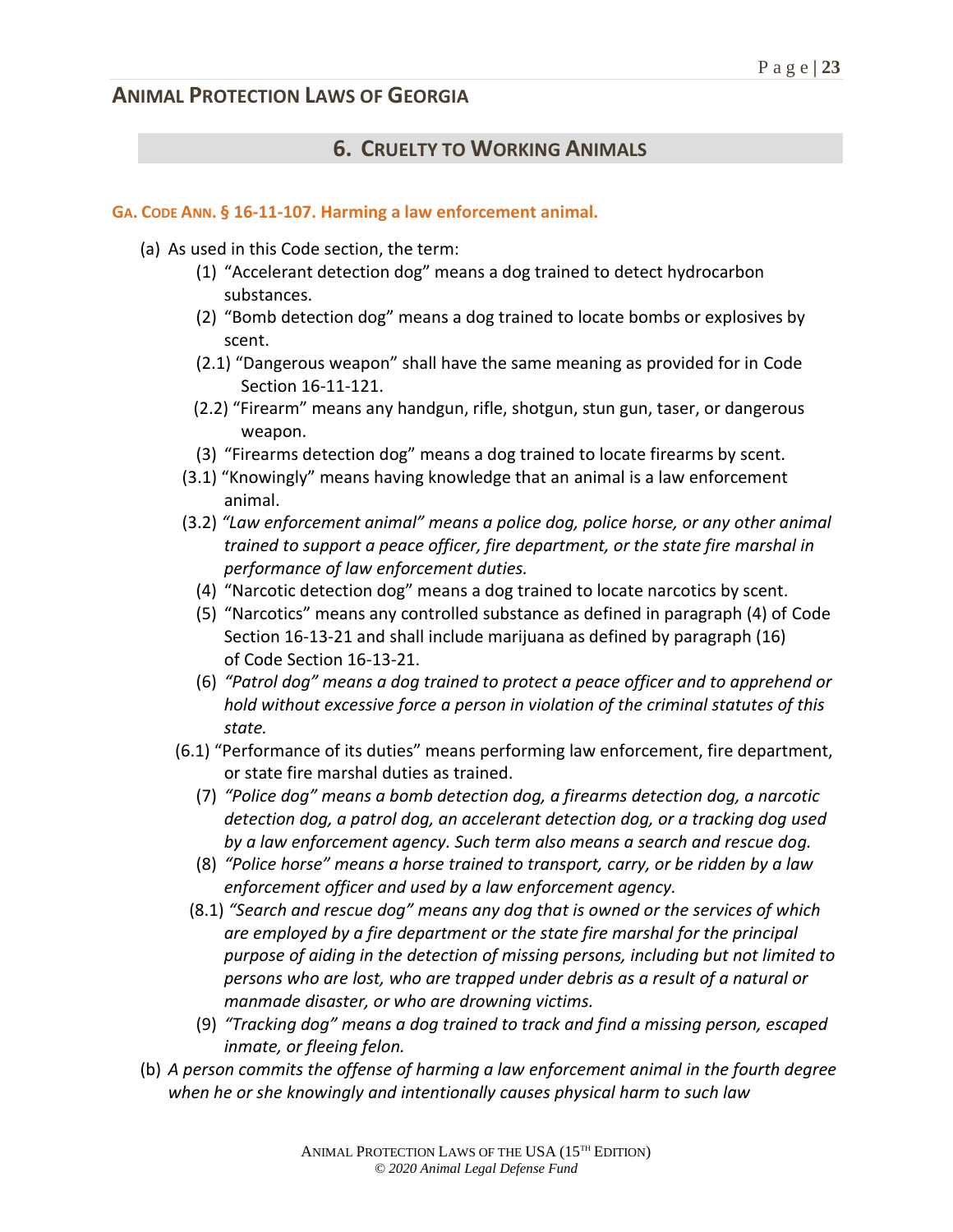## 6. Cruelty to Working Animals

### GA. CODE ANN. § 16-11-107. Harming a law enforcement animal.

(a) As used in this Code section, the term:

(1) "Accelerant detection dog" means a dog trained to detect hydrocarbon substances.

(2) "Bomb detection dog" means a dog trained to locate bombs or explosives by scent.

(2.1) "Dangerous weapon" shall have the same meaning as provided for in Code Section 16-11-121.

(2.2) "Firearm" means any handgun, rifle, shotgun, stun gun, taser, or dangerous weapon.

(3) "Firearms detection dog" means a dog trained to locate firearms by scent.

(3.1) "Knowingly" means having knowledge that an animal is a law enforcement animal.

(3.2) *"Law enforcement animal" means a police dog, police horse, or any other animal trained to support a peace officer, fire department, or the state fire marshal in performance of law enforcement duties.*

(4) "Narcotic detection dog" means a dog trained to locate narcotics by scent.

(5) "Narcotics" means any controlled substance as defined in paragraph (4) of Code Section 16-13-21 and shall include marijuana as defined by paragraph (16) of Code Section 16-13-21.

(6) *"Patrol dog" means a dog trained to protect a peace officer and to apprehend or hold without excessive force a person in violation of the criminal statutes of this state.*

(6.1) "Performance of its duties" means performing law enforcement, fire department, or state fire marshal duties as trained.

(7) *"Police dog" means a bomb detection dog, a firearms detection dog, a narcotic detection dog, a patrol dog, an accelerant detection dog, or a tracking dog used by a law enforcement agency. Such term also means a search and rescue dog.*

(8) *"Police horse" means a horse trained to transport, carry, or be ridden by a law enforcement officer and used by a law enforcement agency.*

(8.1) *"Search and rescue dog" means any dog that is owned or the services of which are employed by a fire department or the state fire marshal for the principal purpose of aiding in the detection of missing persons, including but not limited to persons who are lost, who are trapped under debris as a result of a natural or manmade disaster, or who are drowning victims.*

(9) *"Tracking dog" means a dog trained to track and find a missing person, escaped inmate, or fleeing felon.*

(b) *A person commits the offense of harming a law enforcement animal in the fourth degree when he or she knowingly and intentionally causes physical harm to such law*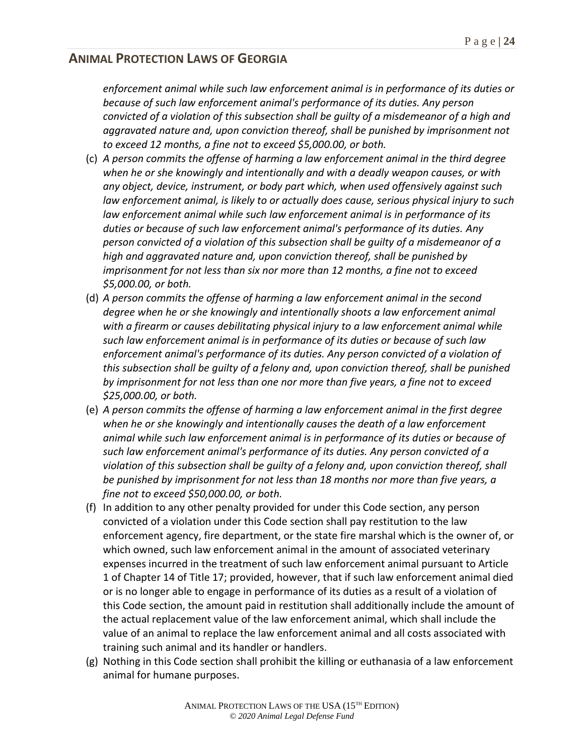*enforcement animal while such law enforcement animal is in performance of its duties or because of such law enforcement animal's performance of its duties. Any person convicted of a violation of this subsection shall be guilty of a misdemeanor of a high and aggravated nature and, upon conviction thereof, shall be punished by imprisonment not to exceed 12 months, a fine not to exceed $5,000.00, or both.*

(c) *A person commits the offense of harming a law enforcement animal in the third degree when he or she knowingly and intentionally and with a deadly weapon causes, or with any object, device, instrument, or body part which, when used offensively against such law enforcement animal, is likely to or actually does cause, serious physical injury to such law enforcement animal while such law enforcement animal is in performance of its duties or because of such law enforcement animal's performance of its duties. Any person convicted of a violation of this subsection shall be guilty of a misdemeanor of a high and aggravated nature and, upon conviction thereof, shall be punished by imprisonment for not less than six nor more than 12 months, a fine not to exceed $5,000.00, or both.*

(d) *A person commits the offense of harming a law enforcement animal in the second degree when he or she knowingly and intentionally shoots a law enforcement animal with a firearm or causes debilitating physical injury to a law enforcement animal while such law enforcement animal is in performance of its duties or because of such law enforcement animal's performance of its duties. Any person convicted of a violation of this subsection shall be guilty of a felony and, upon conviction thereof, shall be punished by imprisonment for not less than one nor more than five years, a fine not to exceed $25,000.00, or both.*

(e) *A person commits the offense of harming a law enforcement animal in the first degree when he or she knowingly and intentionally causes the death of a law enforcement animal while such law enforcement animal is in performance of its duties or because of such law enforcement animal's performance of its duties. Any person convicted of a violation of this subsection shall be guilty of a felony and, upon conviction thereof, shall be punished by imprisonment for not less than 18 months nor more than five years, a fine not to exceed $50,000.00, or both.*

(f) In addition to any other penalty provided for under this Code section, any person convicted of a violation under this Code section shall pay restitution to the law enforcement agency, fire department, or the state fire marshal which is the owner of, or which owned, such law enforcement animal in the amount of associated veterinary expenses incurred in the treatment of such law enforcement animal pursuant to Article 1 of Chapter 14 of Title 17; provided, however, that if such law enforcement animal died or is no longer able to engage in performance of its duties as a result of a violation of this Code section, the amount paid in restitution shall additionally include the amount of the actual replacement value of the law enforcement animal, which shall include the value of an animal to replace the law enforcement animal and all costs associated with training such animal and its handler or handlers.

(g) Nothing in this Code section shall prohibit the killing or euthanasia of a law enforcement animal for humane purposes.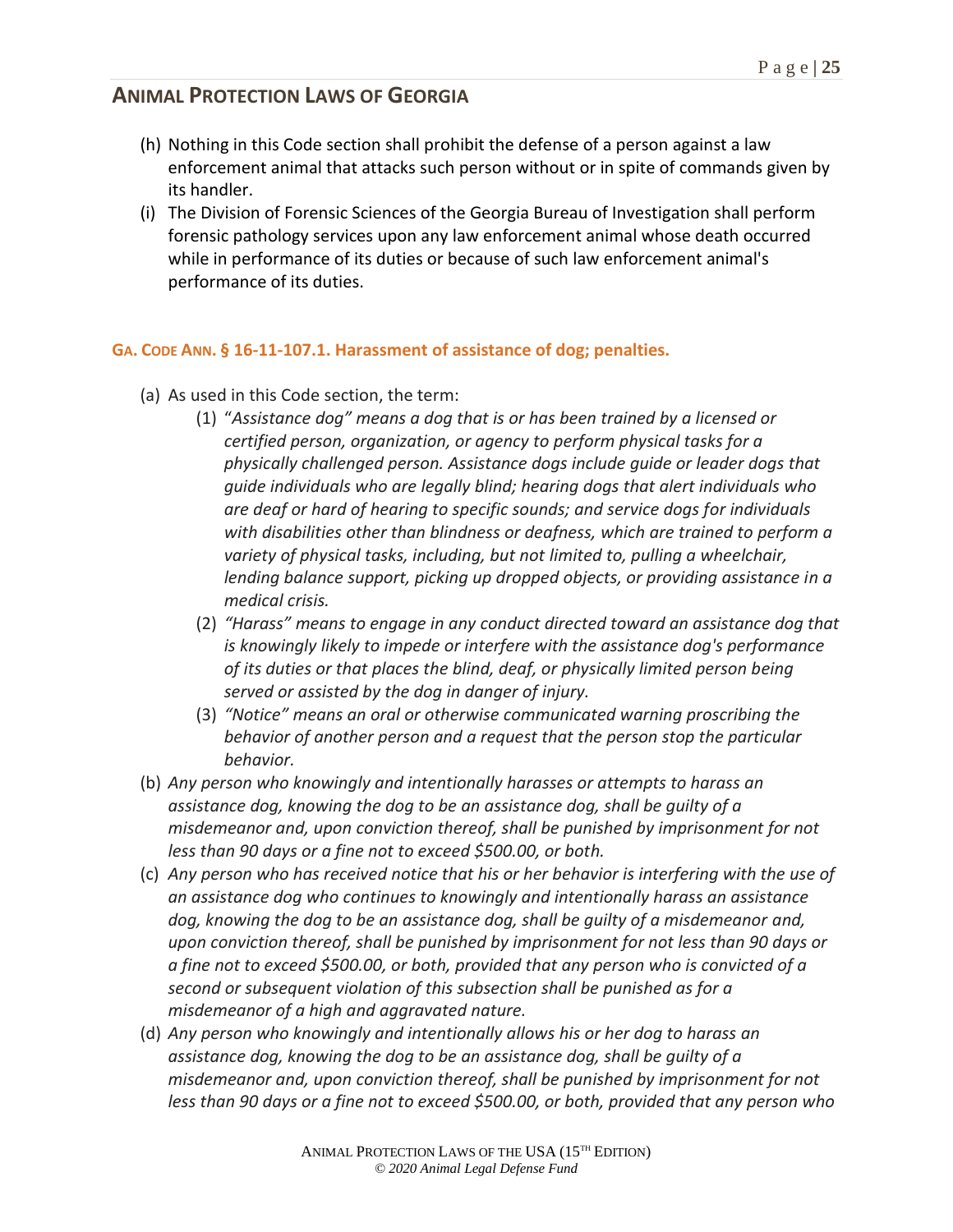- (h) Nothing in this Code section shall prohibit the defense of a person against a law enforcement animal that attacks such person without or in spite of commands given by its handler.
- (i) The Division of Forensic Sciences of the Georgia Bureau of Investigation shall perform forensic pathology services upon any law enforcement animal whose death occurred while in performance of its duties or because of such law enforcement animal's performance of its duties.

### GA. CODE ANN. § 16-11-107.1. Harassment of assistance of dog; penalties.

- (a) As used in this Code section, the term:
  - (1) "*Assistance dog" means a dog that is or has been trained by a licensed or certified person, organization, or agency to perform physical tasks for a physically challenged person. Assistance dogs include guide or leader dogs that guide individuals who are legally blind; hearing dogs that alert individuals who are deaf or hard of hearing to specific sounds; and service dogs for individuals with disabilities other than blindness or deafness, which are trained to perform a variety of physical tasks, including, but not limited to, pulling a wheelchair, lending balance support, picking up dropped objects, or providing assistance in a medical crisis.*
  - (2) *"Harass" means to engage in any conduct directed toward an assistance dog that is knowingly likely to impede or interfere with the assistance dog's performance of its duties or that places the blind, deaf, or physically limited person being served or assisted by the dog in danger of injury.*
  - (3) *"Notice" means an oral or otherwise communicated warning proscribing the behavior of another person and a request that the person stop the particular behavior.*
- (b) *Any person who knowingly and intentionally harasses or attempts to harass an assistance dog, knowing the dog to be an assistance dog, shall be guilty of a misdemeanor and, upon conviction thereof, shall be punished by imprisonment for not less than 90 days or a fine not to exceed $500.00, or both.*
- (c) *Any person who has received notice that his or her behavior is interfering with the use of an assistance dog who continues to knowingly and intentionally harass an assistance dog, knowing the dog to be an assistance dog, shall be guilty of a misdemeanor and, upon conviction thereof, shall be punished by imprisonment for not less than 90 days or a fine not to exceed $500.00, or both, provided that any person who is convicted of a second or subsequent violation of this subsection shall be punished as for a misdemeanor of a high and aggravated nature.*
- (d) *Any person who knowingly and intentionally allows his or her dog to harass an assistance dog, knowing the dog to be an assistance dog, shall be guilty of a misdemeanor and, upon conviction thereof, shall be punished by imprisonment for not less than 90 days or a fine not to exceed $500.00, or both, provided that any person who*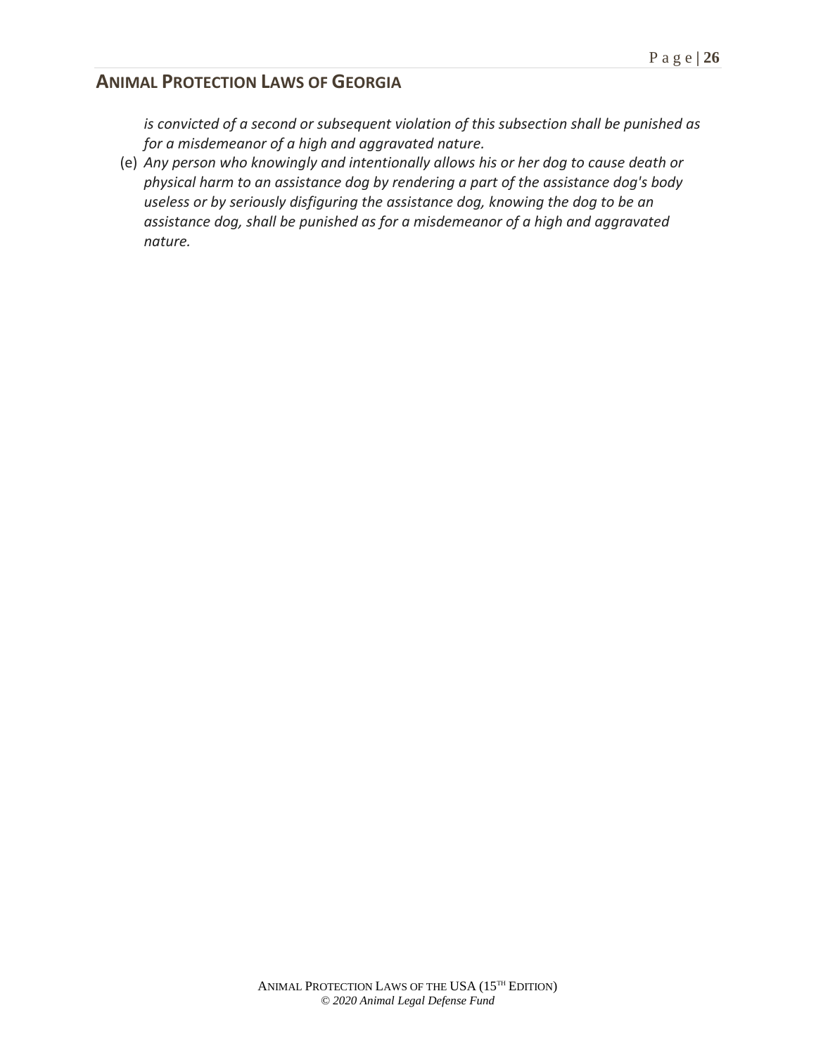*is convicted of a second or subsequent violation of this subsection shall be punished as for a misdemeanor of a high and aggravated nature.*

(e) *Any person who knowingly and intentionally allows his or her dog to cause death or physical harm to an assistance dog by rendering a part of the assistance dog's body useless or by seriously disfiguring the assistance dog, knowing the dog to be an assistance dog, shall be punished as for a misdemeanor of a high and aggravated nature.*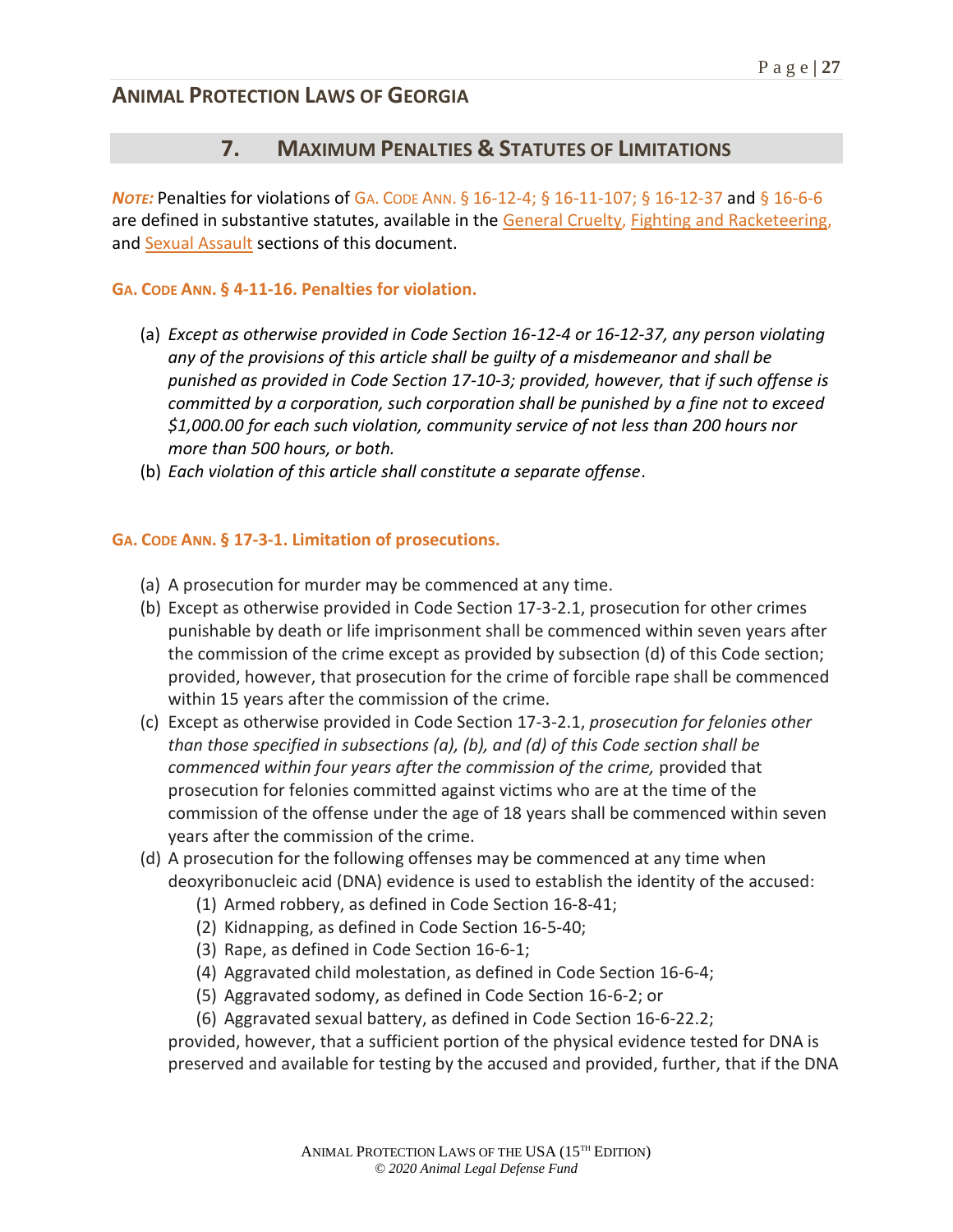## ANIMAL PROTECTION LAWS OF GEORGIA

## 7. MAXIMUM PENALTIES & STATUTES OF LIMITATIONS

***NOTE:*** Penalties for violations of GA. CODE ANN. § 16-12-4; § 16-11-107; § 16-12-37 and § 16-6-6 are defined in substantive statutes, available in the General Cruelty, Fighting and Racketeering, and Sexual Assault sections of this document.

### GA. CODE ANN. § 4-11-16. Penalties for violation.

(a) *Except as otherwise provided in Code Section 16-12-4 or 16-12-37, any person violating any of the provisions of this article shall be guilty of a misdemeanor and shall be punished as provided in Code Section 17-10-3; provided, however, that if such offense is committed by a corporation, such corporation shall be punished by a fine not to exceed $1,000.00 for each such violation, community service of not less than 200 hours nor more than 500 hours, or both.*

(b) *Each violation of this article shall constitute a separate offense*.

### GA. CODE ANN. § 17-3-1. Limitation of prosecutions.

(a) A prosecution for murder may be commenced at any time.

(b) Except as otherwise provided in Code Section 17-3-2.1, prosecution for other crimes punishable by death or life imprisonment shall be commenced within seven years after the commission of the crime except as provided by subsection (d) of this Code section; provided, however, that prosecution for the crime of forcible rape shall be commenced within 15 years after the commission of the crime.

(c) Except as otherwise provided in Code Section 17-3-2.1, *prosecution for felonies other than those specified in subsections (a), (b), and (d) of this Code section shall be commenced within four years after the commission of the crime,* provided that prosecution for felonies committed against victims who are at the time of the commission of the offense under the age of 18 years shall be commenced within seven years after the commission of the crime.

(d) A prosecution for the following offenses may be commenced at any time when deoxyribonucleic acid (DNA) evidence is used to establish the identity of the accused:

   (1) Armed robbery, as defined in Code Section 16-8-41;
   (2) Kidnapping, as defined in Code Section 16-5-40;
   (3) Rape, as defined in Code Section 16-6-1;
   (4) Aggravated child molestation, as defined in Code Section 16-6-4;
   (5) Aggravated sodomy, as defined in Code Section 16-6-2; or
   (6) Aggravated sexual battery, as defined in Code Section 16-6-22.2;

provided, however, that a sufficient portion of the physical evidence tested for DNA is preserved and available for testing by the accused and provided, further, that if the DNA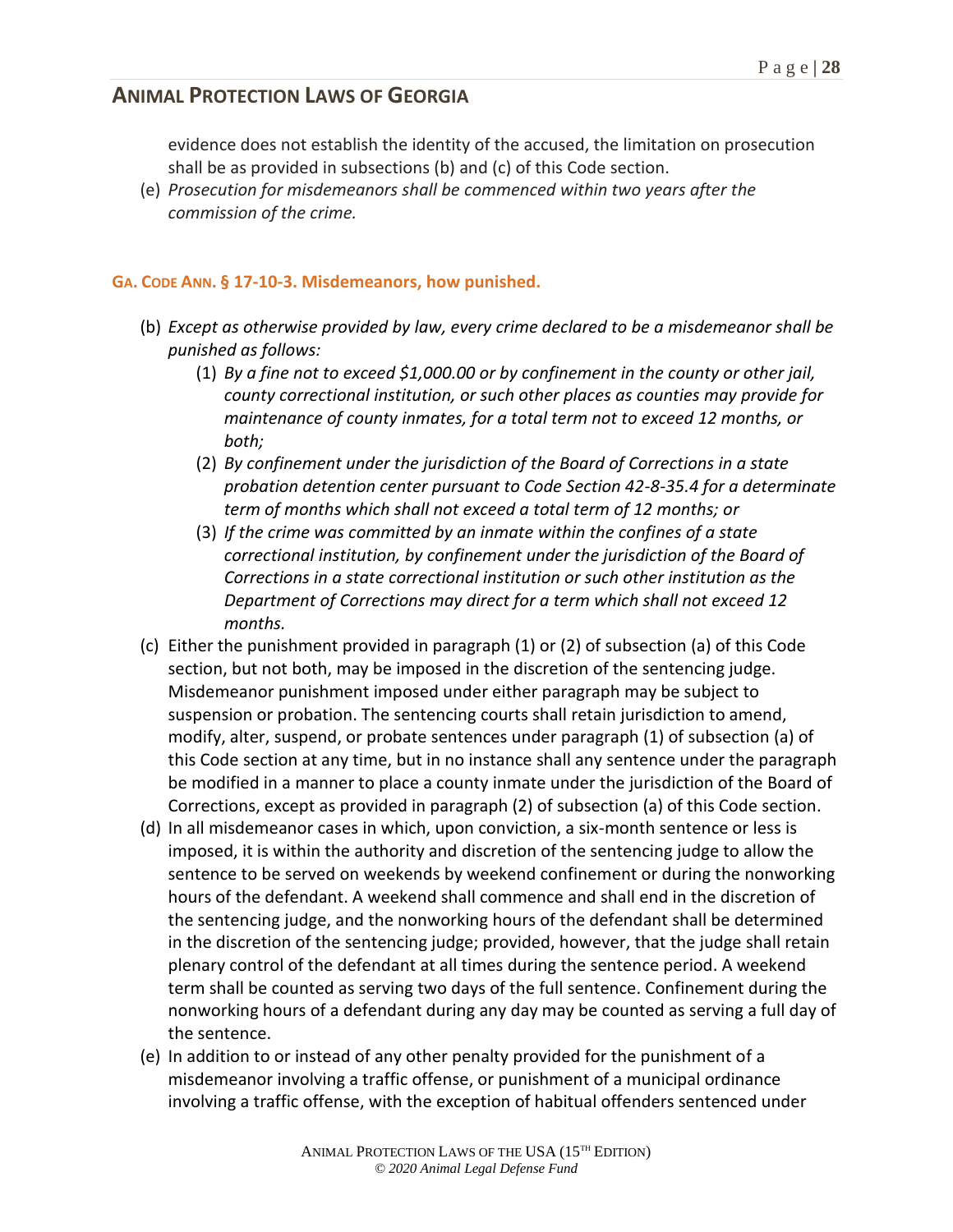evidence does not establish the identity of the accused, the limitation on prosecution shall be as provided in subsections (b) and (c) of this Code section.

(e) *Prosecution for misdemeanors shall be commenced within two years after the commission of the crime.*

#### GA. CODE ANN. § 17-10-3. Misdemeanors, how punished.

(b) *Except as otherwise provided by law, every crime declared to be a misdemeanor shall be punished as follows:*

  (1) *By a fine not to exceed $1,000.00 or by confinement in the county or other jail, county correctional institution, or such other places as counties may provide for maintenance of county inmates, for a total term not to exceed 12 months, or both;*

  (2) *By confinement under the jurisdiction of the Board of Corrections in a state probation detention center pursuant to Code Section 42-8-35.4 for a determinate term of months which shall not exceed a total term of 12 months; or*

  (3) *If the crime was committed by an inmate within the confines of a state correctional institution, by confinement under the jurisdiction of the Board of Corrections in a state correctional institution or such other institution as the Department of Corrections may direct for a term which shall not exceed 12 months.*

(c) Either the punishment provided in paragraph (1) or (2) of subsection (a) of this Code section, but not both, may be imposed in the discretion of the sentencing judge. Misdemeanor punishment imposed under either paragraph may be subject to suspension or probation. The sentencing courts shall retain jurisdiction to amend, modify, alter, suspend, or probate sentences under paragraph (1) of subsection (a) of this Code section at any time, but in no instance shall any sentence under the paragraph be modified in a manner to place a county inmate under the jurisdiction of the Board of Corrections, except as provided in paragraph (2) of subsection (a) of this Code section.

(d) In all misdemeanor cases in which, upon conviction, a six-month sentence or less is imposed, it is within the authority and discretion of the sentencing judge to allow the sentence to be served on weekends by weekend confinement or during the nonworking hours of the defendant. A weekend shall commence and shall end in the discretion of the sentencing judge, and the nonworking hours of the defendant shall be determined in the discretion of the sentencing judge; provided, however, that the judge shall retain plenary control of the defendant at all times during the sentence period. A weekend term shall be counted as serving two days of the full sentence. Confinement during the nonworking hours of a defendant during any day may be counted as serving a full day of the sentence.

(e) In addition to or instead of any other penalty provided for the punishment of a misdemeanor involving a traffic offense, or punishment of a municipal ordinance involving a traffic offense, with the exception of habitual offenders sentenced under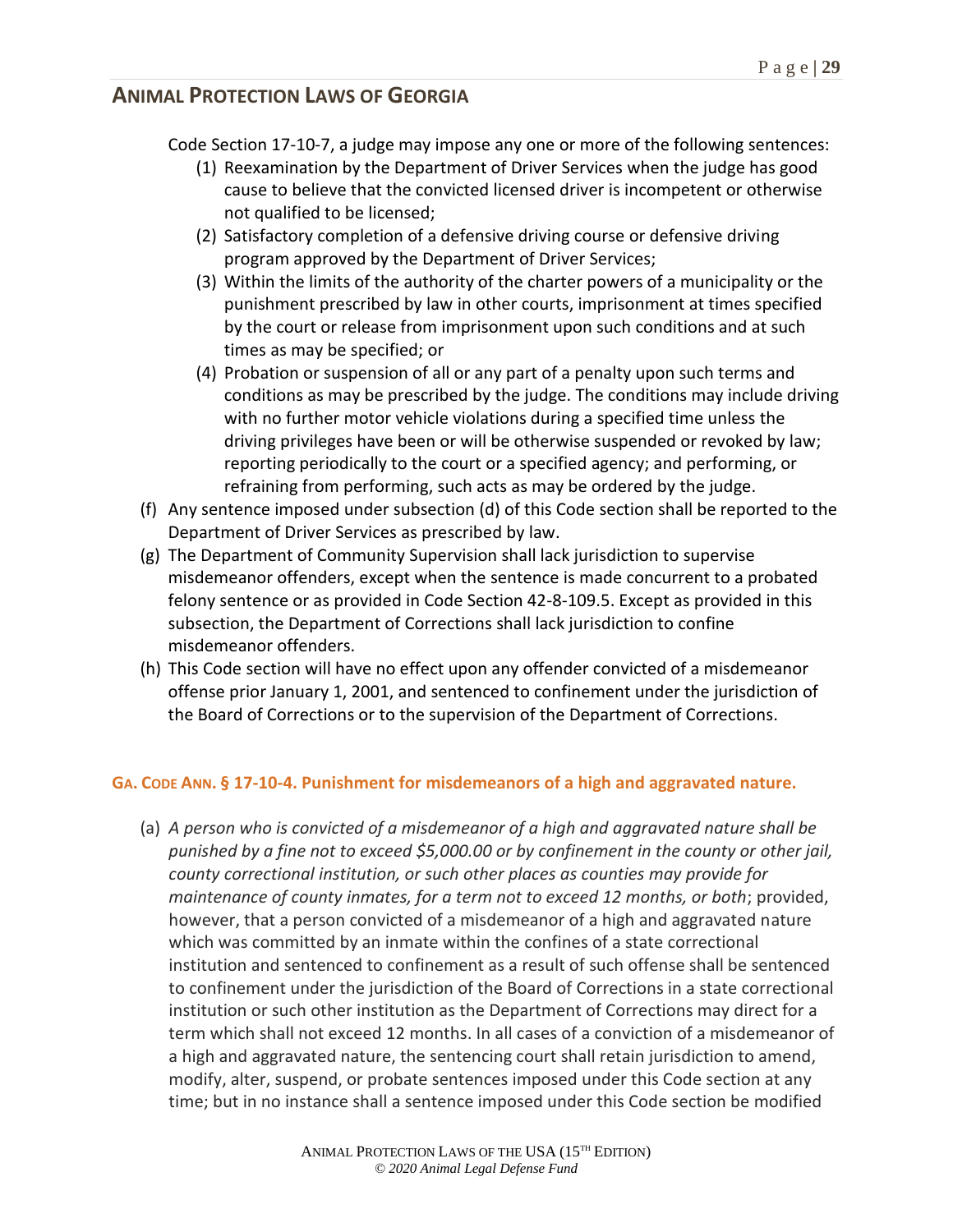Code Section 17-10-7, a judge may impose any one or more of the following sentences:

1. Reexamination by the Department of Driver Services when the judge has good cause to believe that the convicted licensed driver is incompetent or otherwise not qualified to be licensed;
2. Satisfactory completion of a defensive driving course or defensive driving program approved by the Department of Driver Services;
3. Within the limits of the authority of the charter powers of a municipality or the punishment prescribed by law in other courts, imprisonment at times specified by the court or release from imprisonment upon such conditions and at such times as may be specified; or
4. Probation or suspension of all or any part of a penalty upon such terms and conditions as may be prescribed by the judge. The conditions may include driving with no further motor vehicle violations during a specified time unless the driving privileges have been or will be otherwise suspended or revoked by law; reporting periodically to the court or a specified agency; and performing, or refraining from performing, such acts as may be ordered by the judge.

(f) Any sentence imposed under subsection (d) of this Code section shall be reported to the Department of Driver Services as prescribed by law.

(g) The Department of Community Supervision shall lack jurisdiction to supervise misdemeanor offenders, except when the sentence is made concurrent to a probated felony sentence or as provided in Code Section 42-8-109.5. Except as provided in this subsection, the Department of Corrections shall lack jurisdiction to confine misdemeanor offenders.

(h) This Code section will have no effect upon any offender convicted of a misdemeanor offense prior January 1, 2001, and sentenced to confinement under the jurisdiction of the Board of Corrections or to the supervision of the Department of Corrections.

### GA. CODE ANN. § 17-10-4. Punishment for misdemeanors of a high and aggravated nature.

(a) *A person who is convicted of a misdemeanor of a high and aggravated nature shall be punished by a fine not to exceed $5,000.00 or by confinement in the county or other jail, county correctional institution, or such other places as counties may provide for maintenance of county inmates, for a term not to exceed 12 months, or both*; provided, however, that a person convicted of a misdemeanor of a high and aggravated nature which was committed by an inmate within the confines of a state correctional institution and sentenced to confinement as a result of such offense shall be sentenced to confinement under the jurisdiction of the Board of Corrections in a state correctional institution or such other institution as the Department of Corrections may direct for a term which shall not exceed 12 months. In all cases of a conviction of a misdemeanor of a high and aggravated nature, the sentencing court shall retain jurisdiction to amend, modify, alter, suspend, or probate sentences imposed under this Code section at any time; but in no instance shall a sentence imposed under this Code section be modified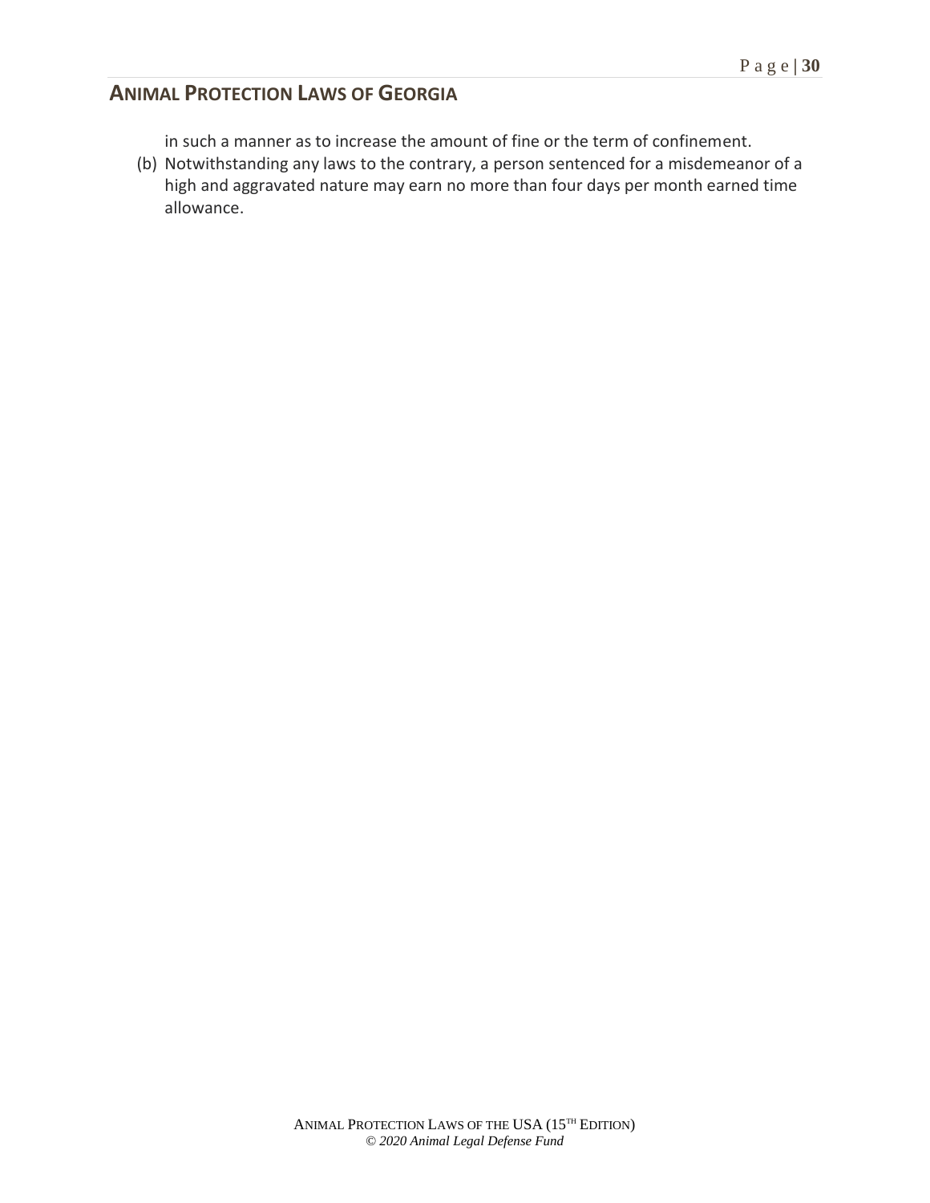in such a manner as to increase the amount of fine or the term of confinement.

(b) Notwithstanding any laws to the contrary, a person sentenced for a misdemeanor of a high and aggravated nature may earn no more than four days per month earned time allowance.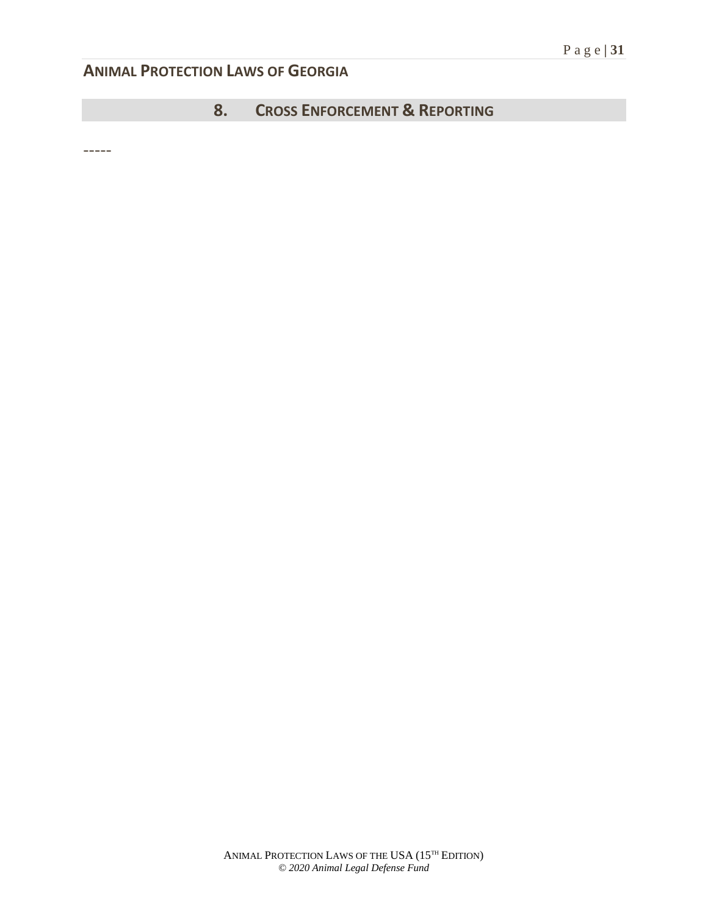## 8. Cross Enforcement & Reporting

-----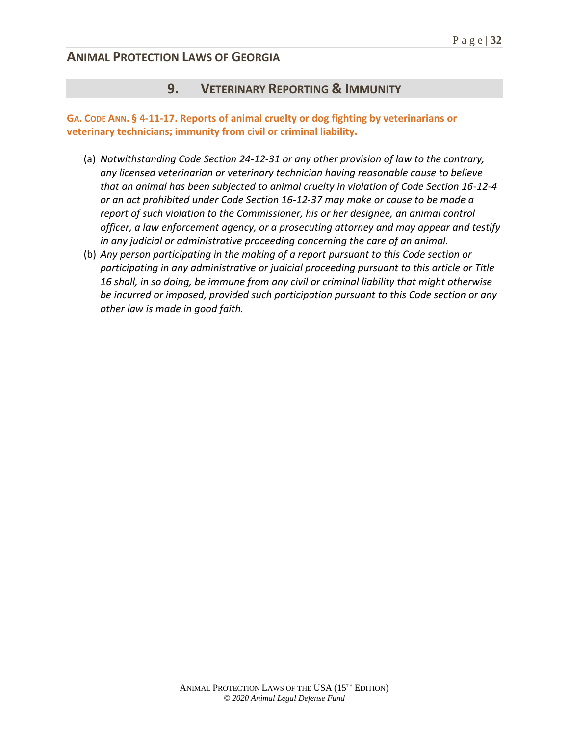## 9. VETERINARY REPORTING & IMMUNITY

**GA. CODE ANN. § 4-11-17. Reports of animal cruelty or dog fighting by veterinarians or veterinary technicians; immunity from civil or criminal liability.**

(a) *Notwithstanding Code Section 24-12-31 or any other provision of law to the contrary, any licensed veterinarian or veterinary technician having reasonable cause to believe that an animal has been subjected to animal cruelty in violation of Code Section 16-12-4 or an act prohibited under Code Section 16-12-37 may make or cause to be made a report of such violation to the Commissioner, his or her designee, an animal control officer, a law enforcement agency, or a prosecuting attorney and may appear and testify in any judicial or administrative proceeding concerning the care of an animal.*

(b) *Any person participating in the making of a report pursuant to this Code section or participating in any administrative or judicial proceeding pursuant to this article or Title 16 shall, in so doing, be immune from any civil or criminal liability that might otherwise be incurred or imposed, provided such participation pursuant to this Code section or any other law is made in good faith.*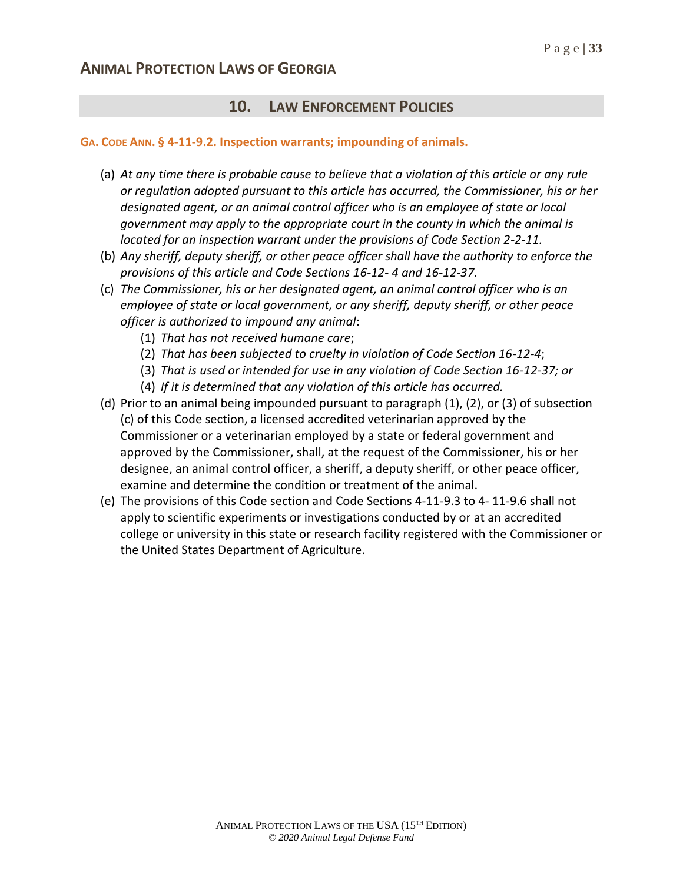## 10. LAW ENFORCEMENT POLICIES

### GA. CODE ANN. § 4-11-9.2. Inspection warrants; impounding of animals.

(a) *At any time there is probable cause to believe that a violation of this article or any rule or regulation adopted pursuant to this article has occurred, the Commissioner, his or her designated agent, or an animal control officer who is an employee of state or local government may apply to the appropriate court in the county in which the animal is located for an inspection warrant under the provisions of Code Section 2-2-11.*

(b) *Any sheriff, deputy sheriff, or other peace officer shall have the authority to enforce the provisions of this article and Code Sections 16-12- 4 and 16-12-37.*

(c) *The Commissioner, his or her designated agent, an animal control officer who is an employee of state or local government, or any sheriff, deputy sheriff, or other peace officer is authorized to impound any animal*:

   (1) *That has not received humane care*;

   (2) *That has been subjected to cruelty in violation of Code Section 16-12-4*;

   (3) *That is used or intended for use in any violation of Code Section 16-12-37; or*

   (4) *If it is determined that any violation of this article has occurred.*

(d) Prior to an animal being impounded pursuant to paragraph (1), (2), or (3) of subsection (c) of this Code section, a licensed accredited veterinarian approved by the Commissioner or a veterinarian employed by a state or federal government and approved by the Commissioner, shall, at the request of the Commissioner, his or her designee, an animal control officer, a sheriff, a deputy sheriff, or other peace officer, examine and determine the condition or treatment of the animal.

(e) The provisions of this Code section and Code Sections 4-11-9.3 to 4- 11-9.6 shall not apply to scientific experiments or investigations conducted by or at an accredited college or university in this state or research facility registered with the Commissioner or the United States Department of Agriculture.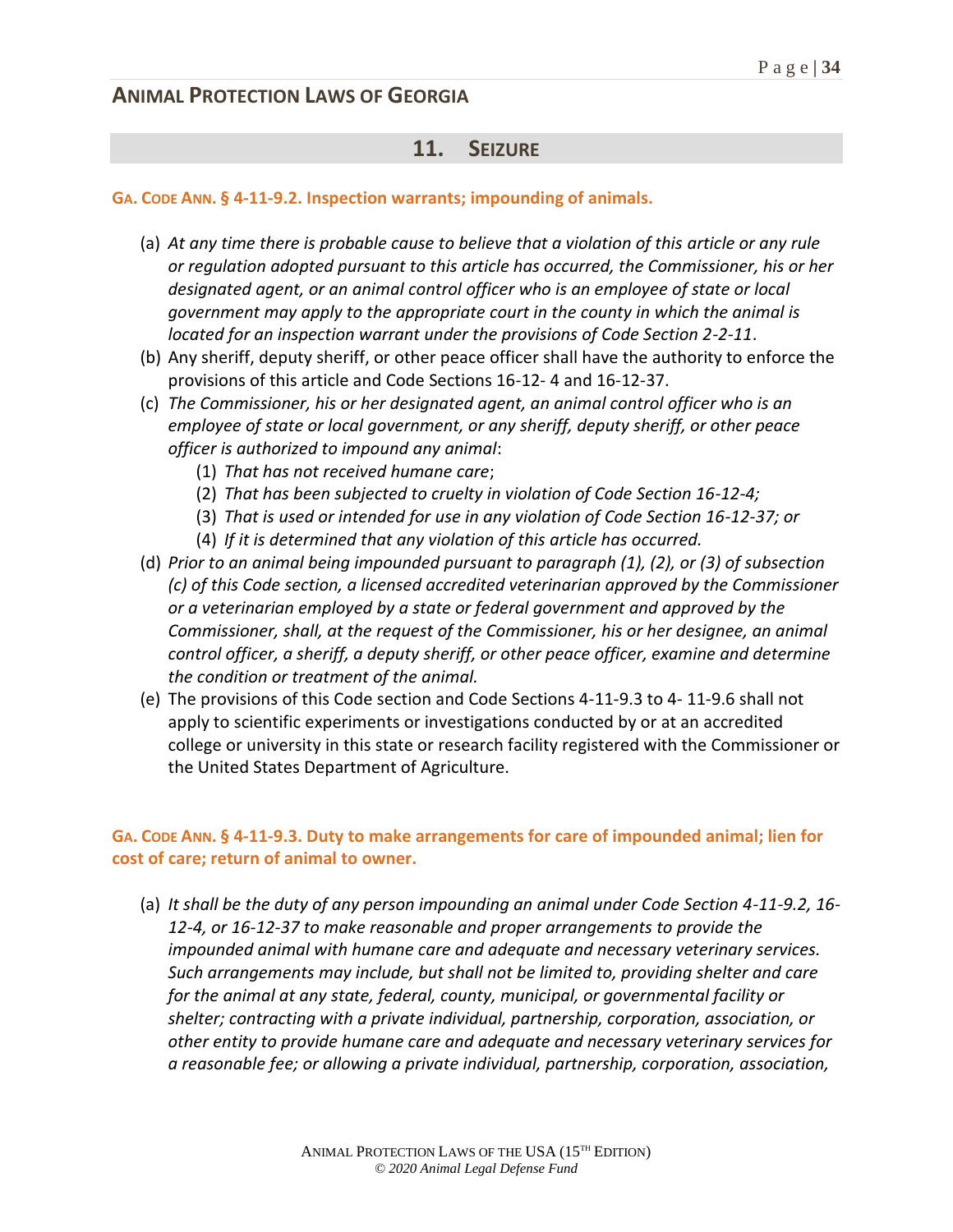## 11. Seizure

### Ga. Code Ann. § 4-11-9.2. Inspection warrants; impounding of animals.

(a) *At any time there is probable cause to believe that a violation of this article or any rule or regulation adopted pursuant to this article has occurred, the Commissioner, his or her designated agent, or an animal control officer who is an employee of state or local government may apply to the appropriate court in the county in which the animal is located for an inspection warrant under the provisions of Code Section 2-2-11*.

(b) Any sheriff, deputy sheriff, or other peace officer shall have the authority to enforce the provisions of this article and Code Sections 16-12- 4 and 16-12-37.

(c) *The Commissioner, his or her designated agent, an animal control officer who is an employee of state or local government, or any sheriff, deputy sheriff, or other peace officer is authorized to impound any animal*:

   (1) *That has not received humane care*;
   (2) *That has been subjected to cruelty in violation of Code Section 16-12-4;*
   (3) *That is used or intended for use in any violation of Code Section 16-12-37; or*
   (4) *If it is determined that any violation of this article has occurred.*

(d) *Prior to an animal being impounded pursuant to paragraph (1), (2), or (3) of subsection (c) of this Code section, a licensed accredited veterinarian approved by the Commissioner or a veterinarian employed by a state or federal government and approved by the Commissioner, shall, at the request of the Commissioner, his or her designee, an animal control officer, a sheriff, a deputy sheriff, or other peace officer, examine and determine the condition or treatment of the animal.*

(e) The provisions of this Code section and Code Sections 4-11-9.3 to 4- 11-9.6 shall not apply to scientific experiments or investigations conducted by or at an accredited college or university in this state or research facility registered with the Commissioner or the United States Department of Agriculture.

### Ga. Code Ann. § 4-11-9.3. Duty to make arrangements for care of impounded animal; lien for cost of care; return of animal to owner.

(a) *It shall be the duty of any person impounding an animal under Code Section 4-11-9.2, 16-12-4, or 16-12-37 to make reasonable and proper arrangements to provide the impounded animal with humane care and adequate and necessary veterinary services. Such arrangements may include, but shall not be limited to, providing shelter and care for the animal at any state, federal, county, municipal, or governmental facility or shelter; contracting with a private individual, partnership, corporation, association, or other entity to provide humane care and adequate and necessary veterinary services for a reasonable fee; or allowing a private individual, partnership, corporation, association,*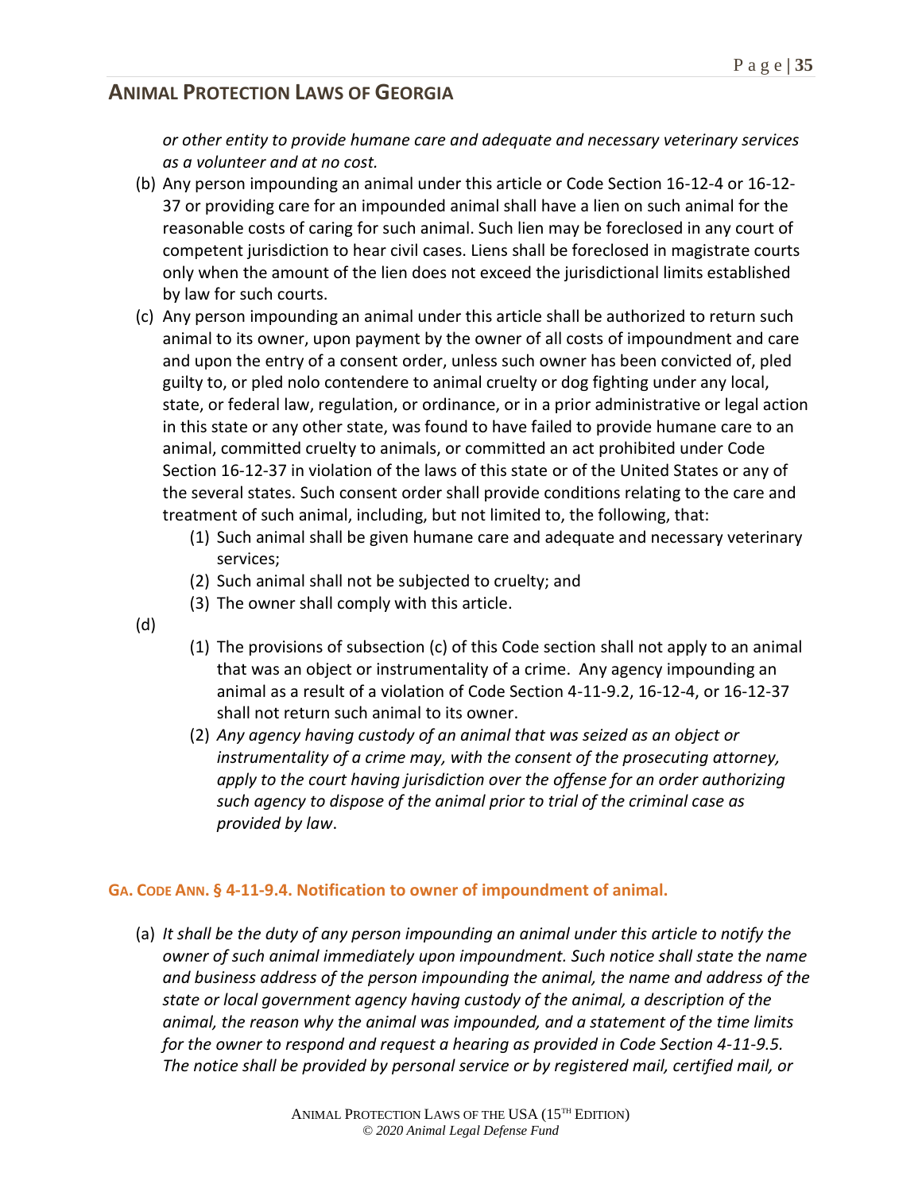*or other entity to provide humane care and adequate and necessary veterinary services as a volunteer and at no cost.*

(b) Any person impounding an animal under this article or Code Section 16-12-4 or 16-12-37 or providing care for an impounded animal shall have a lien on such animal for the reasonable costs of caring for such animal. Such lien may be foreclosed in any court of competent jurisdiction to hear civil cases. Liens shall be foreclosed in magistrate courts only when the amount of the lien does not exceed the jurisdictional limits established by law for such courts.

(c) Any person impounding an animal under this article shall be authorized to return such animal to its owner, upon payment by the owner of all costs of impoundment and care and upon the entry of a consent order, unless such owner has been convicted of, pled guilty to, or pled nolo contendere to animal cruelty or dog fighting under any local, state, or federal law, regulation, or ordinance, or in a prior administrative or legal action in this state or any other state, was found to have failed to provide humane care to an animal, committed cruelty to animals, or committed an act prohibited under Code Section 16-12-37 in violation of the laws of this state or of the United States or any of the several states. Such consent order shall provide conditions relating to the care and treatment of such animal, including, but not limited to, the following, that:
   (1) Such animal shall be given humane care and adequate and necessary veterinary services;
   (2) Such animal shall not be subjected to cruelty; and
   (3) The owner shall comply with this article.

(d)
   (1) The provisions of subsection (c) of this Code section shall not apply to an animal that was an object or instrumentality of a crime. Any agency impounding an animal as a result of a violation of Code Section 4-11-9.2, 16-12-4, or 16-12-37 shall not return such animal to its owner.
   (2) *Any agency having custody of an animal that was seized as an object or instrumentality of a crime may, with the consent of the prosecuting attorney, apply to the court having jurisdiction over the offense for an order authorizing such agency to dispose of the animal prior to trial of the criminal case as provided by law*.

### GA. CODE ANN. § 4-11-9.4. Notification to owner of impoundment of animal.

(a) *It shall be the duty of any person impounding an animal under this article to notify the owner of such animal immediately upon impoundment. Such notice shall state the name and business address of the person impounding the animal, the name and address of the state or local government agency having custody of the animal, a description of the animal, the reason why the animal was impounded, and a statement of the time limits for the owner to respond and request a hearing as provided in Code Section 4-11-9.5. The notice shall be provided by personal service or by registered mail, certified mail, or*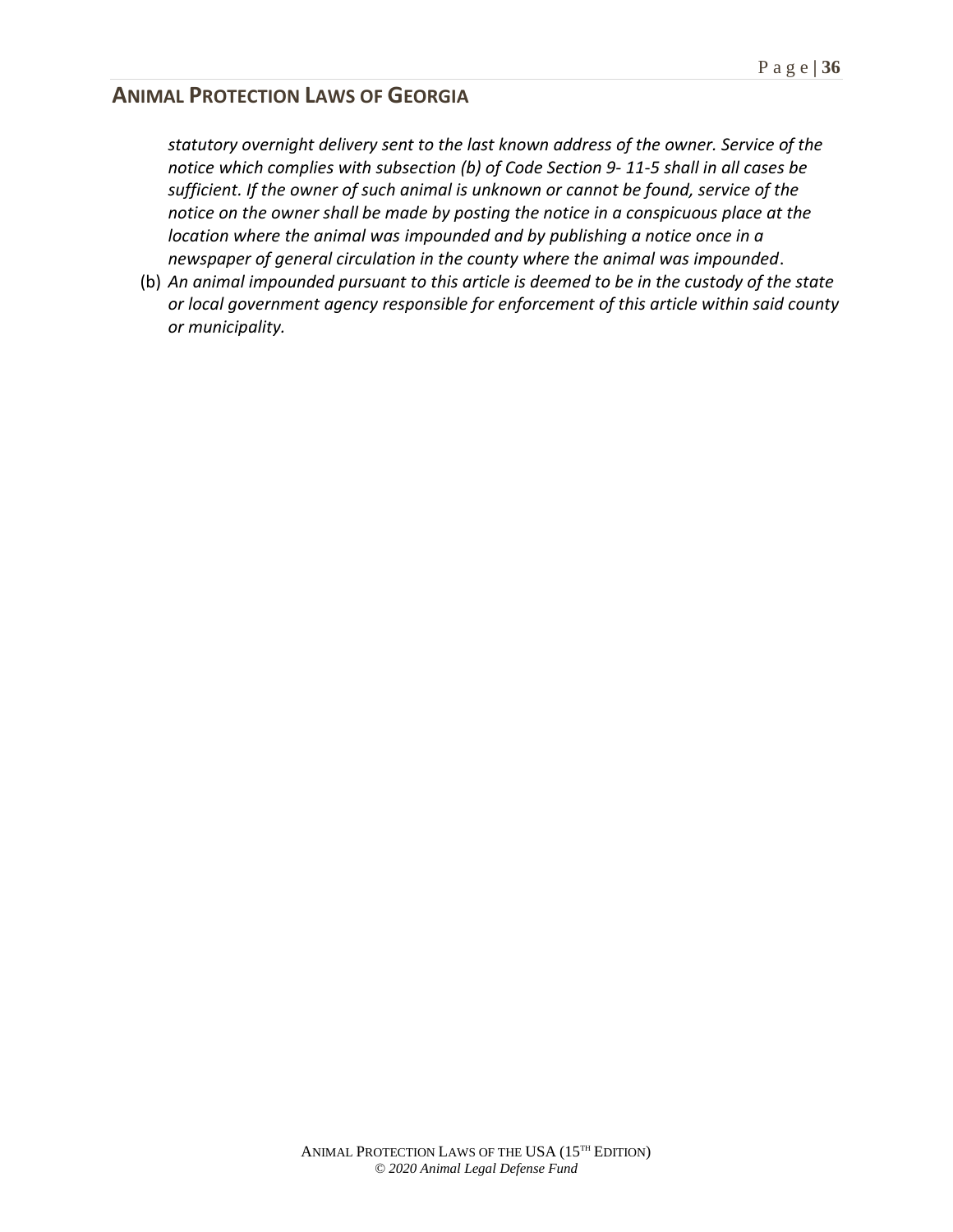*statutory overnight delivery sent to the last known address of the owner. Service of the notice which complies with subsection (b) of Code Section 9- 11-5 shall in all cases be sufficient. If the owner of such animal is unknown or cannot be found, service of the notice on the owner shall be made by posting the notice in a conspicuous place at the location where the animal was impounded and by publishing a notice once in a newspaper of general circulation in the county where the animal was impounded*.

(b) *An animal impounded pursuant to this article is deemed to be in the custody of the state or local government agency responsible for enforcement of this article within said county or municipality.*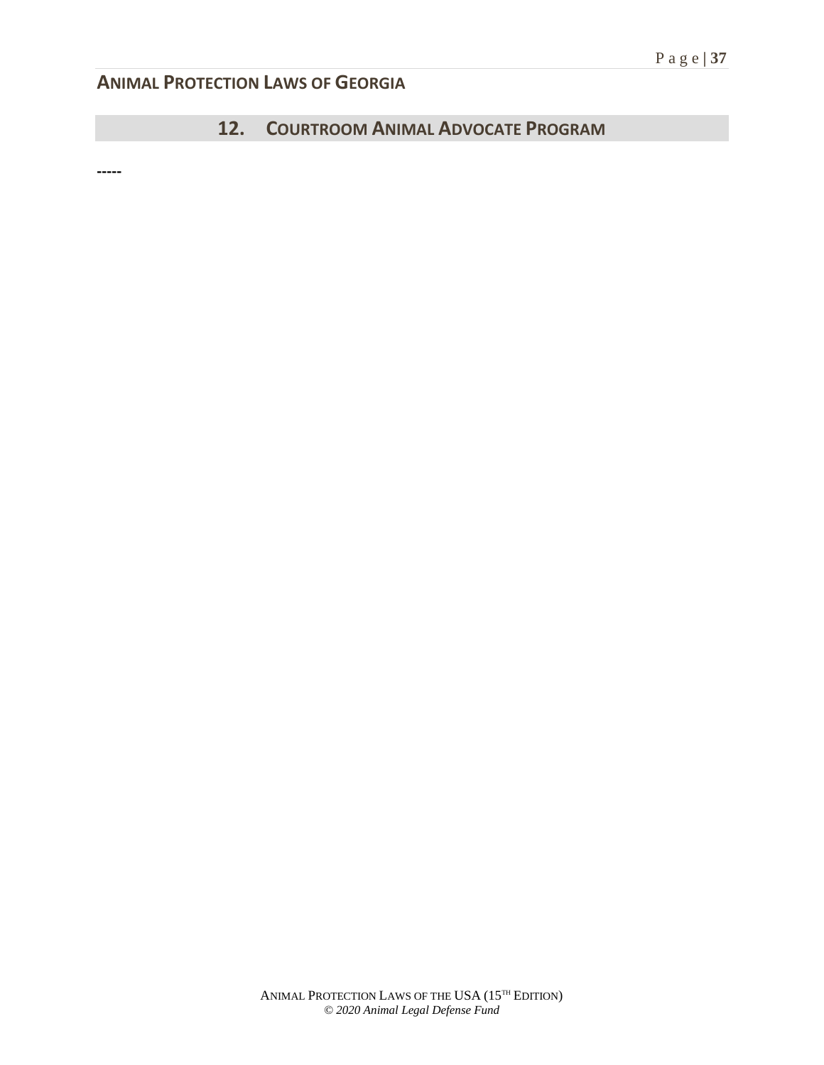## 12. COURTROOM ANIMAL ADVOCATE PROGRAM

-----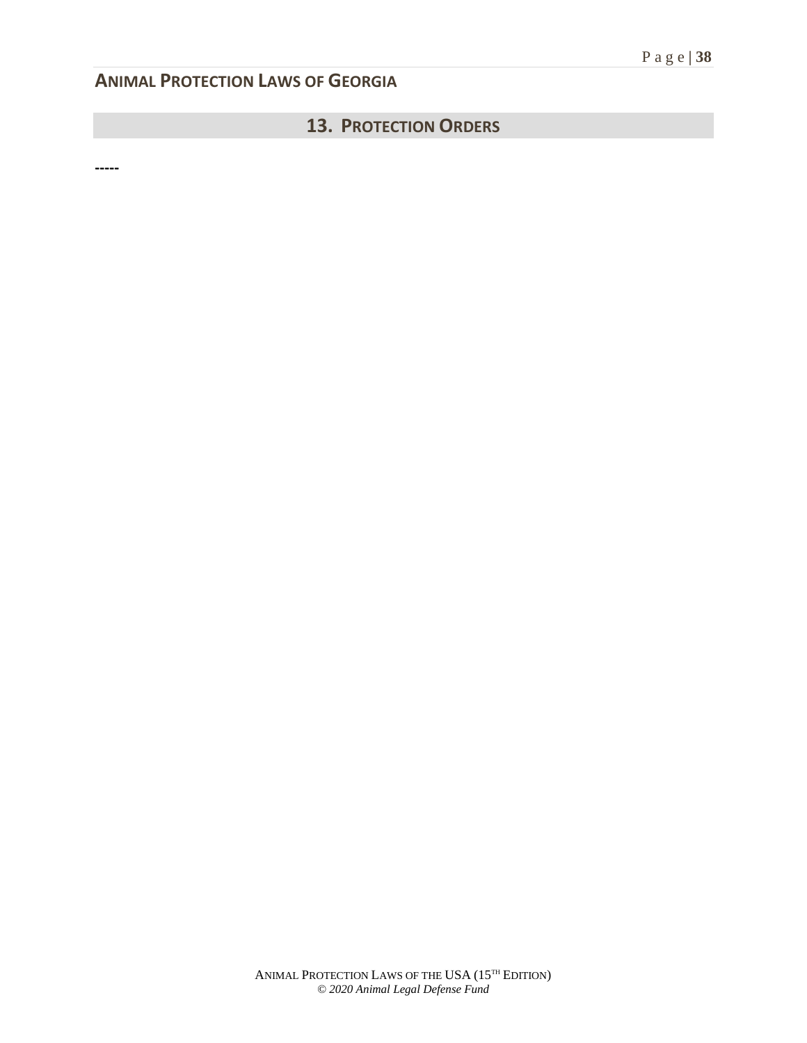## 13. PROTECTION ORDERS

**-----**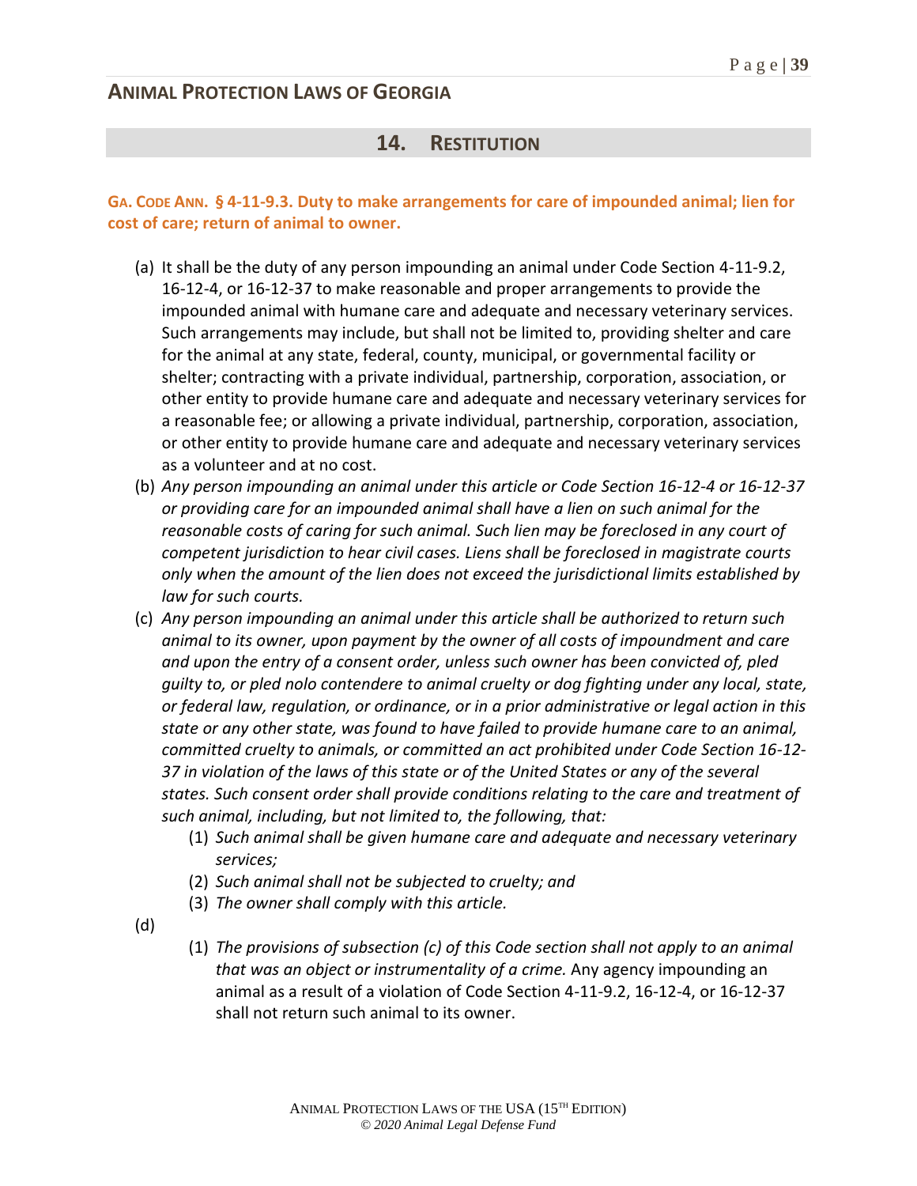## 14. RESTITUTION

### GA. CODE ANN. § 4-11-9.3. Duty to make arrangements for care of impounded animal; lien for cost of care; return of animal to owner.

(a) It shall be the duty of any person impounding an animal under Code Section 4-11-9.2, 16-12-4, or 16-12-37 to make reasonable and proper arrangements to provide the impounded animal with humane care and adequate and necessary veterinary services. Such arrangements may include, but shall not be limited to, providing shelter and care for the animal at any state, federal, county, municipal, or governmental facility or shelter; contracting with a private individual, partnership, corporation, association, or other entity to provide humane care and adequate and necessary veterinary services for a reasonable fee; or allowing a private individual, partnership, corporation, association, or other entity to provide humane care and adequate and necessary veterinary services as a volunteer and at no cost.

(b) *Any person impounding an animal under this article or Code Section 16-12-4 or 16-12-37 or providing care for an impounded animal shall have a lien on such animal for the reasonable costs of caring for such animal. Such lien may be foreclosed in any court of competent jurisdiction to hear civil cases. Liens shall be foreclosed in magistrate courts only when the amount of the lien does not exceed the jurisdictional limits established by law for such courts.*

(c) *Any person impounding an animal under this article shall be authorized to return such animal to its owner, upon payment by the owner of all costs of impoundment and care and upon the entry of a consent order, unless such owner has been convicted of, pled guilty to, or pled nolo contendere to animal cruelty or dog fighting under any local, state, or federal law, regulation, or ordinance, or in a prior administrative or legal action in this state or any other state, was found to have failed to provide humane care to an animal, committed cruelty to animals, or committed an act prohibited under Code Section 16-12-37 in violation of the laws of this state or of the United States or any of the several states. Such consent order shall provide conditions relating to the care and treatment of such animal, including, but not limited to, the following, that:*

   (1) *Such animal shall be given humane care and adequate and necessary veterinary services;*

   (2) *Such animal shall not be subjected to cruelty; and*

   (3) *The owner shall comply with this article.*

(d)

   (1) *The provisions of subsection (c) of this Code section shall not apply to an animal that was an object or instrumentality of a crime.* Any agency impounding an animal as a result of a violation of Code Section 4-11-9.2, 16-12-4, or 16-12-37 shall not return such animal to its owner.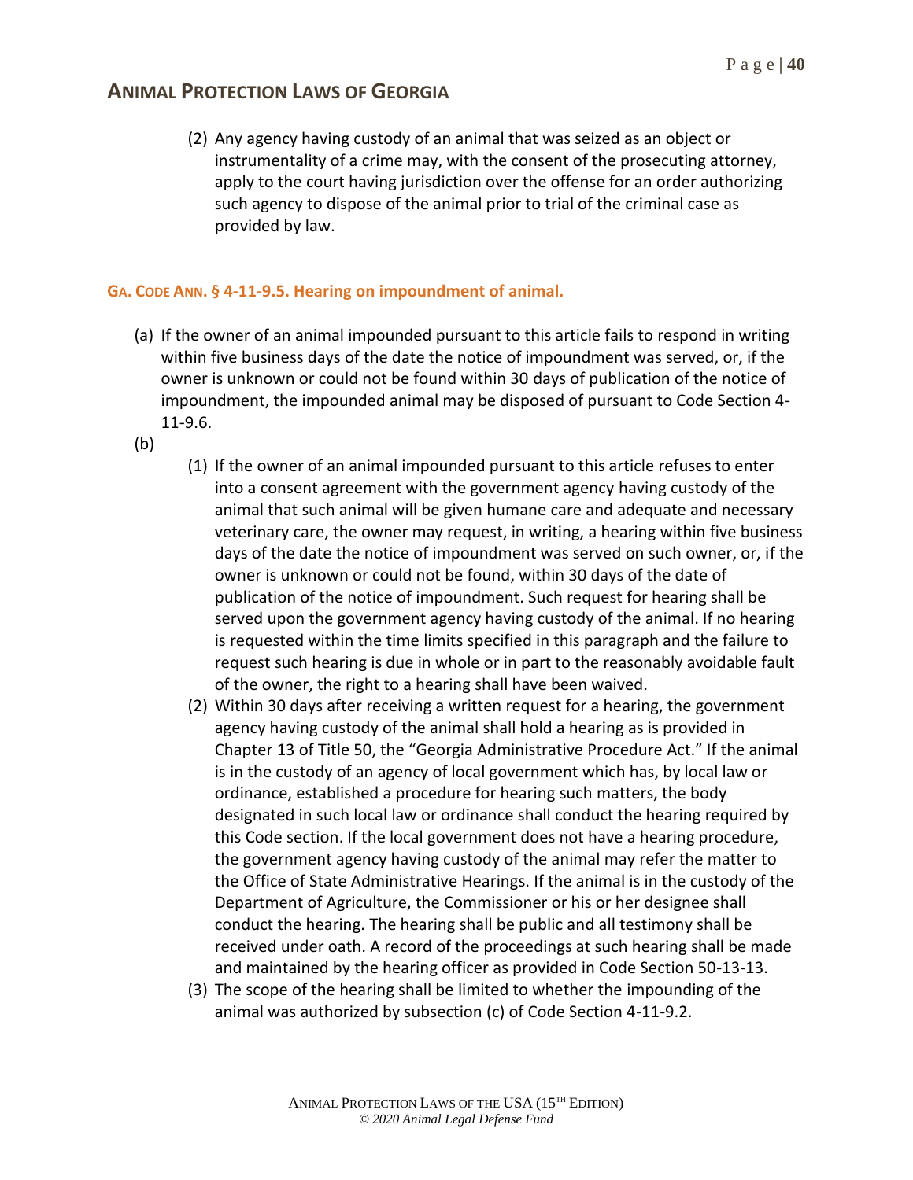(2) Any agency having custody of an animal that was seized as an object or instrumentality of a crime may, with the consent of the prosecuting attorney, apply to the court having jurisdiction over the offense for an order authorizing such agency to dispose of the animal prior to trial of the criminal case as provided by law.

### GA. CODE ANN. § 4-11-9.5. Hearing on impoundment of animal.

(a) If the owner of an animal impounded pursuant to this article fails to respond in writing within five business days of the date the notice of impoundment was served, or, if the owner is unknown or could not be found within 30 days of publication of the notice of impoundment, the impounded animal may be disposed of pursuant to Code Section 4-11-9.6.

(b)

(1) If the owner of an animal impounded pursuant to this article refuses to enter into a consent agreement with the government agency having custody of the animal that such animal will be given humane care and adequate and necessary veterinary care, the owner may request, in writing, a hearing within five business days of the date the notice of impoundment was served on such owner, or, if the owner is unknown or could not be found, within 30 days of the date of publication of the notice of impoundment. Such request for hearing shall be served upon the government agency having custody of the animal. If no hearing is requested within the time limits specified in this paragraph and the failure to request such hearing is due in whole or in part to the reasonably avoidable fault of the owner, the right to a hearing shall have been waived.

(2) Within 30 days after receiving a written request for a hearing, the government agency having custody of the animal shall hold a hearing as is provided in Chapter 13 of Title 50, the "Georgia Administrative Procedure Act." If the animal is in the custody of an agency of local government which has, by local law or ordinance, established a procedure for hearing such matters, the body designated in such local law or ordinance shall conduct the hearing required by this Code section. If the local government does not have a hearing procedure, the government agency having custody of the animal may refer the matter to the Office of State Administrative Hearings. If the animal is in the custody of the Department of Agriculture, the Commissioner or his or her designee shall conduct the hearing. The hearing shall be public and all testimony shall be received under oath. A record of the proceedings at such hearing shall be made and maintained by the hearing officer as provided in Code Section 50-13-13.

(3) The scope of the hearing shall be limited to whether the impounding of the animal was authorized by subsection (c) of Code Section 4-11-9.2.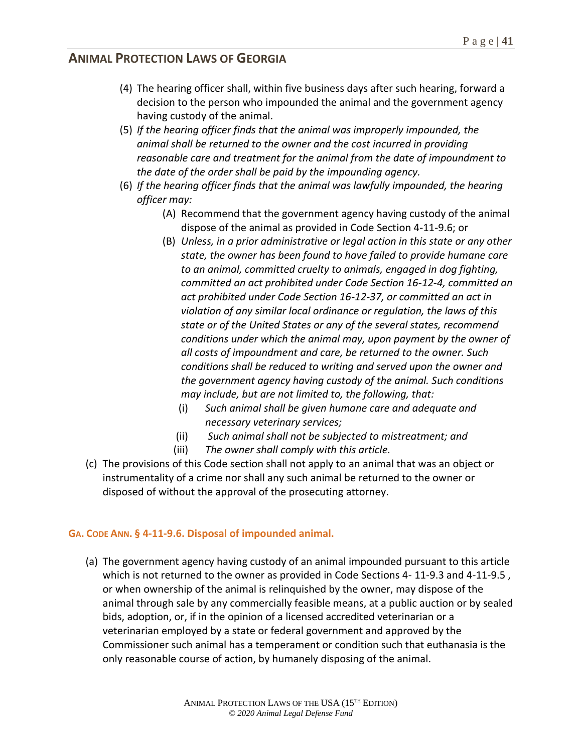(4) The hearing officer shall, within five business days after such hearing, forward a decision to the person who impounded the animal and the government agency having custody of the animal.

(5) *If the hearing officer finds that the animal was improperly impounded, the animal shall be returned to the owner and the cost incurred in providing reasonable care and treatment for the animal from the date of impoundment to the date of the order shall be paid by the impounding agency.*

(6) *If the hearing officer finds that the animal was lawfully impounded, the hearing officer may:*

   (A) Recommend that the government agency having custody of the animal dispose of the animal as provided in Code Section 4-11-9.6; or

   (B) *Unless, in a prior administrative or legal action in this state or any other state, the owner has been found to have failed to provide humane care to an animal, committed cruelty to animals, engaged in dog fighting, committed an act prohibited under Code Section 16-12-4, committed an act prohibited under Code Section 16-12-37, or committed an act in violation of any similar local ordinance or regulation, the laws of this state or of the United States or any of the several states, recommend conditions under which the animal may, upon payment by the owner of all costs of impoundment and care, be returned to the owner. Such conditions shall be reduced to writing and served upon the owner and the government agency having custody of the animal. Such conditions may include, but are not limited to, the following, that:*

      (i) *Such animal shall be given humane care and adequate and necessary veterinary services;*

      (ii) *Such animal shall not be subjected to mistreatment; and*

      (iii) *The owner shall comply with this article.*

(c) The provisions of this Code section shall not apply to an animal that was an object or instrumentality of a crime nor shall any such animal be returned to the owner or disposed of without the approval of the prosecuting attorney.

### GA. CODE ANN. § 4-11-9.6. Disposal of impounded animal.

(a) The government agency having custody of an animal impounded pursuant to this article which is not returned to the owner as provided in Code Sections 4- 11-9.3 and 4-11-9.5 , or when ownership of the animal is relinquished by the owner, may dispose of the animal through sale by any commercially feasible means, at a public auction or by sealed bids, adoption, or, if in the opinion of a licensed accredited veterinarian or a veterinarian employed by a state or federal government and approved by the Commissioner such animal has a temperament or condition such that euthanasia is the only reasonable course of action, by humanely disposing of the animal.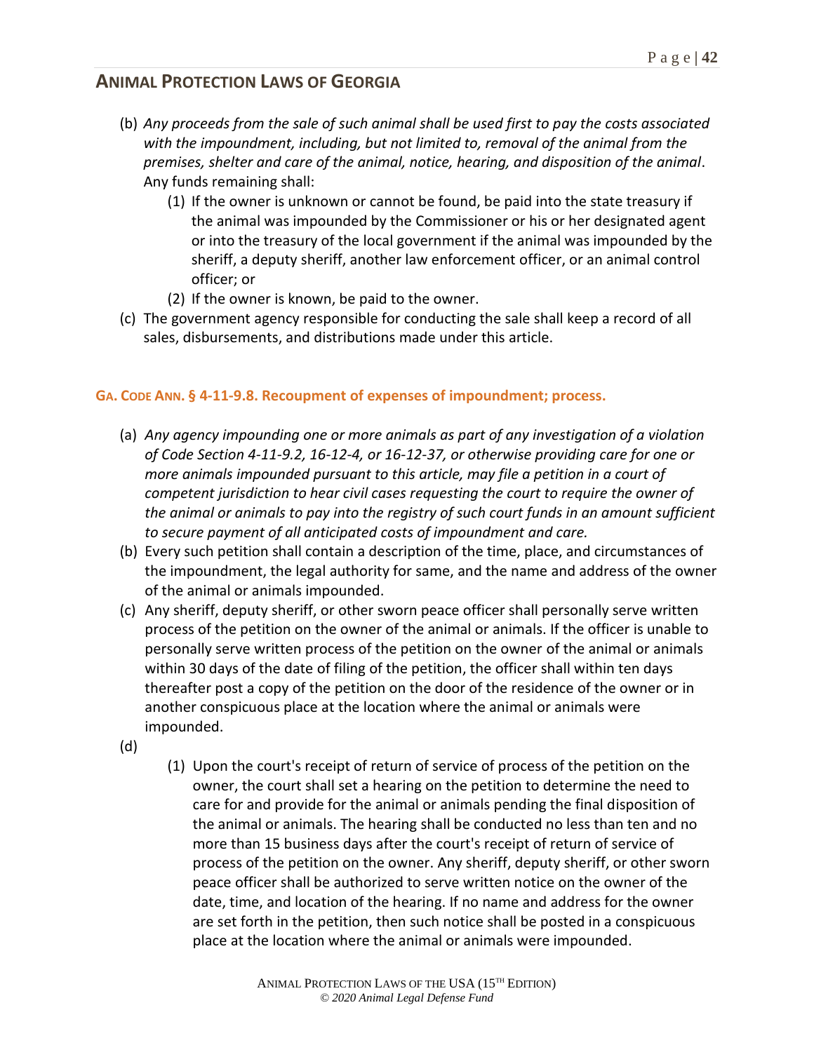(b) *Any proceeds from the sale of such animal shall be used first to pay the costs associated with the impoundment, including, but not limited to, removal of the animal from the premises, shelter and care of the animal, notice, hearing, and disposition of the animal*. Any funds remaining shall:

   (1) If the owner is unknown or cannot be found, be paid into the state treasury if the animal was impounded by the Commissioner or his or her designated agent or into the treasury of the local government if the animal was impounded by the sheriff, a deputy sheriff, another law enforcement officer, or an animal control officer; or

   (2) If the owner is known, be paid to the owner.

(c) The government agency responsible for conducting the sale shall keep a record of all sales, disbursements, and distributions made under this article.

### GA. CODE ANN. § 4-11-9.8. Recoupment of expenses of impoundment; process.

(a) *Any agency impounding one or more animals as part of any investigation of a violation of Code Section 4-11-9.2, 16-12-4, or 16-12-37, or otherwise providing care for one or more animals impounded pursuant to this article, may file a petition in a court of competent jurisdiction to hear civil cases requesting the court to require the owner of the animal or animals to pay into the registry of such court funds in an amount sufficient to secure payment of all anticipated costs of impoundment and care.*

(b) Every such petition shall contain a description of the time, place, and circumstances of the impoundment, the legal authority for same, and the name and address of the owner of the animal or animals impounded.

(c) Any sheriff, deputy sheriff, or other sworn peace officer shall personally serve written process of the petition on the owner of the animal or animals. If the officer is unable to personally serve written process of the petition on the owner of the animal or animals within 30 days of the date of filing of the petition, the officer shall within ten days thereafter post a copy of the petition on the door of the residence of the owner or in another conspicuous place at the location where the animal or animals were impounded.

(d)

   (1) Upon the court's receipt of return of service of process of the petition on the owner, the court shall set a hearing on the petition to determine the need to care for and provide for the animal or animals pending the final disposition of the animal or animals. The hearing shall be conducted no less than ten and no more than 15 business days after the court's receipt of return of service of process of the petition on the owner. Any sheriff, deputy sheriff, or other sworn peace officer shall be authorized to serve written notice on the owner of the date, time, and location of the hearing. If no name and address for the owner are set forth in the petition, then such notice shall be posted in a conspicuous place at the location where the animal or animals were impounded.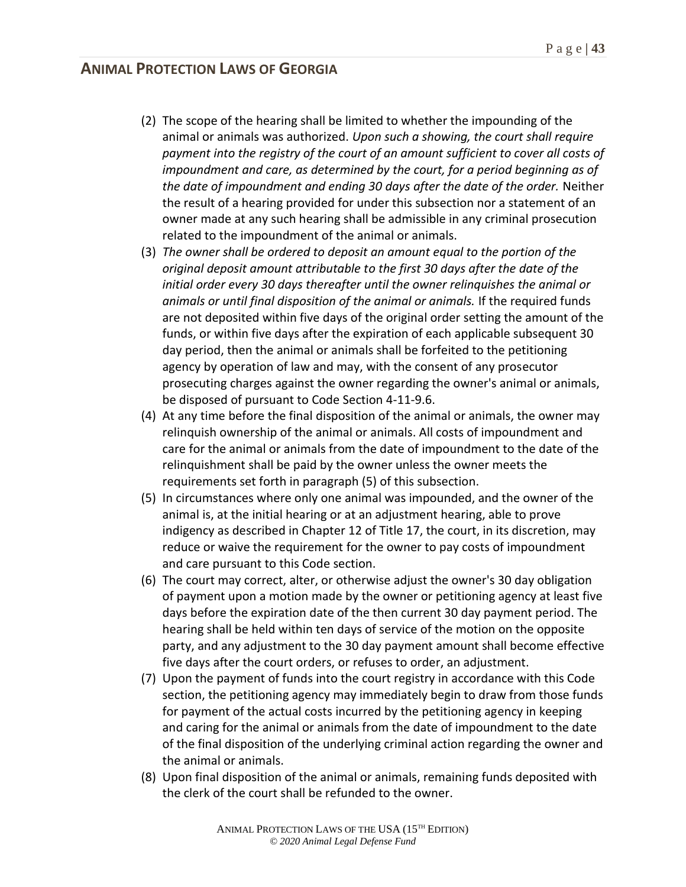(2) The scope of the hearing shall be limited to whether the impounding of the animal or animals was authorized. *Upon such a showing, the court shall require payment into the registry of the court of an amount sufficient to cover all costs of impoundment and care, as determined by the court, for a period beginning as of the date of impoundment and ending 30 days after the date of the order.* Neither the result of a hearing provided for under this subsection nor a statement of an owner made at any such hearing shall be admissible in any criminal prosecution related to the impoundment of the animal or animals.

(3) *The owner shall be ordered to deposit an amount equal to the portion of the original deposit amount attributable to the first 30 days after the date of the initial order every 30 days thereafter until the owner relinquishes the animal or animals or until final disposition of the animal or animals.* If the required funds are not deposited within five days of the original order setting the amount of the funds, or within five days after the expiration of each applicable subsequent 30 day period, then the animal or animals shall be forfeited to the petitioning agency by operation of law and may, with the consent of any prosecutor prosecuting charges against the owner regarding the owner's animal or animals, be disposed of pursuant to Code Section 4-11-9.6.

(4) At any time before the final disposition of the animal or animals, the owner may relinquish ownership of the animal or animals. All costs of impoundment and care for the animal or animals from the date of impoundment to the date of the relinquishment shall be paid by the owner unless the owner meets the requirements set forth in paragraph (5) of this subsection.

(5) In circumstances where only one animal was impounded, and the owner of the animal is, at the initial hearing or at an adjustment hearing, able to prove indigency as described in Chapter 12 of Title 17, the court, in its discretion, may reduce or waive the requirement for the owner to pay costs of impoundment and care pursuant to this Code section.

(6) The court may correct, alter, or otherwise adjust the owner's 30 day obligation of payment upon a motion made by the owner or petitioning agency at least five days before the expiration date of the then current 30 day payment period. The hearing shall be held within ten days of service of the motion on the opposite party, and any adjustment to the 30 day payment amount shall become effective five days after the court orders, or refuses to order, an adjustment.

(7) Upon the payment of funds into the court registry in accordance with this Code section, the petitioning agency may immediately begin to draw from those funds for payment of the actual costs incurred by the petitioning agency in keeping and caring for the animal or animals from the date of impoundment to the date of the final disposition of the underlying criminal action regarding the owner and the animal or animals.

(8) Upon final disposition of the animal or animals, remaining funds deposited with the clerk of the court shall be refunded to the owner.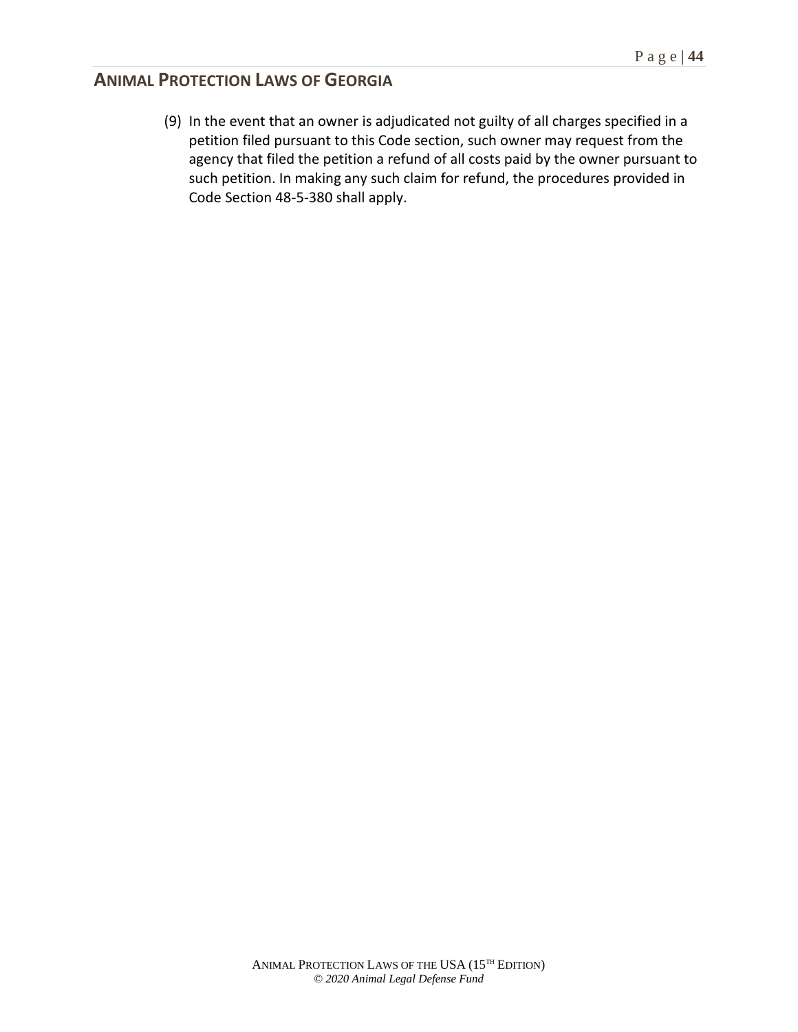(9) In the event that an owner is adjudicated not guilty of all charges specified in a petition filed pursuant to this Code section, such owner may request from the agency that filed the petition a refund of all costs paid by the owner pursuant to such petition. In making any such claim for refund, the procedures provided in Code Section 48-5-380 shall apply.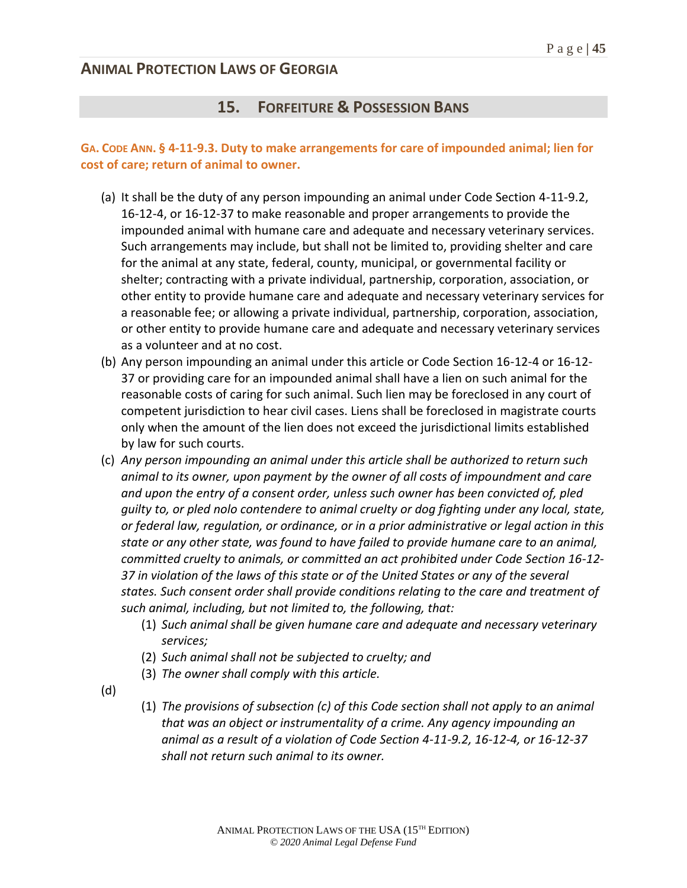## ANIMAL PROTECTION LAWS OF GEORGIA

## 15. FORFEITURE & POSSESSION BANS

### GA. CODE ANN. § 4-11-9.3. Duty to make arrangements for care of impounded animal; lien for cost of care; return of animal to owner.

(a) It shall be the duty of any person impounding an animal under Code Section 4-11-9.2, 16-12-4, or 16-12-37 to make reasonable and proper arrangements to provide the impounded animal with humane care and adequate and necessary veterinary services. Such arrangements may include, but shall not be limited to, providing shelter and care for the animal at any state, federal, county, municipal, or governmental facility or shelter; contracting with a private individual, partnership, corporation, association, or other entity to provide humane care and adequate and necessary veterinary services for a reasonable fee; or allowing a private individual, partnership, corporation, association, or other entity to provide humane care and adequate and necessary veterinary services as a volunteer and at no cost.

(b) Any person impounding an animal under this article or Code Section 16-12-4 or 16-12-37 or providing care for an impounded animal shall have a lien on such animal for the reasonable costs of caring for such animal. Such lien may be foreclosed in any court of competent jurisdiction to hear civil cases. Liens shall be foreclosed in magistrate courts only when the amount of the lien does not exceed the jurisdictional limits established by law for such courts.

(c) *Any person impounding an animal under this article shall be authorized to return such animal to its owner, upon payment by the owner of all costs of impoundment and care and upon the entry of a consent order, unless such owner has been convicted of, pled guilty to, or pled nolo contendere to animal cruelty or dog fighting under any local, state, or federal law, regulation, or ordinance, or in a prior administrative or legal action in this state or any other state, was found to have failed to provide humane care to an animal, committed cruelty to animals, or committed an act prohibited under Code Section 16-12-37 in violation of the laws of this state or of the United States or any of the several states. Such consent order shall provide conditions relating to the care and treatment of such animal, including, but not limited to, the following, that:*
   (1) *Such animal shall be given humane care and adequate and necessary veterinary services;*
   (2) *Such animal shall not be subjected to cruelty; and*
   (3) *The owner shall comply with this article.*

(d)
   (1) *The provisions of subsection (c) of this Code section shall not apply to an animal that was an object or instrumentality of a crime. Any agency impounding an animal as a result of a violation of Code Section 4-11-9.2, 16-12-4, or 16-12-37 shall not return such animal to its owner.*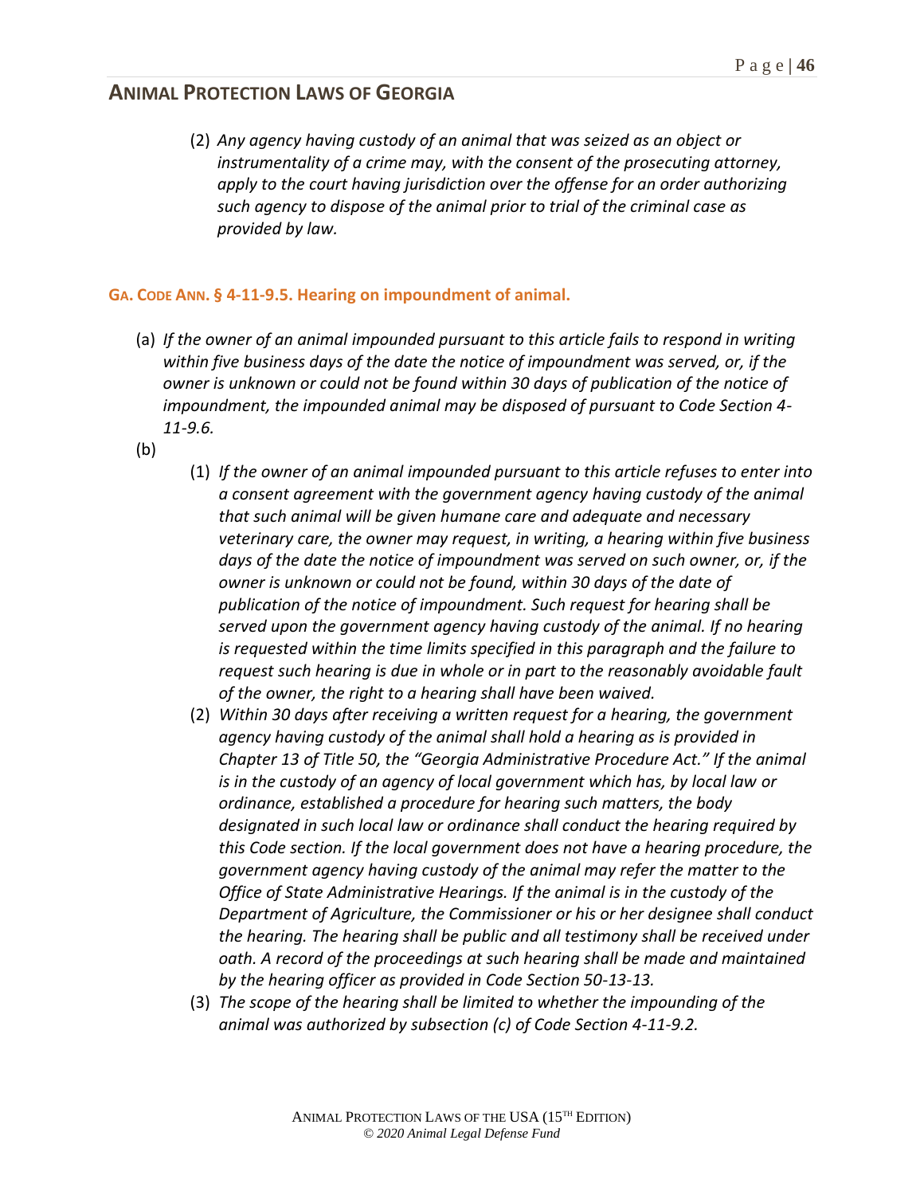(2) *Any agency having custody of an animal that was seized as an object or instrumentality of a crime may, with the consent of the prosecuting attorney, apply to the court having jurisdiction over the offense for an order authorizing such agency to dispose of the animal prior to trial of the criminal case as provided by law.*

### GA. CODE ANN. § 4-11-9.5. Hearing on impoundment of animal.

(a) *If the owner of an animal impounded pursuant to this article fails to respond in writing within five business days of the date the notice of impoundment was served, or, if the owner is unknown or could not be found within 30 days of publication of the notice of impoundment, the impounded animal may be disposed of pursuant to Code Section 4-11-9.6.*

(b)

(1) *If the owner of an animal impounded pursuant to this article refuses to enter into a consent agreement with the government agency having custody of the animal that such animal will be given humane care and adequate and necessary veterinary care, the owner may request, in writing, a hearing within five business days of the date the notice of impoundment was served on such owner, or, if the owner is unknown or could not be found, within 30 days of the date of publication of the notice of impoundment. Such request for hearing shall be served upon the government agency having custody of the animal. If no hearing is requested within the time limits specified in this paragraph and the failure to request such hearing is due in whole or in part to the reasonably avoidable fault of the owner, the right to a hearing shall have been waived.*

(2) *Within 30 days after receiving a written request for a hearing, the government agency having custody of the animal shall hold a hearing as is provided in Chapter 13 of Title 50, the "Georgia Administrative Procedure Act." If the animal is in the custody of an agency of local government which has, by local law or ordinance, established a procedure for hearing such matters, the body designated in such local law or ordinance shall conduct the hearing required by this Code section. If the local government does not have a hearing procedure, the government agency having custody of the animal may refer the matter to the Office of State Administrative Hearings. If the animal is in the custody of the Department of Agriculture, the Commissioner or his or her designee shall conduct the hearing. The hearing shall be public and all testimony shall be received under oath. A record of the proceedings at such hearing shall be made and maintained by the hearing officer as provided in Code Section 50-13-13.*

(3) *The scope of the hearing shall be limited to whether the impounding of the animal was authorized by subsection (c) of Code Section 4-11-9.2.*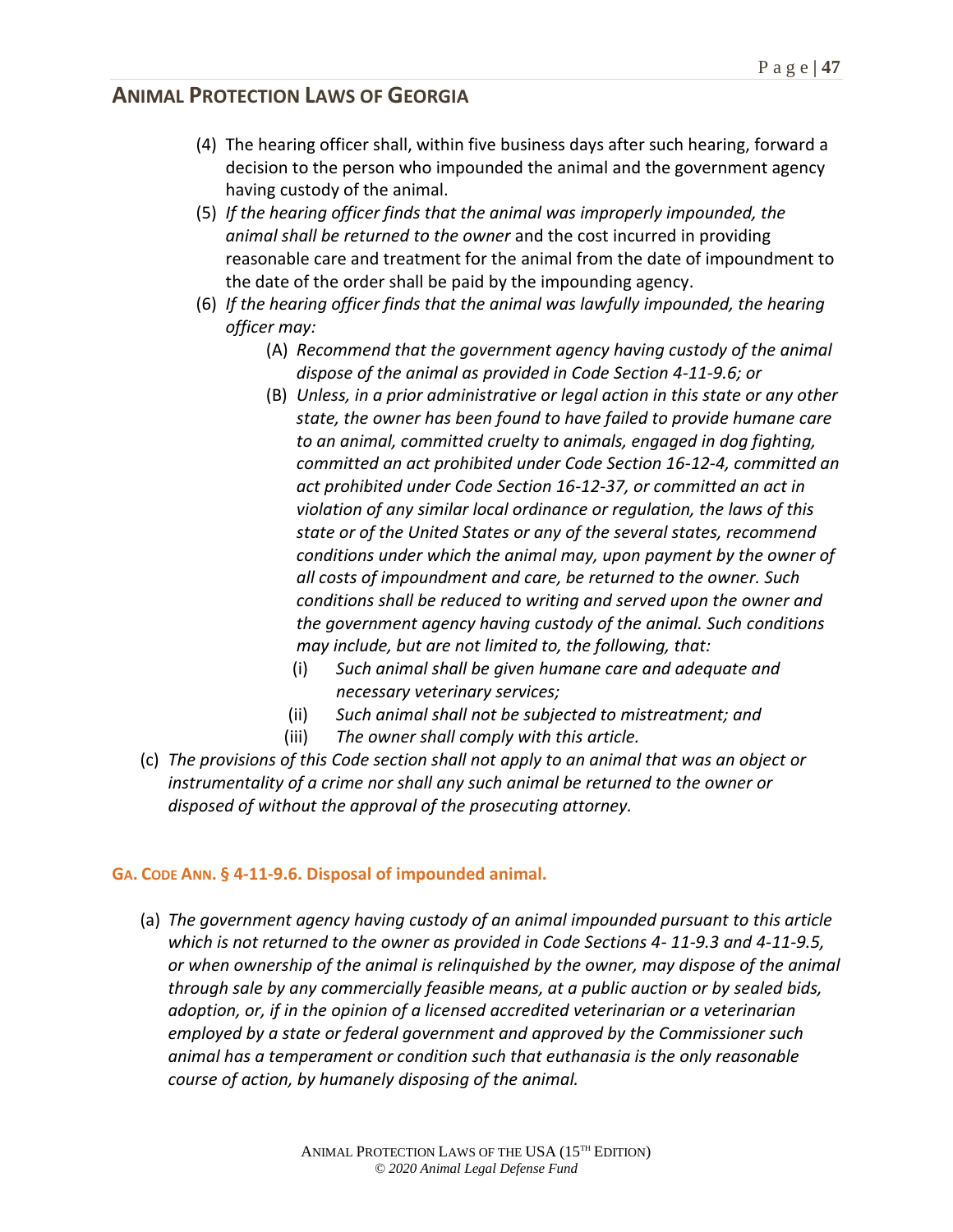(4) The hearing officer shall, within five business days after such hearing, forward a decision to the person who impounded the animal and the government agency having custody of the animal.

(5) *If the hearing officer finds that the animal was improperly impounded, the animal shall be returned to the owner* and the cost incurred in providing reasonable care and treatment for the animal from the date of impoundment to the date of the order shall be paid by the impounding agency.

(6) *If the hearing officer finds that the animal was lawfully impounded, the hearing officer may:*

   (A) *Recommend that the government agency having custody of the animal dispose of the animal as provided in Code Section 4-11-9.6; or*

   (B) *Unless, in a prior administrative or legal action in this state or any other state, the owner has been found to have failed to provide humane care to an animal, committed cruelty to animals, engaged in dog fighting, committed an act prohibited under Code Section 16-12-4, committed an act prohibited under Code Section 16-12-37, or committed an act in violation of any similar local ordinance or regulation, the laws of this state or of the United States or any of the several states, recommend conditions under which the animal may, upon payment by the owner of all costs of impoundment and care, be returned to the owner. Such conditions shall be reduced to writing and served upon the owner and the government agency having custody of the animal. Such conditions may include, but are not limited to, the following, that:*

      (i) *Such animal shall be given humane care and adequate and necessary veterinary services;*

      (ii) *Such animal shall not be subjected to mistreatment; and*

      (iii) *The owner shall comply with this article.*

(c) *The provisions of this Code section shall not apply to an animal that was an object or instrumentality of a crime nor shall any such animal be returned to the owner or disposed of without the approval of the prosecuting attorney.*

### GA. CODE ANN. § 4-11-9.6. Disposal of impounded animal.

(a) *The government agency having custody of an animal impounded pursuant to this article which is not returned to the owner as provided in Code Sections 4- 11-9.3 and 4-11-9.5, or when ownership of the animal is relinquished by the owner, may dispose of the animal through sale by any commercially feasible means, at a public auction or by sealed bids, adoption, or, if in the opinion of a licensed accredited veterinarian or a veterinarian employed by a state or federal government and approved by the Commissioner such animal has a temperament or condition such that euthanasia is the only reasonable course of action, by humanely disposing of the animal.*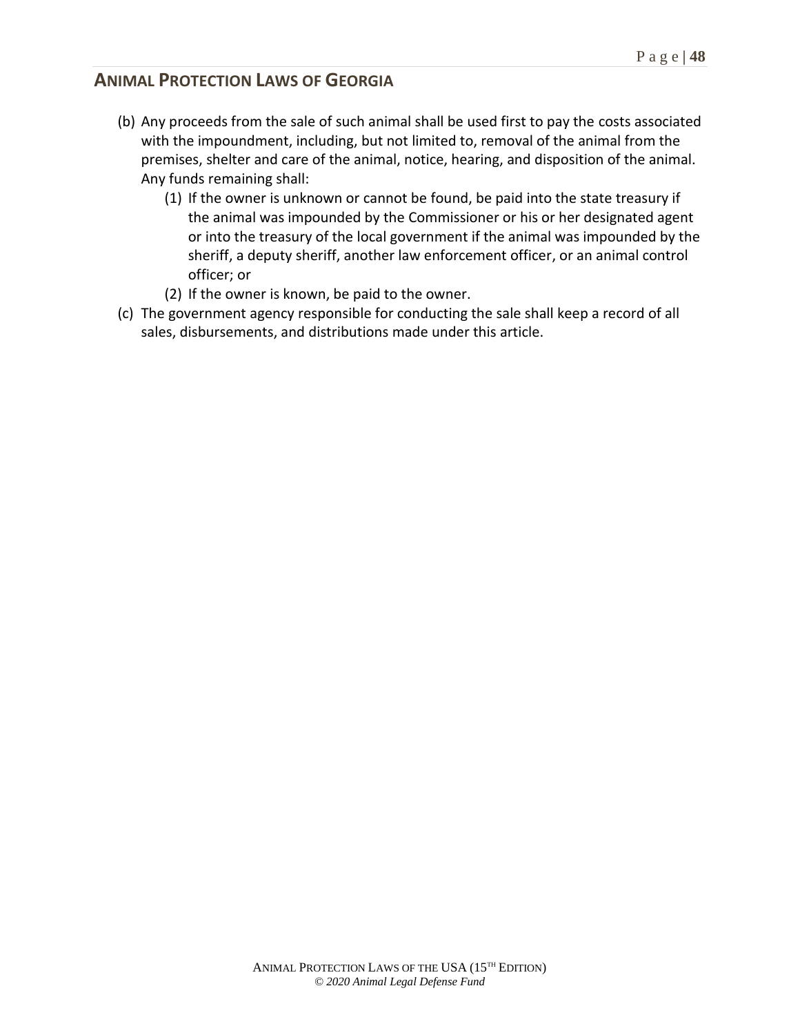(b) Any proceeds from the sale of such animal shall be used first to pay the costs associated with the impoundment, including, but not limited to, removal of the animal from the premises, shelter and care of the animal, notice, hearing, and disposition of the animal. Any funds remaining shall:

   (1) If the owner is unknown or cannot be found, be paid into the state treasury if the animal was impounded by the Commissioner or his or her designated agent or into the treasury of the local government if the animal was impounded by the sheriff, a deputy sheriff, another law enforcement officer, or an animal control officer; or

   (2) If the owner is known, be paid to the owner.

(c) The government agency responsible for conducting the sale shall keep a record of all sales, disbursements, and distributions made under this article.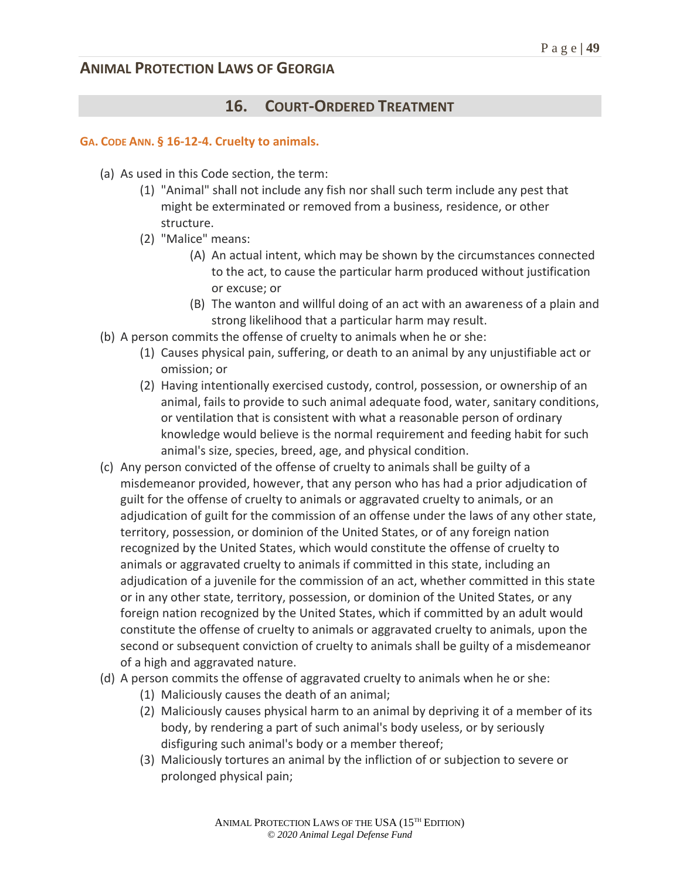## 16. COURT-ORDERED TREATMENT

**GA. CODE ANN. § 16-12-4. Cruelty to animals.**

- (a) As used in this Code section, the term:
  - (1) "Animal" shall not include any fish nor shall such term include any pest that might be exterminated or removed from a business, residence, or other structure.
  - (2) "Malice" means:
    - (A) An actual intent, which may be shown by the circumstances connected to the act, to cause the particular harm produced without justification or excuse; or
    - (B) The wanton and willful doing of an act with an awareness of a plain and strong likelihood that a particular harm may result.
- (b) A person commits the offense of cruelty to animals when he or she:
  - (1) Causes physical pain, suffering, or death to an animal by any unjustifiable act or omission; or
  - (2) Having intentionally exercised custody, control, possession, or ownership of an animal, fails to provide to such animal adequate food, water, sanitary conditions, or ventilation that is consistent with what a reasonable person of ordinary knowledge would believe is the normal requirement and feeding habit for such animal's size, species, breed, age, and physical condition.
- (c) Any person convicted of the offense of cruelty to animals shall be guilty of a misdemeanor provided, however, that any person who has had a prior adjudication of guilt for the offense of cruelty to animals or aggravated cruelty to animals, or an adjudication of guilt for the commission of an offense under the laws of any other state, territory, possession, or dominion of the United States, or of any foreign nation recognized by the United States, which would constitute the offense of cruelty to animals or aggravated cruelty to animals if committed in this state, including an adjudication of a juvenile for the commission of an act, whether committed in this state or in any other state, territory, possession, or dominion of the United States, or any foreign nation recognized by the United States, which if committed by an adult would constitute the offense of cruelty to animals or aggravated cruelty to animals, upon the second or subsequent conviction of cruelty to animals shall be guilty of a misdemeanor of a high and aggravated nature.
- (d) A person commits the offense of aggravated cruelty to animals when he or she:
  - (1) Maliciously causes the death of an animal;
  - (2) Maliciously causes physical harm to an animal by depriving it of a member of its body, by rendering a part of such animal's body useless, or by seriously disfiguring such animal's body or a member thereof;
  - (3) Maliciously tortures an animal by the infliction of or subjection to severe or prolonged physical pain;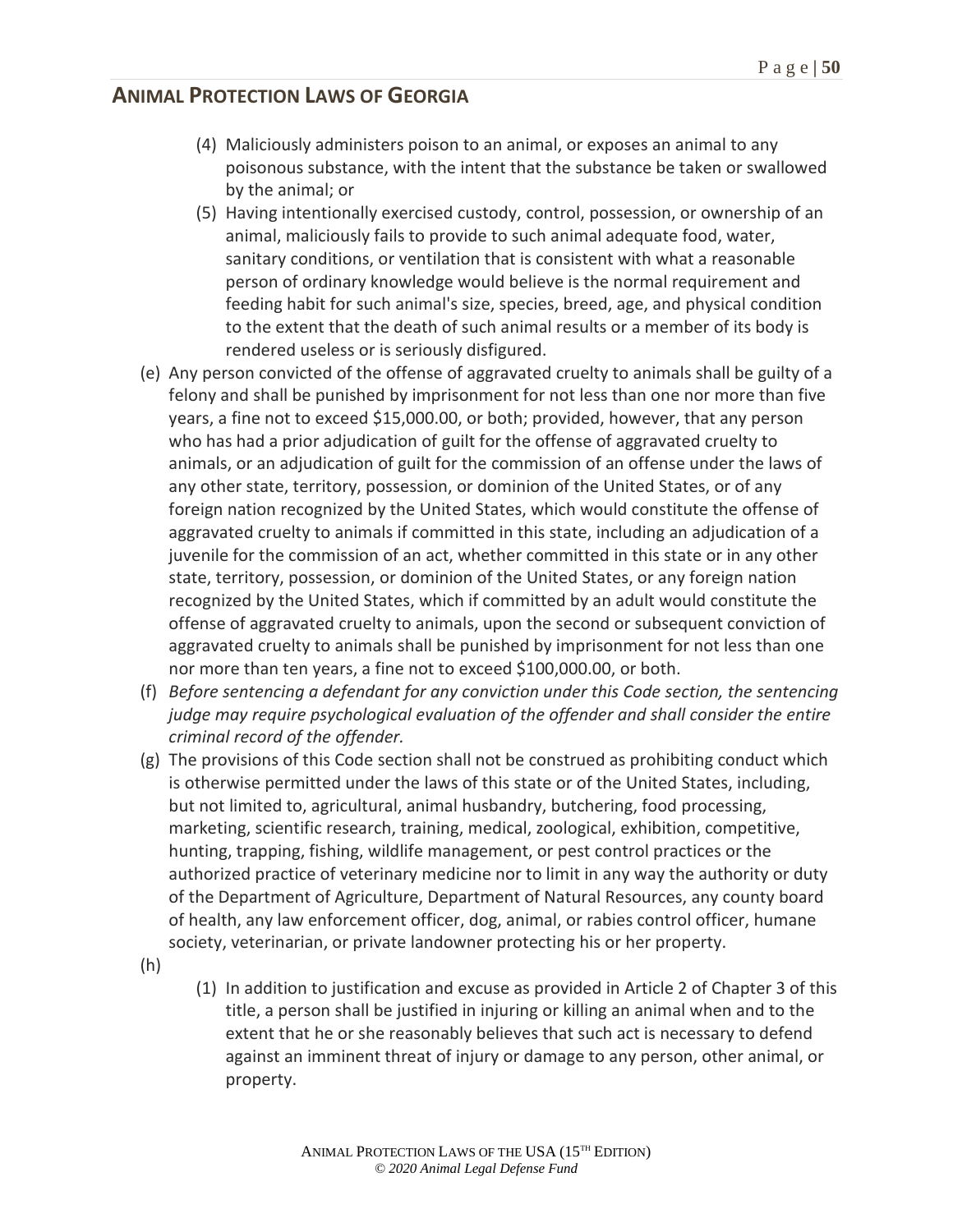(4) Maliciously administers poison to an animal, or exposes an animal to any poisonous substance, with the intent that the substance be taken or swallowed by the animal; or

(5) Having intentionally exercised custody, control, possession, or ownership of an animal, maliciously fails to provide to such animal adequate food, water, sanitary conditions, or ventilation that is consistent with what a reasonable person of ordinary knowledge would believe is the normal requirement and feeding habit for such animal's size, species, breed, age, and physical condition to the extent that the death of such animal results or a member of its body is rendered useless or is seriously disfigured.

(e) Any person convicted of the offense of aggravated cruelty to animals shall be guilty of a felony and shall be punished by imprisonment for not less than one nor more than five years, a fine not to exceed $15,000.00, or both; provided, however, that any person who has had a prior adjudication of guilt for the offense of aggravated cruelty to animals, or an adjudication of guilt for the commission of an offense under the laws of any other state, territory, possession, or dominion of the United States, or of any foreign nation recognized by the United States, which would constitute the offense of aggravated cruelty to animals if committed in this state, including an adjudication of a juvenile for the commission of an act, whether committed in this state or in any other state, territory, possession, or dominion of the United States, or any foreign nation recognized by the United States, which if committed by an adult would constitute the offense of aggravated cruelty to animals, upon the second or subsequent conviction of aggravated cruelty to animals shall be punished by imprisonment for not less than one nor more than ten years, a fine not to exceed $100,000.00, or both.

(f) *Before sentencing a defendant for any conviction under this Code section, the sentencing judge may require psychological evaluation of the offender and shall consider the entire criminal record of the offender.*

(g) The provisions of this Code section shall not be construed as prohibiting conduct which is otherwise permitted under the laws of this state or of the United States, including, but not limited to, agricultural, animal husbandry, butchering, food processing, marketing, scientific research, training, medical, zoological, exhibition, competitive, hunting, trapping, fishing, wildlife management, or pest control practices or the authorized practice of veterinary medicine nor to limit in any way the authority or duty of the Department of Agriculture, Department of Natural Resources, any county board of health, any law enforcement officer, dog, animal, or rabies control officer, humane society, veterinarian, or private landowner protecting his or her property.

(h)

(1) In addition to justification and excuse as provided in Article 2 of Chapter 3 of this title, a person shall be justified in injuring or killing an animal when and to the extent that he or she reasonably believes that such act is necessary to defend against an imminent threat of injury or damage to any person, other animal, or property.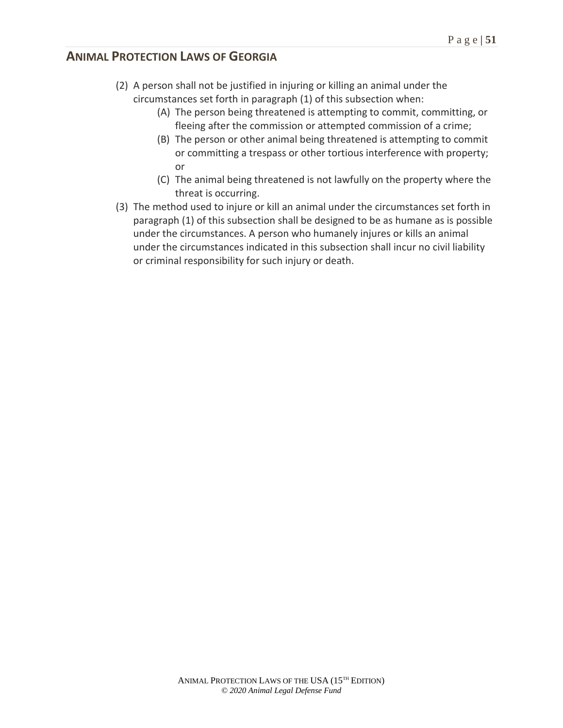(2) A person shall not be justified in injuring or killing an animal under the circumstances set forth in paragraph (1) of this subsection when:
   - (A) The person being threatened is attempting to commit, committing, or fleeing after the commission or attempted commission of a crime;
   - (B) The person or other animal being threatened is attempting to commit or committing a trespass or other tortious interference with property; or
   - (C) The animal being threatened is not lawfully on the property where the threat is occurring.

(3) The method used to injure or kill an animal under the circumstances set forth in paragraph (1) of this subsection shall be designed to be as humane as is possible under the circumstances. A person who humanely injures or kills an animal under the circumstances indicated in this subsection shall incur no civil liability or criminal responsibility for such injury or death.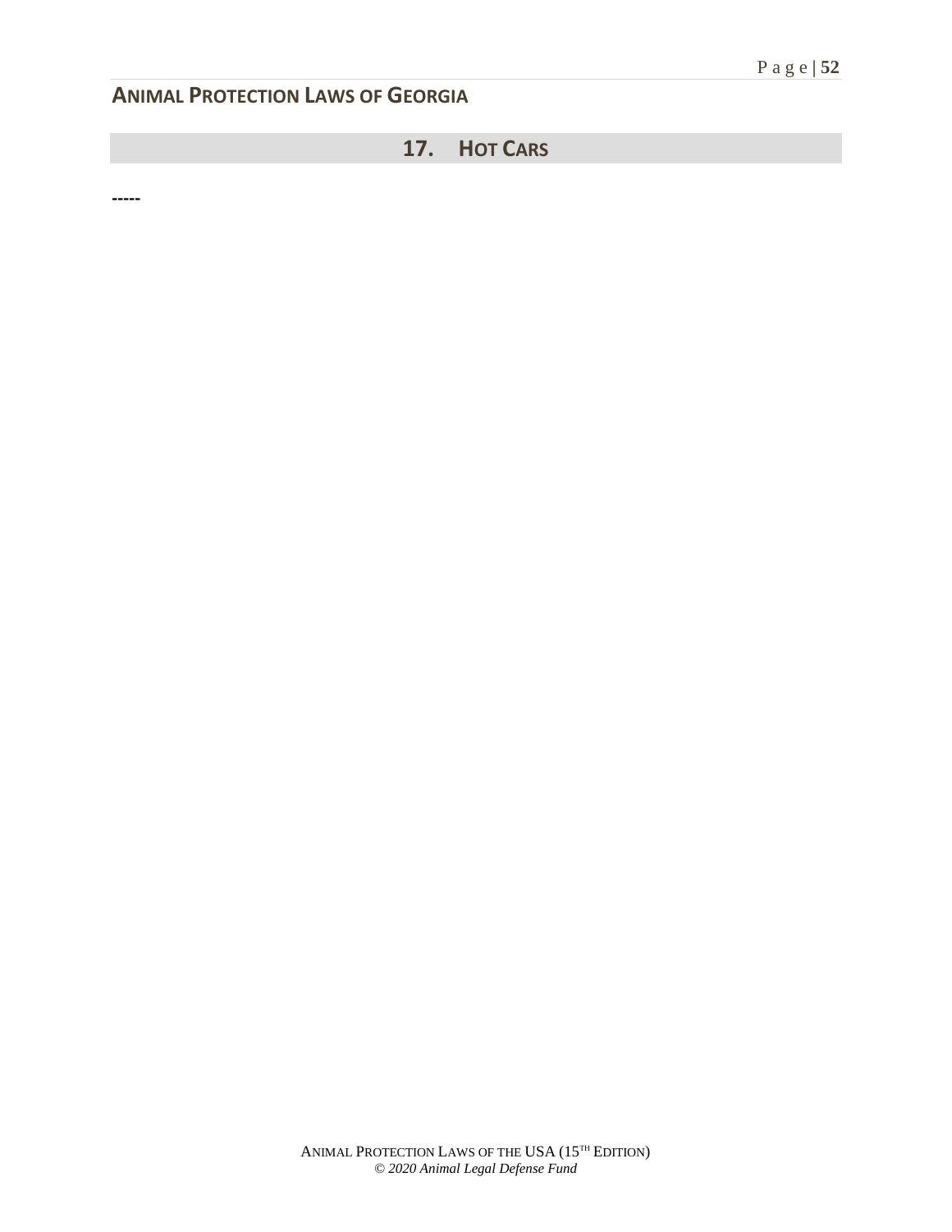## 17. HOT CARS

-----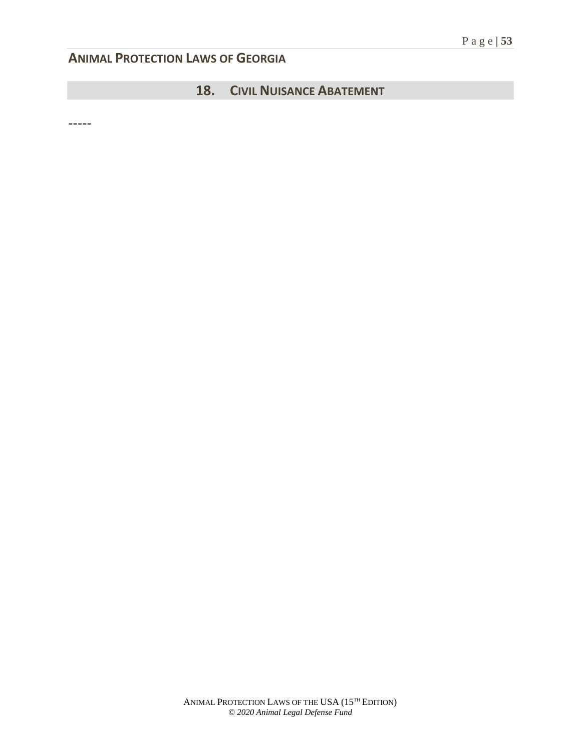## 18. CIVIL NUISANCE ABATEMENT

-----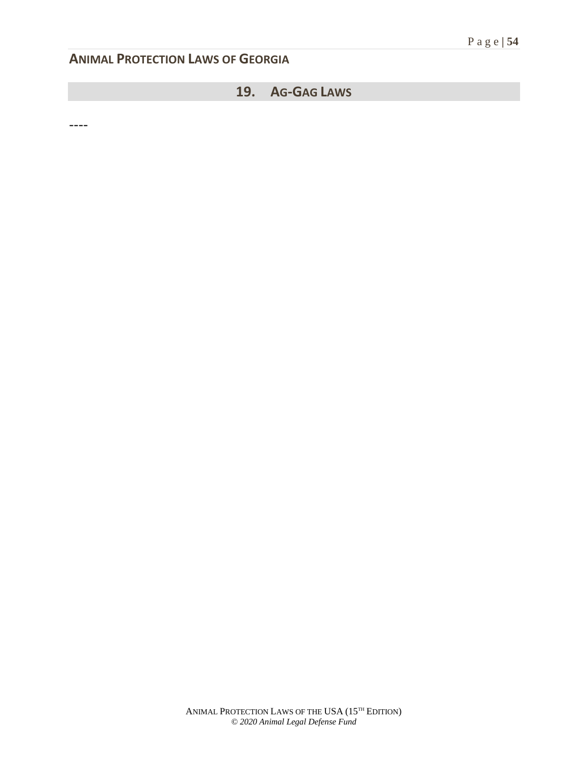## 19. AG-GAG LAWS

----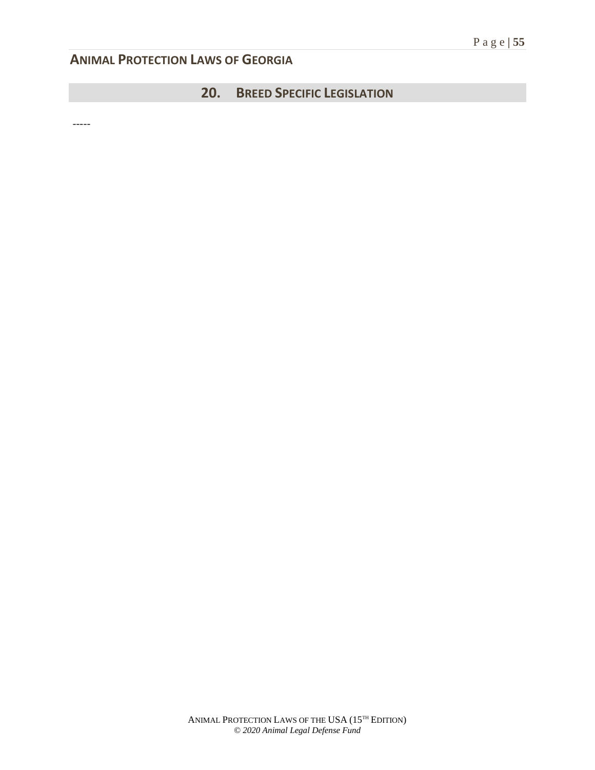## 20. Breed Specific Legislation

-----